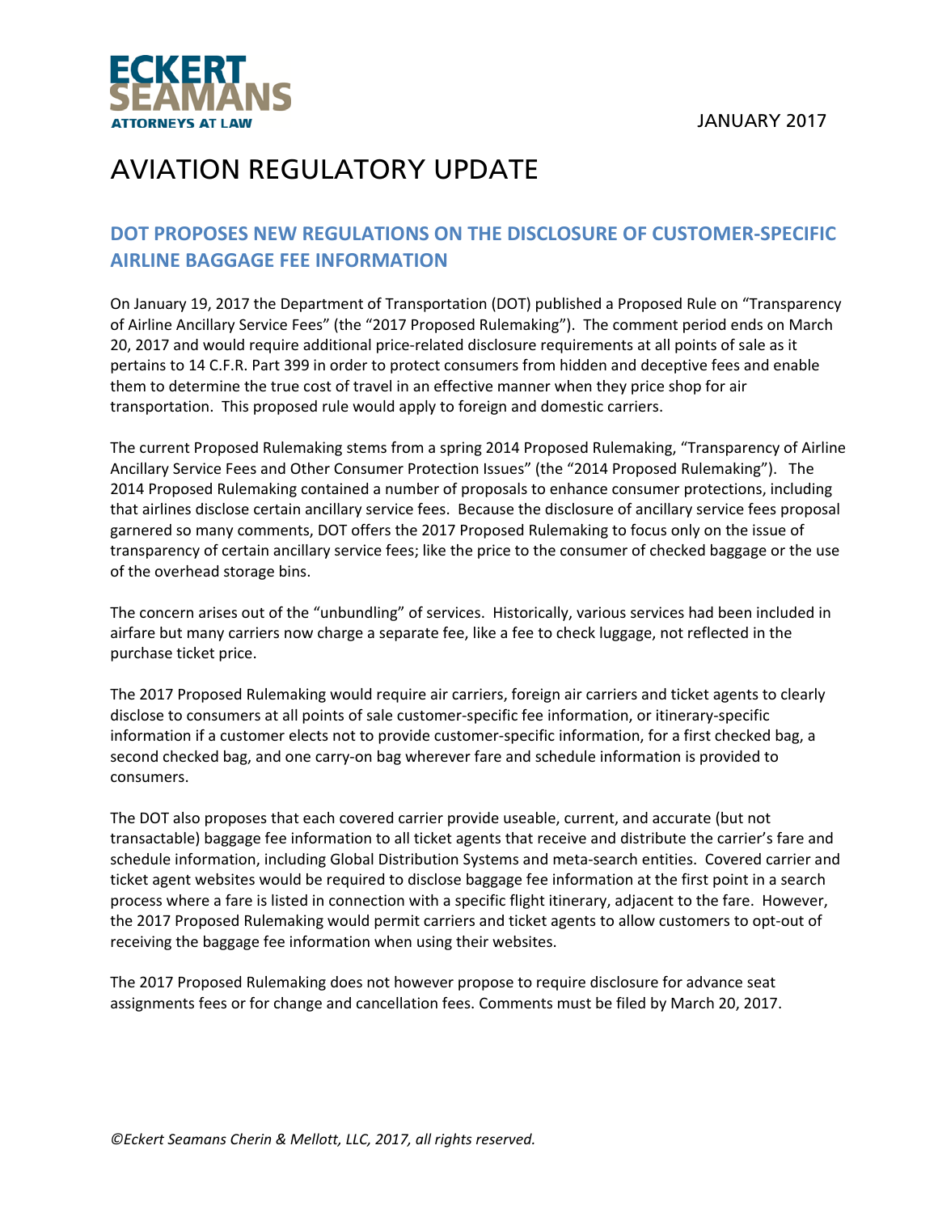ECKERT SEAMANS
ATTORNEYS AT LAW

JANUARY 2017

# AVIATION REGULATORY UPDATE

## DOT PROPOSES NEW REGULATIONS ON THE DISCLOSURE OF CUSTOMER-SPECIFIC AIRLINE BAGGAGE FEE INFORMATION

On January 19, 2017 the Department of Transportation (DOT) published a Proposed Rule on "Transparency of Airline Ancillary Service Fees" (the "2017 Proposed Rulemaking"). The comment period ends on March 20, 2017 and would require additional price-related disclosure requirements at all points of sale as it pertains to 14 C.F.R. Part 399 in order to protect consumers from hidden and deceptive fees and enable them to determine the true cost of travel in an effective manner when they price shop for air transportation. This proposed rule would apply to foreign and domestic carriers.

The current Proposed Rulemaking stems from a spring 2014 Proposed Rulemaking, "Transparency of Airline Ancillary Service Fees and Other Consumer Protection Issues" (the "2014 Proposed Rulemaking"). The 2014 Proposed Rulemaking contained a number of proposals to enhance consumer protections, including that airlines disclose certain ancillary service fees. Because the disclosure of ancillary service fees proposal garnered so many comments, DOT offers the 2017 Proposed Rulemaking to focus only on the issue of transparency of certain ancillary service fees; like the price to the consumer of checked baggage or the use of the overhead storage bins.

The concern arises out of the "unbundling" of services. Historically, various services had been included in airfare but many carriers now charge a separate fee, like a fee to check luggage, not reflected in the purchase ticket price.

The 2017 Proposed Rulemaking would require air carriers, foreign air carriers and ticket agents to clearly disclose to consumers at all points of sale customer-specific fee information, or itinerary-specific information if a customer elects not to provide customer-specific information, for a first checked bag, a second checked bag, and one carry-on bag wherever fare and schedule information is provided to consumers.

The DOT also proposes that each covered carrier provide useable, current, and accurate (but not transactable) baggage fee information to all ticket agents that receive and distribute the carrier's fare and schedule information, including Global Distribution Systems and meta-search entities. Covered carrier and ticket agent websites would be required to disclose baggage fee information at the first point in a search process where a fare is listed in connection with a specific flight itinerary, adjacent to the fare. However, the 2017 Proposed Rulemaking would permit carriers and ticket agents to allow customers to opt-out of receiving the baggage fee information when using their websites.

The 2017 Proposed Rulemaking does not however propose to require disclosure for advance seat assignments fees or for change and cancellation fees. Comments must be filed by March 20, 2017.

*©Eckert Seamans Cherin & Mellott, LLC, 2017, all rights reserved.*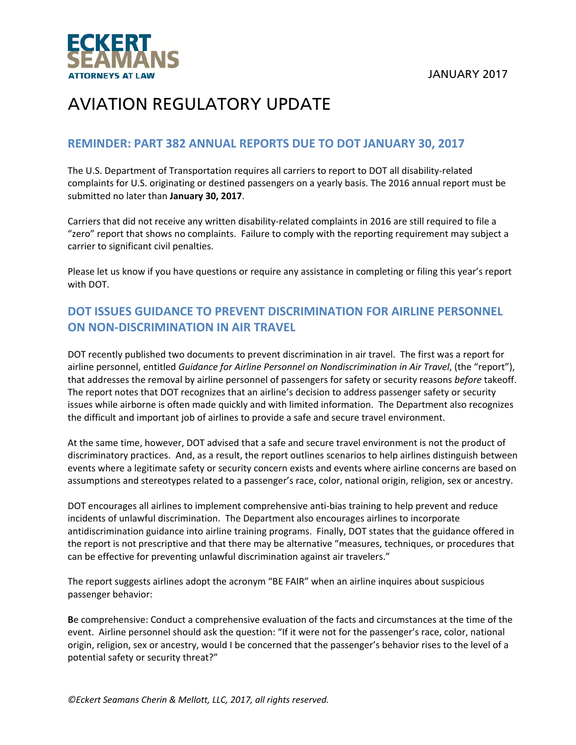JANUARY 2017

# AVIATION REGULATORY UPDATE

## REMINDER: PART 382 ANNUAL REPORTS DUE TO DOT JANUARY 30, 2017

The U.S. Department of Transportation requires all carriers to report to DOT all disability-related complaints for U.S. originating or destined passengers on a yearly basis. The 2016 annual report must be submitted no later than **January 30, 2017**.

Carriers that did not receive any written disability-related complaints in 2016 are still required to file a "zero" report that shows no complaints. Failure to comply with the reporting requirement may subject a carrier to significant civil penalties.

Please let us know if you have questions or require any assistance in completing or filing this year's report with DOT.

## DOT ISSUES GUIDANCE TO PREVENT DISCRIMINATION FOR AIRLINE PERSONNEL ON NON-DISCRIMINATION IN AIR TRAVEL

DOT recently published two documents to prevent discrimination in air travel. The first was a report for airline personnel, entitled *Guidance for Airline Personnel on Nondiscrimination in Air Travel*, (the "report"), that addresses the removal by airline personnel of passengers for safety or security reasons *before* takeoff. The report notes that DOT recognizes that an airline's decision to address passenger safety or security issues while airborne is often made quickly and with limited information. The Department also recognizes the difficult and important job of airlines to provide a safe and secure travel environment.

At the same time, however, DOT advised that a safe and secure travel environment is not the product of discriminatory practices. And, as a result, the report outlines scenarios to help airlines distinguish between events where a legitimate safety or security concern exists and events where airline concerns are based on assumptions and stereotypes related to a passenger's race, color, national origin, religion, sex or ancestry.

DOT encourages all airlines to implement comprehensive anti-bias training to help prevent and reduce incidents of unlawful discrimination. The Department also encourages airlines to incorporate antidiscrimination guidance into airline training programs. Finally, DOT states that the guidance offered in the report is not prescriptive and that there may be alternative "measures, techniques, or procedures that can be effective for preventing unlawful discrimination against air travelers."

The report suggests airlines adopt the acronym "BE FAIR" when an airline inquires about suspicious passenger behavior:

**B**e comprehensive: Conduct a comprehensive evaluation of the facts and circumstances at the time of the event. Airline personnel should ask the question: "If it were not for the passenger's race, color, national origin, religion, sex or ancestry, would I be concerned that the passenger's behavior rises to the level of a potential safety or security threat?"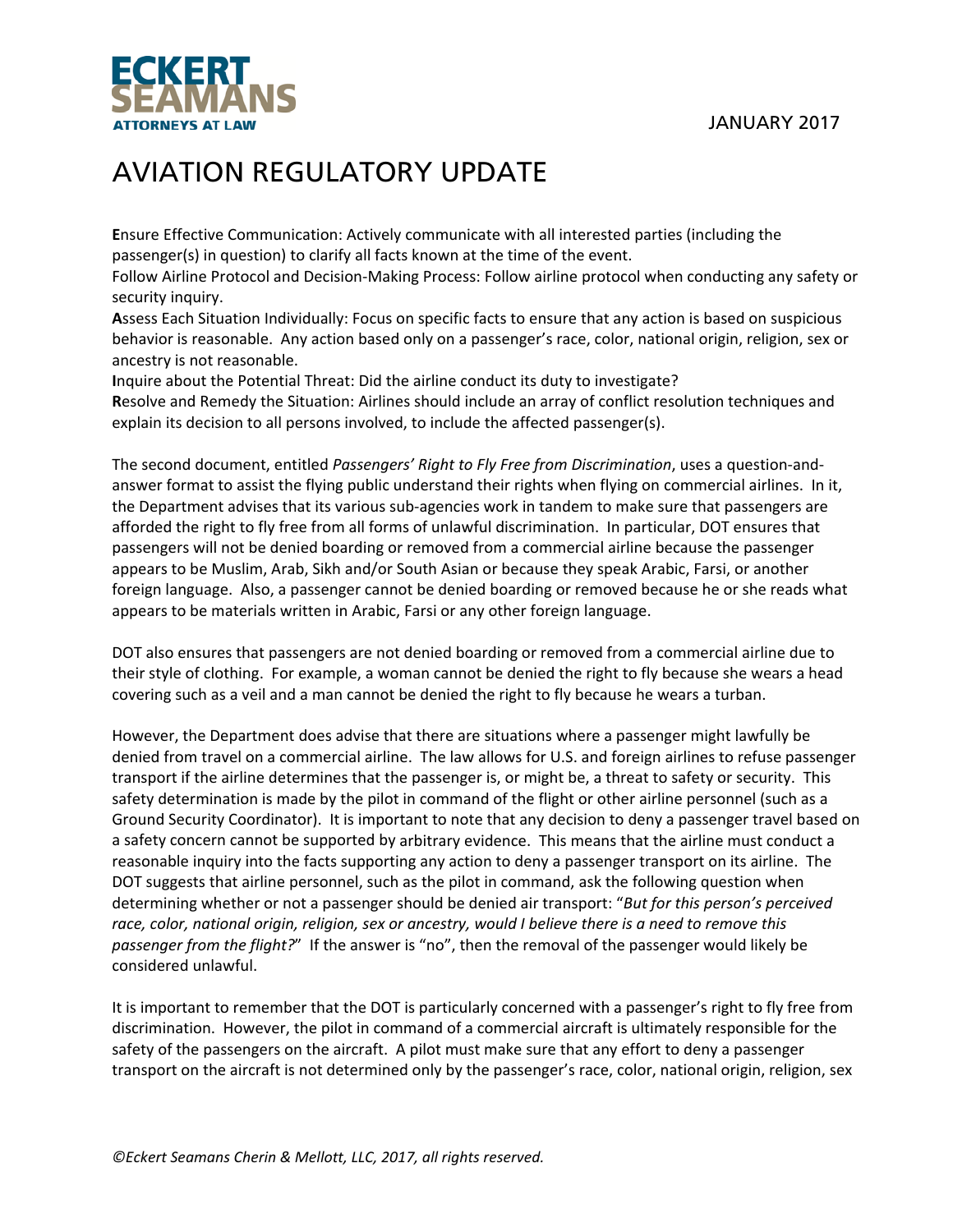**E**nsure Effective Communication: Actively communicate with all interested parties (including the passenger(s) in question) to clarify all facts known at the time of the event.
Follow Airline Protocol and Decision-Making Process: Follow airline protocol when conducting any safety or security inquiry.
**A**ssess Each Situation Individually: Focus on specific facts to ensure that any action is based on suspicious behavior is reasonable. Any action based only on a passenger's race, color, national origin, religion, sex or ancestry is not reasonable.
**I**nquire about the Potential Threat: Did the airline conduct its duty to investigate?
**R**esolve and Remedy the Situation: Airlines should include an array of conflict resolution techniques and explain its decision to all persons involved, to include the affected passenger(s).

The second document, entitled *Passengers' Right to Fly Free from Discrimination*, uses a question-and-answer format to assist the flying public understand their rights when flying on commercial airlines. In it, the Department advises that its various sub-agencies work in tandem to make sure that passengers are afforded the right to fly free from all forms of unlawful discrimination. In particular, DOT ensures that passengers will not be denied boarding or removed from a commercial airline because the passenger appears to be Muslim, Arab, Sikh and/or South Asian or because they speak Arabic, Farsi, or another foreign language. Also, a passenger cannot be denied boarding or removed because he or she reads what appears to be materials written in Arabic, Farsi or any other foreign language.

DOT also ensures that passengers are not denied boarding or removed from a commercial airline due to their style of clothing. For example, a woman cannot be denied the right to fly because she wears a head covering such as a veil and a man cannot be denied the right to fly because he wears a turban.

However, the Department does advise that there are situations where a passenger might lawfully be denied from travel on a commercial airline. The law allows for U.S. and foreign airlines to refuse passenger transport if the airline determines that the passenger is, or might be, a threat to safety or security. This safety determination is made by the pilot in command of the flight or other airline personnel (such as a Ground Security Coordinator). It is important to note that any decision to deny a passenger travel based on a safety concern cannot be supported by arbitrary evidence. This means that the airline must conduct a reasonable inquiry into the facts supporting any action to deny a passenger transport on its airline. The DOT suggests that airline personnel, such as the pilot in command, ask the following question when determining whether or not a passenger should be denied air transport: "*But for this person's perceived race, color, national origin, religion, sex or ancestry, would I believe there is a need to remove this passenger from the flight?*" If the answer is "no", then the removal of the passenger would likely be considered unlawful.

It is important to remember that the DOT is particularly concerned with a passenger's right to fly free from discrimination. However, the pilot in command of a commercial aircraft is ultimately responsible for the safety of the passengers on the aircraft. A pilot must make sure that any effort to deny a passenger transport on the aircraft is not determined only by the passenger's race, color, national origin, religion, sex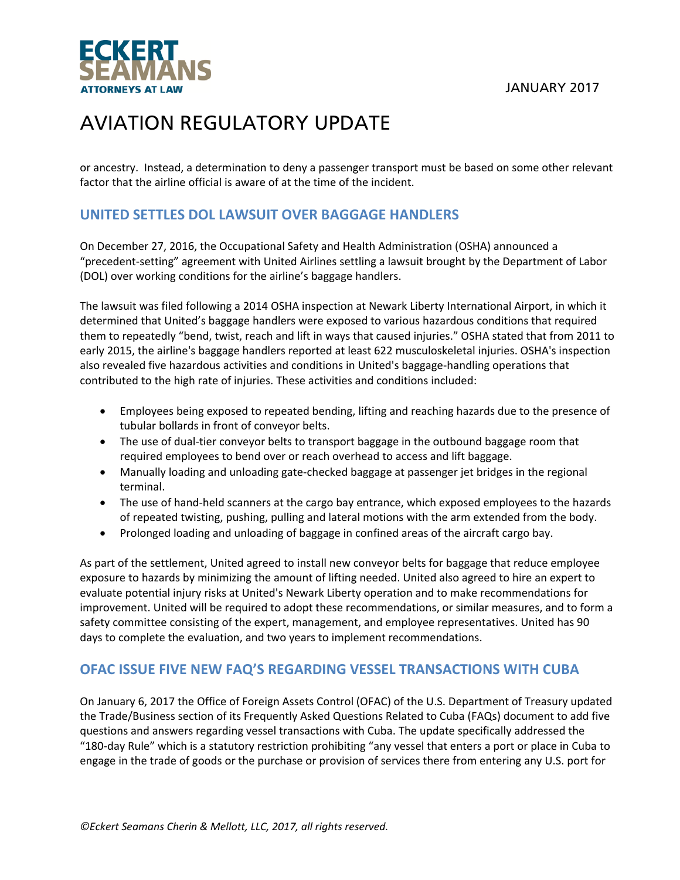or ancestry. Instead, a determination to deny a passenger transport must be based on some other relevant factor that the airline official is aware of at the time of the incident.

## UNITED SETTLES DOL LAWSUIT OVER BAGGAGE HANDLERS

On December 27, 2016, the Occupational Safety and Health Administration (OSHA) announced a "precedent-setting" agreement with United Airlines settling a lawsuit brought by the Department of Labor (DOL) over working conditions for the airline's baggage handlers.

The lawsuit was filed following a 2014 OSHA inspection at Newark Liberty International Airport, in which it determined that United's baggage handlers were exposed to various hazardous conditions that required them to repeatedly "bend, twist, reach and lift in ways that caused injuries." OSHA stated that from 2011 to early 2015, the airline's baggage handlers reported at least 622 musculoskeletal injuries. OSHA's inspection also revealed five hazardous activities and conditions in United's baggage-handling operations that contributed to the high rate of injuries. These activities and conditions included:

- Employees being exposed to repeated bending, lifting and reaching hazards due to the presence of tubular bollards in front of conveyor belts.
- The use of dual-tier conveyor belts to transport baggage in the outbound baggage room that required employees to bend over or reach overhead to access and lift baggage.
- Manually loading and unloading gate-checked baggage at passenger jet bridges in the regional terminal.
- The use of hand-held scanners at the cargo bay entrance, which exposed employees to the hazards of repeated twisting, pushing, pulling and lateral motions with the arm extended from the body.
- Prolonged loading and unloading of baggage in confined areas of the aircraft cargo bay.

As part of the settlement, United agreed to install new conveyor belts for baggage that reduce employee exposure to hazards by minimizing the amount of lifting needed. United also agreed to hire an expert to evaluate potential injury risks at United's Newark Liberty operation and to make recommendations for improvement. United will be required to adopt these recommendations, or similar measures, and to form a safety committee consisting of the expert, management, and employee representatives. United has 90 days to complete the evaluation, and two years to implement recommendations.

## OFAC ISSUE FIVE NEW FAQ'S REGARDING VESSEL TRANSACTIONS WITH CUBA

On January 6, 2017 the Office of Foreign Assets Control (OFAC) of the U.S. Department of Treasury updated the Trade/Business section of its Frequently Asked Questions Related to Cuba (FAQs) document to add five questions and answers regarding vessel transactions with Cuba. The update specifically addressed the "180-day Rule" which is a statutory restriction prohibiting "any vessel that enters a port or place in Cuba to engage in the trade of goods or the purchase or provision of services there from entering any U.S. port for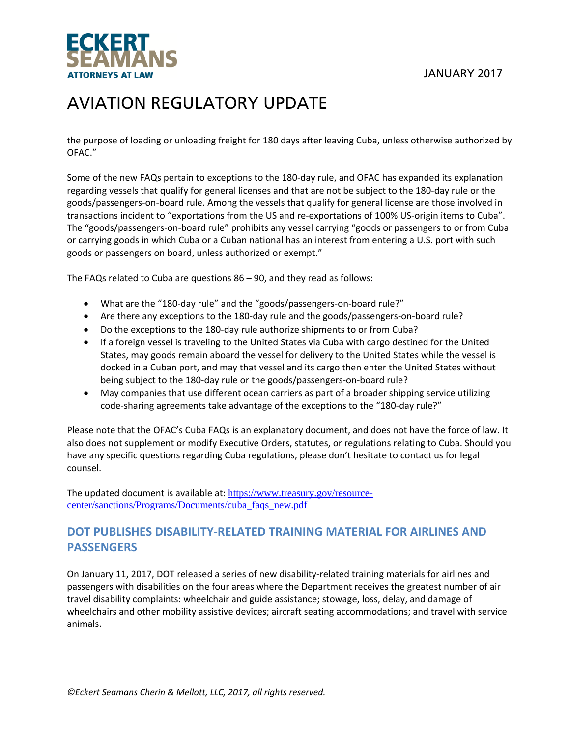the purpose of loading or unloading freight for 180 days after leaving Cuba, unless otherwise authorized by OFAC."

Some of the new FAQs pertain to exceptions to the 180-day rule, and OFAC has expanded its explanation regarding vessels that qualify for general licenses and that are not be subject to the 180-day rule or the goods/passengers-on-board rule. Among the vessels that qualify for general license are those involved in transactions incident to "exportations from the US and re-exportations of 100% US-origin items to Cuba". The "goods/passengers-on-board rule" prohibits any vessel carrying "goods or passengers to or from Cuba or carrying goods in which Cuba or a Cuban national has an interest from entering a U.S. port with such goods or passengers on board, unless authorized or exempt."

The FAQs related to Cuba are questions 86 – 90, and they read as follows:

- What are the "180-day rule" and the "goods/passengers-on-board rule?"
- Are there any exceptions to the 180-day rule and the goods/passengers-on-board rule?
- Do the exceptions to the 180-day rule authorize shipments to or from Cuba?
- If a foreign vessel is traveling to the United States via Cuba with cargo destined for the United States, may goods remain aboard the vessel for delivery to the United States while the vessel is docked in a Cuban port, and may that vessel and its cargo then enter the United States without being subject to the 180-day rule or the goods/passengers-on-board rule?
- May companies that use different ocean carriers as part of a broader shipping service utilizing code-sharing agreements take advantage of the exceptions to the "180-day rule?"

Please note that the OFAC's Cuba FAQs is an explanatory document, and does not have the force of law. It also does not supplement or modify Executive Orders, statutes, or regulations relating to Cuba. Should you have any specific questions regarding Cuba regulations, please don't hesitate to contact us for legal counsel.

The updated document is available at: [https://www.treasury.gov/resource-center/sanctions/Programs/Documents/cuba_faqs_new.pdf](https://www.treasury.gov/resource-center/sanctions/Programs/Documents/cuba_faqs_new.pdf)

## DOT PUBLISHES DISABILITY-RELATED TRAINING MATERIAL FOR AIRLINES AND PASSENGERS

On January 11, 2017, DOT released a series of new disability-related training materials for airlines and passengers with disabilities on the four areas where the Department receives the greatest number of air travel disability complaints: wheelchair and guide assistance; stowage, loss, delay, and damage of wheelchairs and other mobility assistive devices; aircraft seating accommodations; and travel with service animals.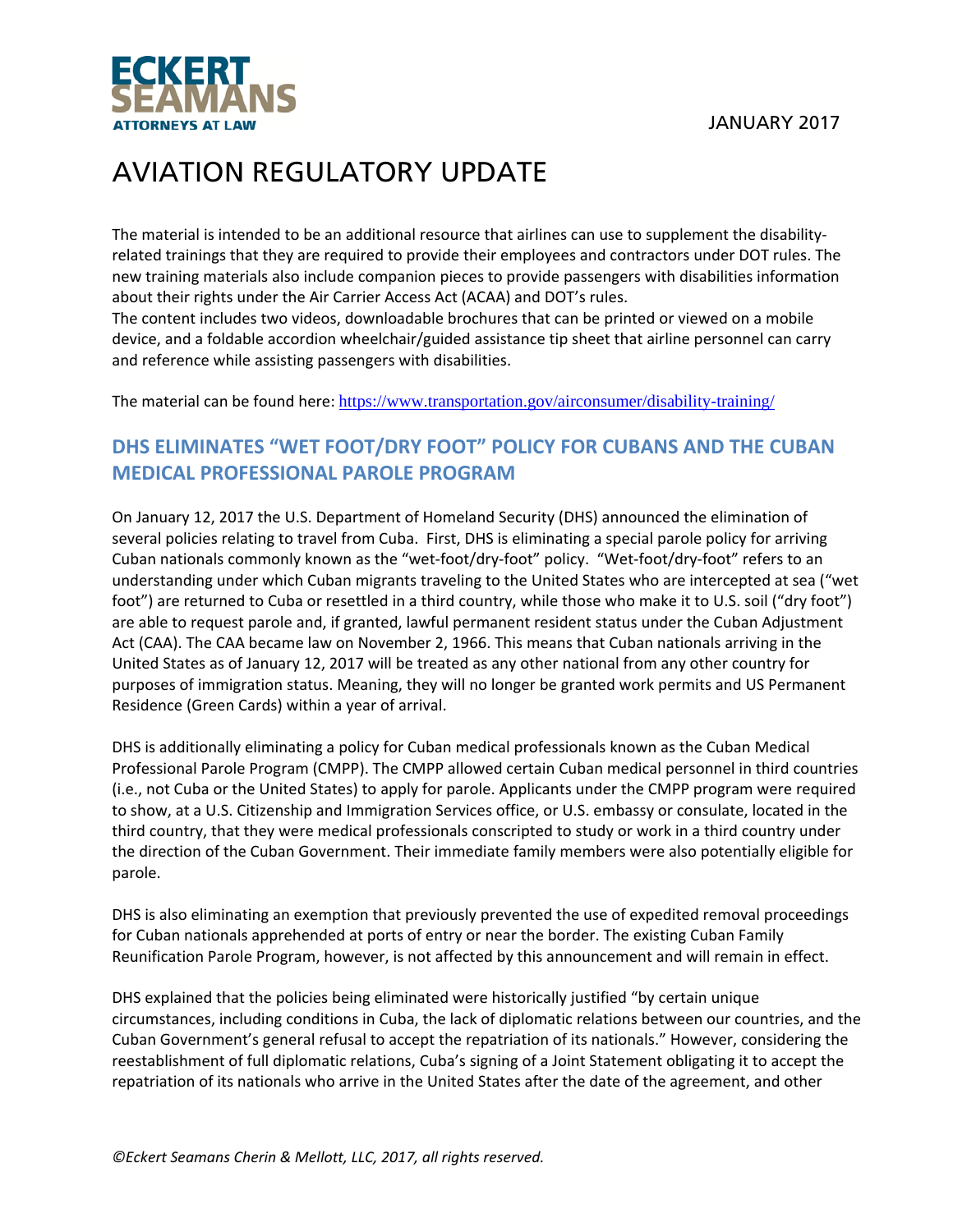The material is intended to be an additional resource that airlines can use to supplement the disability-related trainings that they are required to provide their employees and contractors under DOT rules. The new training materials also include companion pieces to provide passengers with disabilities information about their rights under the Air Carrier Access Act (ACAA) and DOT's rules.
The content includes two videos, downloadable brochures that can be printed or viewed on a mobile device, and a foldable accordion wheelchair/guided assistance tip sheet that airline personnel can carry and reference while assisting passengers with disabilities.

The material can be found here: https://www.transportation.gov/airconsumer/disability-training/

## DHS ELIMINATES "WET FOOT/DRY FOOT" POLICY FOR CUBANS AND THE CUBAN MEDICAL PROFESSIONAL PAROLE PROGRAM

On January 12, 2017 the U.S. Department of Homeland Security (DHS) announced the elimination of several policies relating to travel from Cuba. First, DHS is eliminating a special parole policy for arriving Cuban nationals commonly known as the "wet-foot/dry-foot" policy. "Wet-foot/dry-foot" refers to an understanding under which Cuban migrants traveling to the United States who are intercepted at sea ("wet foot") are returned to Cuba or resettled in a third country, while those who make it to U.S. soil ("dry foot") are able to request parole and, if granted, lawful permanent resident status under the Cuban Adjustment Act (CAA). The CAA became law on November 2, 1966. This means that Cuban nationals arriving in the United States as of January 12, 2017 will be treated as any other national from any other country for purposes of immigration status. Meaning, they will no longer be granted work permits and US Permanent Residence (Green Cards) within a year of arrival.

DHS is additionally eliminating a policy for Cuban medical professionals known as the Cuban Medical Professional Parole Program (CMPP). The CMPP allowed certain Cuban medical personnel in third countries (i.e., not Cuba or the United States) to apply for parole. Applicants under the CMPP program were required to show, at a U.S. Citizenship and Immigration Services office, or U.S. embassy or consulate, located in the third country, that they were medical professionals conscripted to study or work in a third country under the direction of the Cuban Government. Their immediate family members were also potentially eligible for parole.

DHS is also eliminating an exemption that previously prevented the use of expedited removal proceedings for Cuban nationals apprehended at ports of entry or near the border. The existing Cuban Family Reunification Parole Program, however, is not affected by this announcement and will remain in effect.

DHS explained that the policies being eliminated were historically justified "by certain unique circumstances, including conditions in Cuba, the lack of diplomatic relations between our countries, and the Cuban Government's general refusal to accept the repatriation of its nationals." However, considering the reestablishment of full diplomatic relations, Cuba's signing of a Joint Statement obligating it to accept the repatriation of its nationals who arrive in the United States after the date of the agreement, and other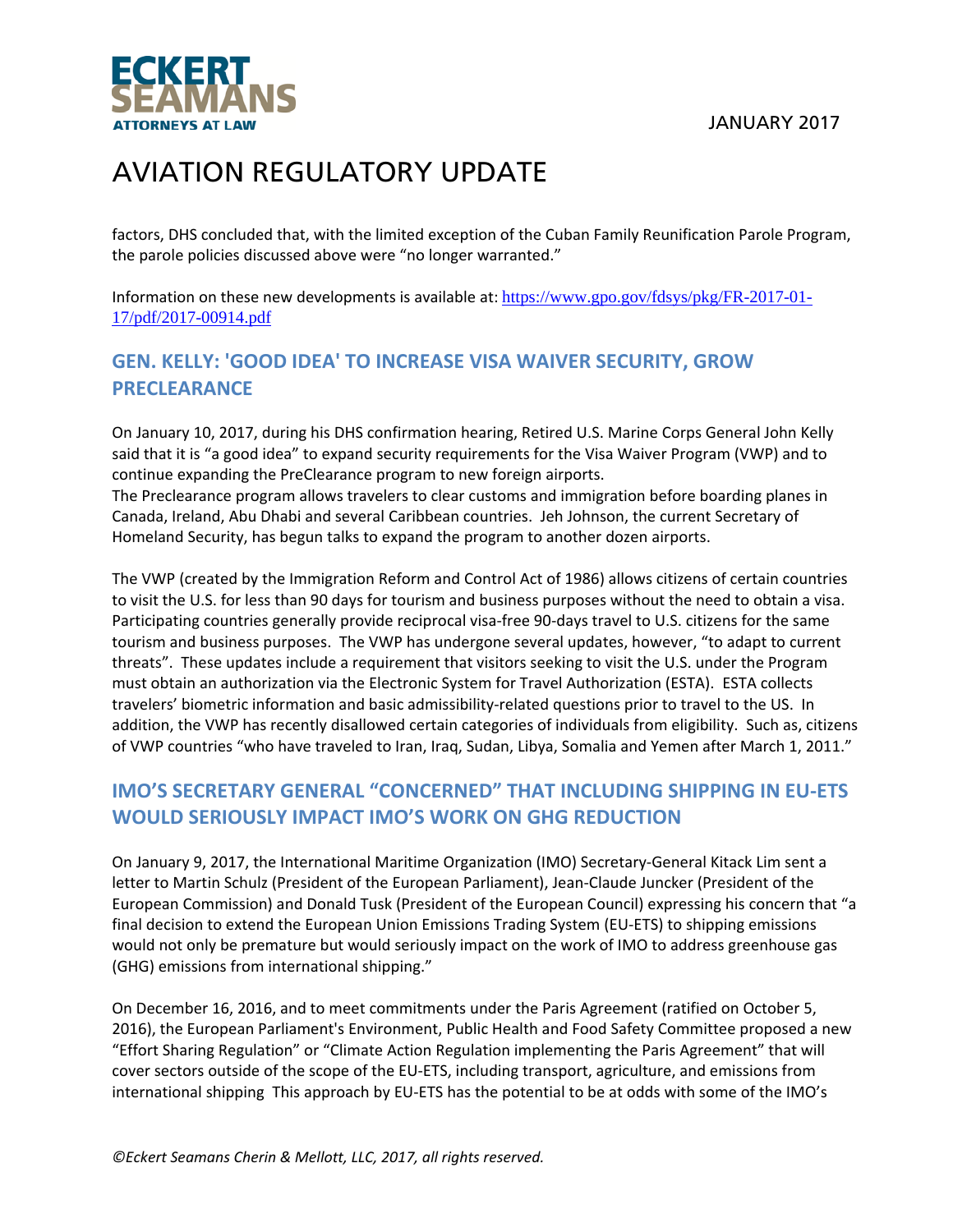factors, DHS concluded that, with the limited exception of the Cuban Family Reunification Parole Program, the parole policies discussed above were "no longer warranted."

Information on these new developments is available at: https://www.gpo.gov/fdsys/pkg/FR-2017-01-17/pdf/2017-00914.pdf

## GEN. KELLY: 'GOOD IDEA' TO INCREASE VISA WAIVER SECURITY, GROW PRECLEARANCE

On January 10, 2017, during his DHS confirmation hearing, Retired U.S. Marine Corps General John Kelly said that it is "a good idea" to expand security requirements for the Visa Waiver Program (VWP) and to continue expanding the PreClearance program to new foreign airports.
The Preclearance program allows travelers to clear customs and immigration before boarding planes in Canada, Ireland, Abu Dhabi and several Caribbean countries. Jeh Johnson, the current Secretary of Homeland Security, has begun talks to expand the program to another dozen airports.

The VWP (created by the Immigration Reform and Control Act of 1986) allows citizens of certain countries to visit the U.S. for less than 90 days for tourism and business purposes without the need to obtain a visa. Participating countries generally provide reciprocal visa-free 90-days travel to U.S. citizens for the same tourism and business purposes. The VWP has undergone several updates, however, "to adapt to current threats". These updates include a requirement that visitors seeking to visit the U.S. under the Program must obtain an authorization via the Electronic System for Travel Authorization (ESTA). ESTA collects travelers' biometric information and basic admissibility-related questions prior to travel to the US. In addition, the VWP has recently disallowed certain categories of individuals from eligibility. Such as, citizens of VWP countries "who have traveled to Iran, Iraq, Sudan, Libya, Somalia and Yemen after March 1, 2011."

## IMO'S SECRETARY GENERAL "CONCERNED" THAT INCLUDING SHIPPING IN EU-ETS WOULD SERIOUSLY IMPACT IMO'S WORK ON GHG REDUCTION

On January 9, 2017, the International Maritime Organization (IMO) Secretary-General Kitack Lim sent a letter to Martin Schulz (President of the European Parliament), Jean-Claude Juncker (President of the European Commission) and Donald Tusk (President of the European Council) expressing his concern that "a final decision to extend the European Union Emissions Trading System (EU-ETS) to shipping emissions would not only be premature but would seriously impact on the work of IMO to address greenhouse gas (GHG) emissions from international shipping."

On December 16, 2016, and to meet commitments under the Paris Agreement (ratified on October 5, 2016), the European Parliament's Environment, Public Health and Food Safety Committee proposed a new "Effort Sharing Regulation" or "Climate Action Regulation implementing the Paris Agreement" that will cover sectors outside of the scope of the EU-ETS, including transport, agriculture, and emissions from international shipping This approach by EU-ETS has the potential to be at odds with some of the IMO's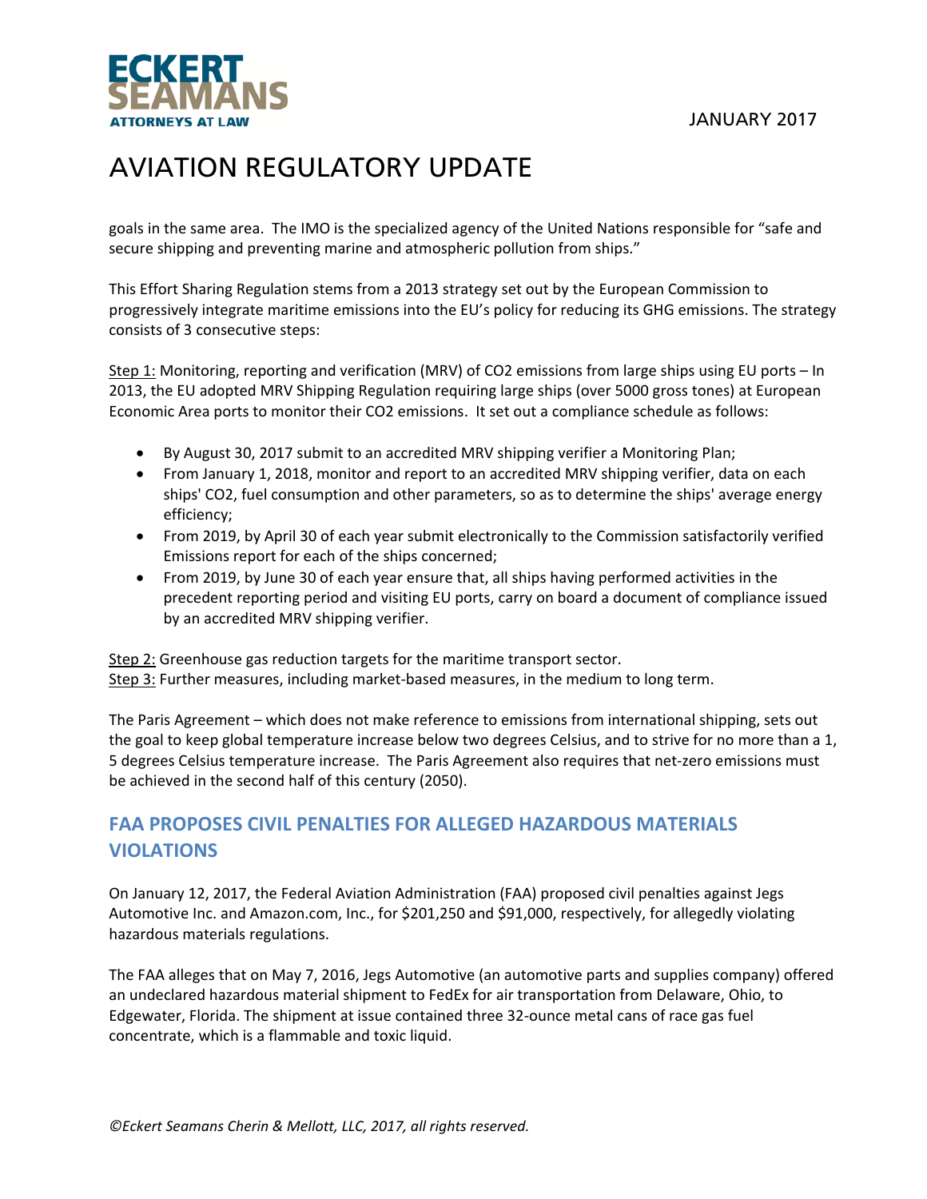goals in the same area. The IMO is the specialized agency of the United Nations responsible for "safe and secure shipping and preventing marine and atmospheric pollution from ships."

This Effort Sharing Regulation stems from a 2013 strategy set out by the European Commission to progressively integrate maritime emissions into the EU's policy for reducing its GHG emissions. The strategy consists of 3 consecutive steps:

Step 1: Monitoring, reporting and verification (MRV) of $CO_2$ emissions from large ships using EU ports – In 2013, the EU adopted MRV Shipping Regulation requiring large ships (over 5000 gross tones) at European Economic Area ports to monitor their $CO_2$ emissions. It set out a compliance schedule as follows:

- By August 30, 2017 submit to an accredited MRV shipping verifier a Monitoring Plan;
- From January 1, 2018, monitor and report to an accredited MRV shipping verifier, data on each ships' $CO_2$, fuel consumption and other parameters, so as to determine the ships' average energy efficiency;
- From 2019, by April 30 of each year submit electronically to the Commission satisfactorily verified Emissions report for each of the ships concerned;
- From 2019, by June 30 of each year ensure that, all ships having performed activities in the precedent reporting period and visiting EU ports, carry on board a document of compliance issued by an accredited MRV shipping verifier.

Step 2: Greenhouse gas reduction targets for the maritime transport sector.
Step 3: Further measures, including market-based measures, in the medium to long term.

The Paris Agreement – which does not make reference to emissions from international shipping, sets out the goal to keep global temperature increase below two degrees Celsius, and to strive for no more than a 1, 5 degrees Celsius temperature increase. The Paris Agreement also requires that net-zero emissions must be achieved in the second half of this century (2050).

## FAA PROPOSES CIVIL PENALTIES FOR ALLEGED HAZARDOUS MATERIALS VIOLATIONS

On January 12, 2017, the Federal Aviation Administration (FAA) proposed civil penalties against Jegs Automotive Inc. and Amazon.com, Inc., for $201,250 and $91,000, respectively, for allegedly violating hazardous materials regulations.

The FAA alleges that on May 7, 2016, Jegs Automotive (an automotive parts and supplies company) offered an undeclared hazardous material shipment to FedEx for air transportation from Delaware, Ohio, to Edgewater, Florida. The shipment at issue contained three 32-ounce metal cans of race gas fuel concentrate, which is a flammable and toxic liquid.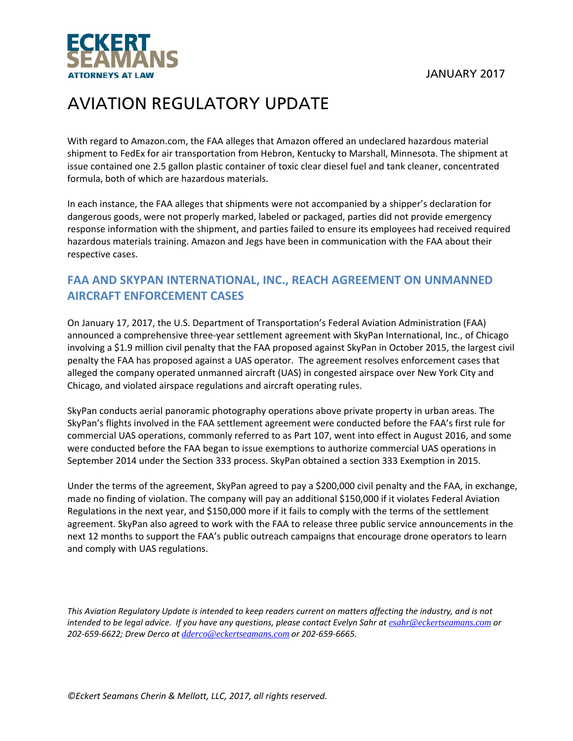With regard to Amazon.com, the FAA alleges that Amazon offered an undeclared hazardous material shipment to FedEx for air transportation from Hebron, Kentucky to Marshall, Minnesota. The shipment at issue contained one 2.5 gallon plastic container of toxic clear diesel fuel and tank cleaner, concentrated formula, both of which are hazardous materials.

In each instance, the FAA alleges that shipments were not accompanied by a shipper's declaration for dangerous goods, were not properly marked, labeled or packaged, parties did not provide emergency response information with the shipment, and parties failed to ensure its employees had received required hazardous materials training. Amazon and Jegs have been in communication with the FAA about their respective cases.

## FAA AND SKYPAN INTERNATIONAL, INC., REACH AGREEMENT ON UNMANNED AIRCRAFT ENFORCEMENT CASES

On January 17, 2017, the U.S. Department of Transportation's Federal Aviation Administration (FAA) announced a comprehensive three-year settlement agreement with SkyPan International, Inc., of Chicago involving a $1.9 million civil penalty that the FAA proposed against SkyPan in October 2015, the largest civil penalty the FAA has proposed against a UAS operator. The agreement resolves enforcement cases that alleged the company operated unmanned aircraft (UAS) in congested airspace over New York City and Chicago, and violated airspace regulations and aircraft operating rules.

SkyPan conducts aerial panoramic photography operations above private property in urban areas. The SkyPan's flights involved in the FAA settlement agreement were conducted before the FAA's first rule for commercial UAS operations, commonly referred to as Part 107, went into effect in August 2016, and some were conducted before the FAA began to issue exemptions to authorize commercial UAS operations in September 2014 under the Section 333 process. SkyPan obtained a section 333 Exemption in 2015.

Under the terms of the agreement, SkyPan agreed to pay a $200,000 civil penalty and the FAA, in exchange, made no finding of violation. The company will pay an additional $150,000 if it violates Federal Aviation Regulations in the next year, and $150,000 more if it fails to comply with the terms of the settlement agreement. SkyPan also agreed to work with the FAA to release three public service announcements in the next 12 months to support the FAA's public outreach campaigns that encourage drone operators to learn and comply with UAS regulations.

*This Aviation Regulatory Update is intended to keep readers current on matters affecting the industry, and is not intended to be legal advice. If you have any questions, please contact Evelyn Sahr at esahr@eckertseamans.com or 202-659-6622; Drew Derco at dderco@eckertseamans.com or 202-659-6665.*

*©Eckert Seamans Cherin & Mellott, LLC, 2017, all rights reserved.*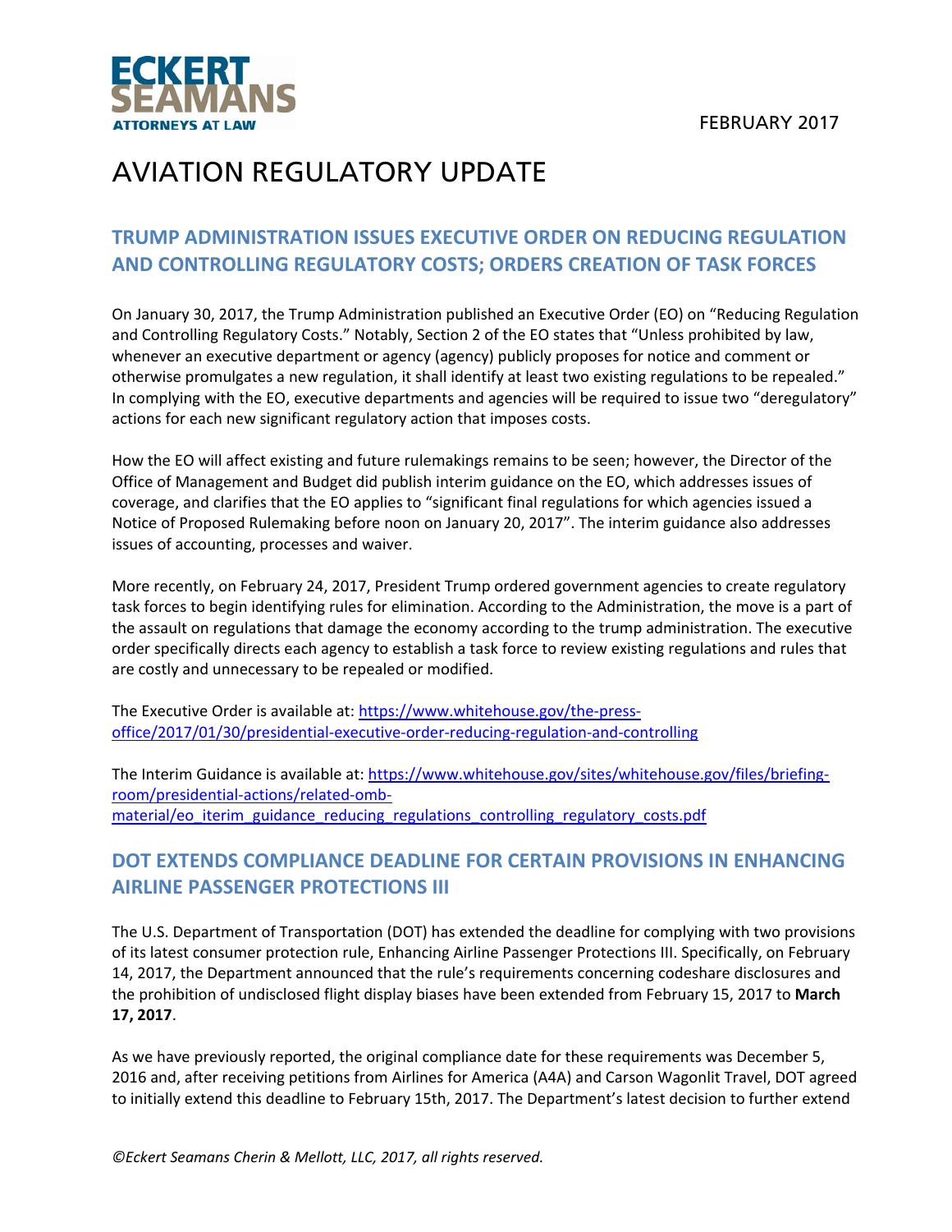# AVIATION REGULATORY UPDATE

FEBRUARY 2017

## TRUMP ADMINISTRATION ISSUES EXECUTIVE ORDER ON REDUCING REGULATION AND CONTROLLING REGULATORY COSTS; ORDERS CREATION OF TASK FORCES

On January 30, 2017, the Trump Administration published an Executive Order (EO) on "Reducing Regulation and Controlling Regulatory Costs." Notably, Section 2 of the EO states that "Unless prohibited by law, whenever an executive department or agency (agency) publicly proposes for notice and comment or otherwise promulgates a new regulation, it shall identify at least two existing regulations to be repealed." In complying with the EO, executive departments and agencies will be required to issue two "deregulatory" actions for each new significant regulatory action that imposes costs.

How the EO will affect existing and future rulemakings remains to be seen; however, the Director of the Office of Management and Budget did publish interim guidance on the EO, which addresses issues of coverage, and clarifies that the EO applies to "significant final regulations for which agencies issued a Notice of Proposed Rulemaking before noon on January 20, 2017". The interim guidance also addresses issues of accounting, processes and waiver.

More recently, on February 24, 2017, President Trump ordered government agencies to create regulatory task forces to begin identifying rules for elimination. According to the Administration, the move is a part of the assault on regulations that damage the economy according to the trump administration. The executive order specifically directs each agency to establish a task force to review existing regulations and rules that are costly and unnecessary to be repealed or modified.

The Executive Order is available at: https://www.whitehouse.gov/the-press-office/2017/01/30/presidential-executive-order-reducing-regulation-and-controlling

The Interim Guidance is available at: https://www.whitehouse.gov/sites/whitehouse.gov/files/briefing-room/presidential-actions/related-omb-material/eo_iterim_guidance_reducing_regulations_controlling_regulatory_costs.pdf

## DOT EXTENDS COMPLIANCE DEADLINE FOR CERTAIN PROVISIONS IN ENHANCING AIRLINE PASSENGER PROTECTIONS III

The U.S. Department of Transportation (DOT) has extended the deadline for complying with two provisions of its latest consumer protection rule, Enhancing Airline Passenger Protections III. Specifically, on February 14, 2017, the Department announced that the rule's requirements concerning codeshare disclosures and the prohibition of undisclosed flight display biases have been extended from February 15, 2017 to **March 17, 2017**.

As we have previously reported, the original compliance date for these requirements was December 5, 2016 and, after receiving petitions from Airlines for America (A4A) and Carson Wagonlit Travel, DOT agreed to initially extend this deadline to February 15th, 2017. The Department's latest decision to further extend

*©Eckert Seamans Cherin & Mellott, LLC, 2017, all rights reserved.*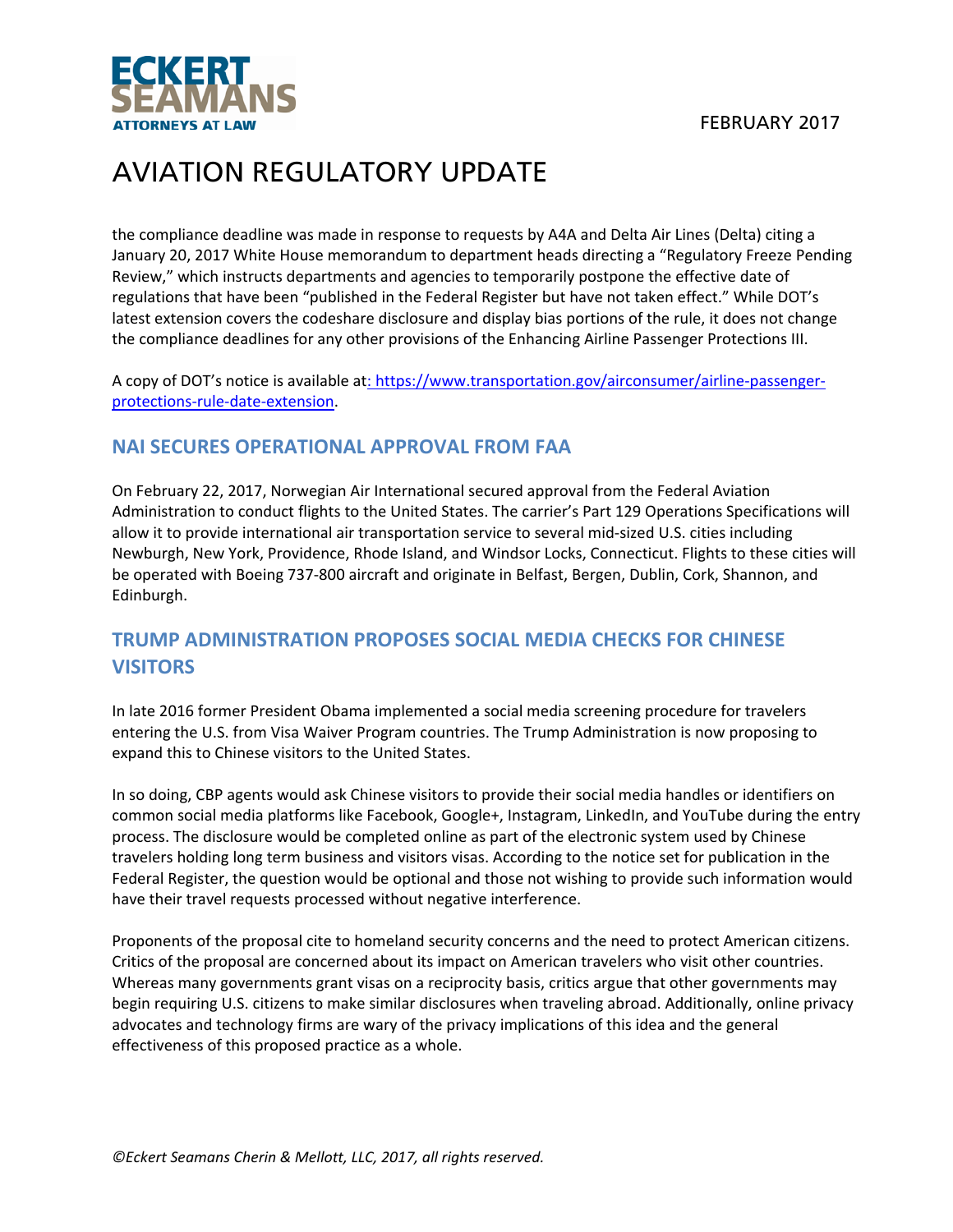the compliance deadline was made in response to requests by A4A and Delta Air Lines (Delta) citing a January 20, 2017 White House memorandum to department heads directing a "Regulatory Freeze Pending Review," which instructs departments and agencies to temporarily postpone the effective date of regulations that have been "published in the Federal Register but have not taken effect." While DOT's latest extension covers the codeshare disclosure and display bias portions of the rule, it does not change the compliance deadlines for any other provisions of the Enhancing Airline Passenger Protections III.

A copy of DOT's notice is available at: [https://www.transportation.gov/airconsumer/airline-passenger-protections-rule-date-extension](https://www.transportation.gov/airconsumer/airline-passenger-protections-rule-date-extension).

## NAI SECURES OPERATIONAL APPROVAL FROM FAA

On February 22, 2017, Norwegian Air International secured approval from the Federal Aviation Administration to conduct flights to the United States. The carrier's Part 129 Operations Specifications will allow it to provide international air transportation service to several mid-sized U.S. cities including Newburgh, New York, Providence, Rhode Island, and Windsor Locks, Connecticut. Flights to these cities will be operated with Boeing 737-800 aircraft and originate in Belfast, Bergen, Dublin, Cork, Shannon, and Edinburgh.

## TRUMP ADMINISTRATION PROPOSES SOCIAL MEDIA CHECKS FOR CHINESE VISITORS

In late 2016 former President Obama implemented a social media screening procedure for travelers entering the U.S. from Visa Waiver Program countries. The Trump Administration is now proposing to expand this to Chinese visitors to the United States.

In so doing, CBP agents would ask Chinese visitors to provide their social media handles or identifiers on common social media platforms like Facebook, Google+, Instagram, LinkedIn, and YouTube during the entry process. The disclosure would be completed online as part of the electronic system used by Chinese travelers holding long term business and visitors visas. According to the notice set for publication in the Federal Register, the question would be optional and those not wishing to provide such information would have their travel requests processed without negative interference.

Proponents of the proposal cite to homeland security concerns and the need to protect American citizens. Critics of the proposal are concerned about its impact on American travelers who visit other countries. Whereas many governments grant visas on a reciprocity basis, critics argue that other governments may begin requiring U.S. citizens to make similar disclosures when traveling abroad. Additionally, online privacy advocates and technology firms are wary of the privacy implications of this idea and the general effectiveness of this proposed practice as a whole.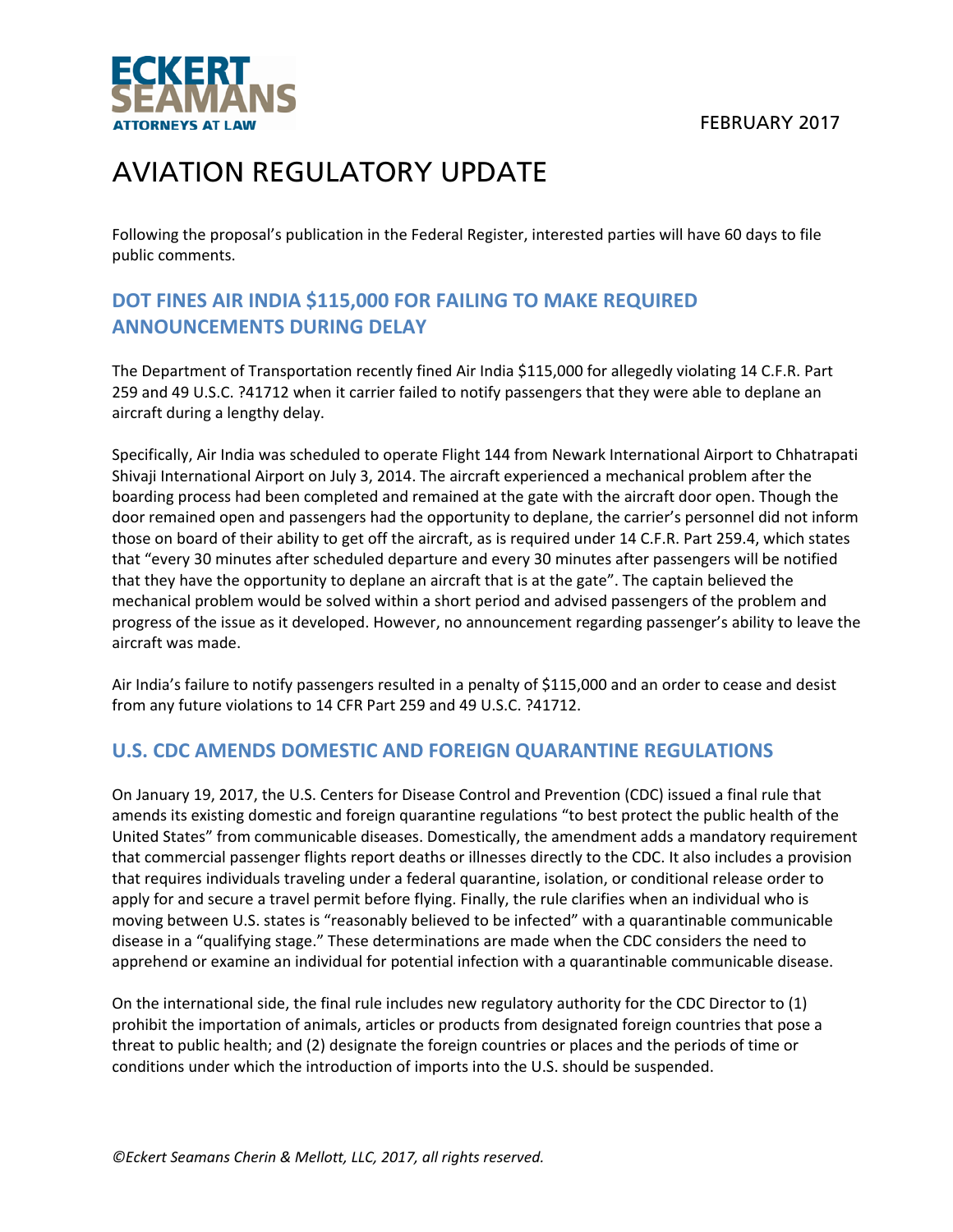Following the proposal's publication in the Federal Register, interested parties will have 60 days to file public comments.

## DOT FINES AIR INDIA $115,000 FOR FAILING TO MAKE REQUIRED ANNOUNCEMENTS DURING DELAY

The Department of Transportation recently fined Air India $115,000 for allegedly violating 14 C.F.R. Part 259 and 49 U.S.C. ?41712 when it carrier failed to notify passengers that they were able to deplane an aircraft during a lengthy delay.

Specifically, Air India was scheduled to operate Flight 144 from Newark International Airport to Chhatrapati Shivaji International Airport on July 3, 2014. The aircraft experienced a mechanical problem after the boarding process had been completed and remained at the gate with the aircraft door open. Though the door remained open and passengers had the opportunity to deplane, the carrier's personnel did not inform those on board of their ability to get off the aircraft, as is required under 14 C.F.R. Part 259.4, which states that "every 30 minutes after scheduled departure and every 30 minutes after passengers will be notified that they have the opportunity to deplane an aircraft that is at the gate". The captain believed the mechanical problem would be solved within a short period and advised passengers of the problem and progress of the issue as it developed. However, no announcement regarding passenger's ability to leave the aircraft was made.

Air India's failure to notify passengers resulted in a penalty of $115,000 and an order to cease and desist from any future violations to 14 CFR Part 259 and 49 U.S.C. ?41712.

## U.S. CDC AMENDS DOMESTIC AND FOREIGN QUARANTINE REGULATIONS

On January 19, 2017, the U.S. Centers for Disease Control and Prevention (CDC) issued a final rule that amends its existing domestic and foreign quarantine regulations "to best protect the public health of the United States" from communicable diseases. Domestically, the amendment adds a mandatory requirement that commercial passenger flights report deaths or illnesses directly to the CDC. It also includes a provision that requires individuals traveling under a federal quarantine, isolation, or conditional release order to apply for and secure a travel permit before flying. Finally, the rule clarifies when an individual who is moving between U.S. states is "reasonably believed to be infected" with a quarantinable communicable disease in a "qualifying stage." These determinations are made when the CDC considers the need to apprehend or examine an individual for potential infection with a quarantinable communicable disease.

On the international side, the final rule includes new regulatory authority for the CDC Director to (1) prohibit the importation of animals, articles or products from designated foreign countries that pose a threat to public health; and (2) designate the foreign countries or places and the periods of time or conditions under which the introduction of imports into the U.S. should be suspended.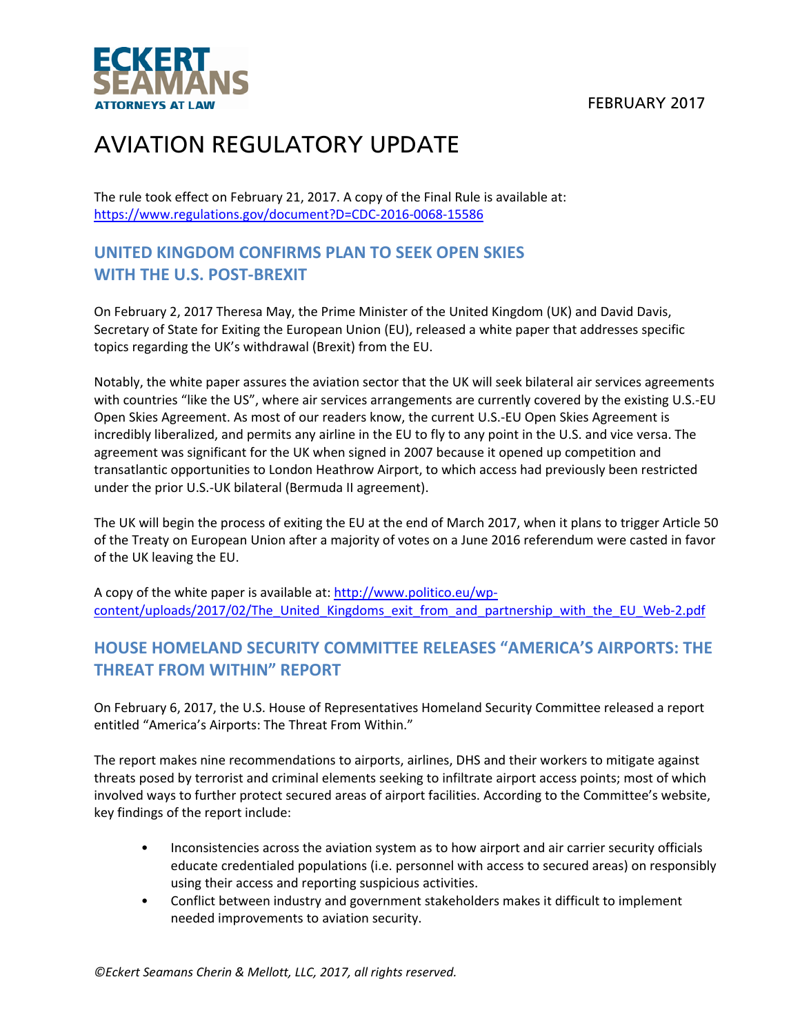The rule took effect on February 21, 2017. A copy of the Final Rule is available at: https://www.regulations.gov/document?D=CDC-2016-0068-15586

## UNITED KINGDOM CONFIRMS PLAN TO SEEK OPEN SKIES WITH THE U.S. POST-BREXIT

On February 2, 2017 Theresa May, the Prime Minister of the United Kingdom (UK) and David Davis, Secretary of State for Exiting the European Union (EU), released a white paper that addresses specific topics regarding the UK's withdrawal (Brexit) from the EU.

Notably, the white paper assures the aviation sector that the UK will seek bilateral air services agreements with countries "like the US", where air services arrangements are currently covered by the existing U.S.-EU Open Skies Agreement. As most of our readers know, the current U.S.-EU Open Skies Agreement is incredibly liberalized, and permits any airline in the EU to fly to any point in the U.S. and vice versa. The agreement was significant for the UK when signed in 2007 because it opened up competition and transatlantic opportunities to London Heathrow Airport, to which access had previously been restricted under the prior U.S.-UK bilateral (Bermuda II agreement).

The UK will begin the process of exiting the EU at the end of March 2017, when it plans to trigger Article 50 of the Treaty on European Union after a majority of votes on a June 2016 referendum were casted in favor of the UK leaving the EU.

A copy of the white paper is available at: http://www.politico.eu/wp-content/uploads/2017/02/The_United_Kingdoms_exit_from_and_partnership_with_the_EU_Web-2.pdf

## HOUSE HOMELAND SECURITY COMMITTEE RELEASES "AMERICA'S AIRPORTS: THE THREAT FROM WITHIN" REPORT

On February 6, 2017, the U.S. House of Representatives Homeland Security Committee released a report entitled "America's Airports: The Threat From Within."

The report makes nine recommendations to airports, airlines, DHS and their workers to mitigate against threats posed by terrorist and criminal elements seeking to infiltrate airport access points; most of which involved ways to further protect secured areas of airport facilities. According to the Committee's website, key findings of the report include:

- Inconsistencies across the aviation system as to how airport and air carrier security officials educate credentialed populations (i.e. personnel with access to secured areas) on responsibly using their access and reporting suspicious activities.
- Conflict between industry and government stakeholders makes it difficult to implement needed improvements to aviation security.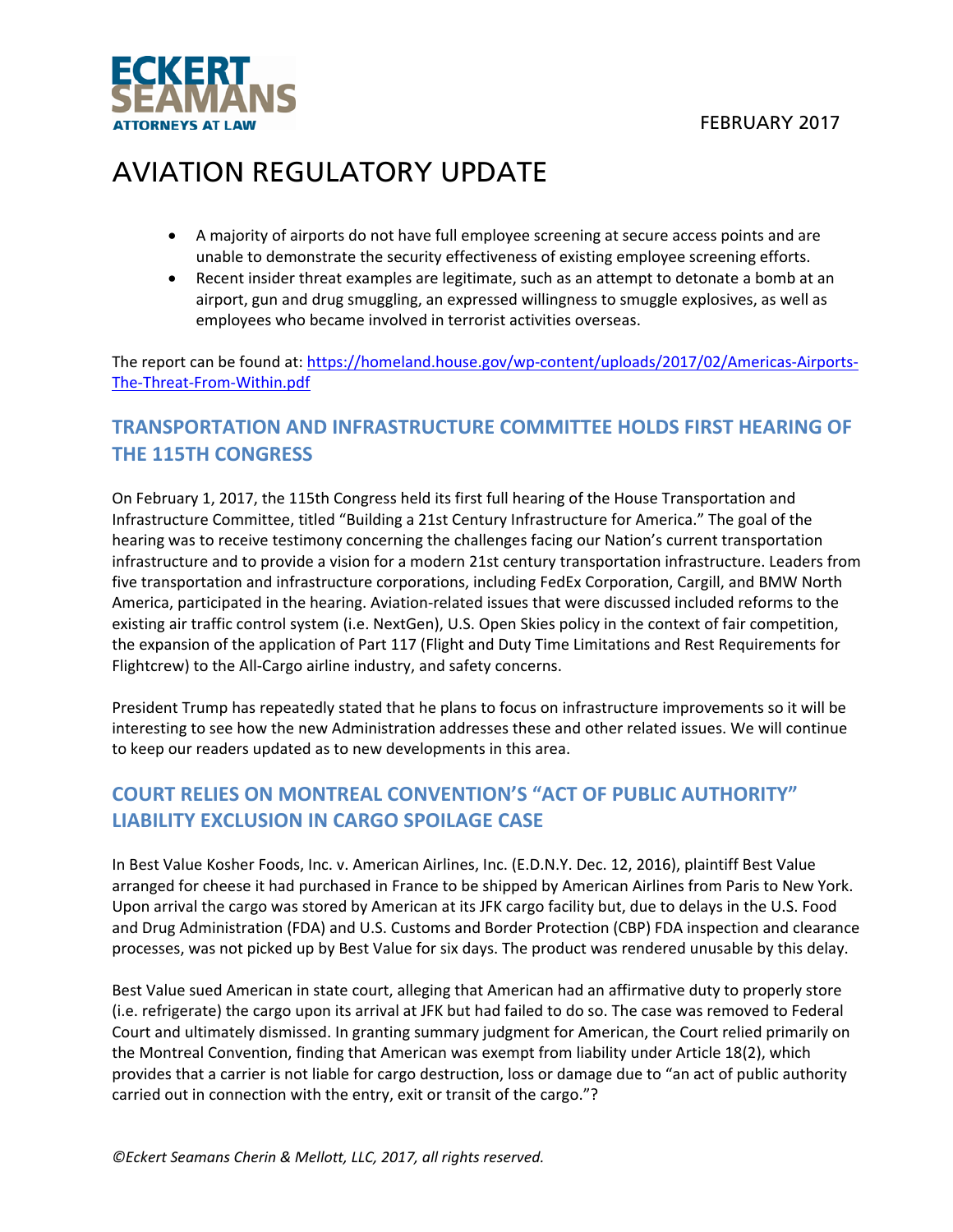- A majority of airports do not have full employee screening at secure access points and are unable to demonstrate the security effectiveness of existing employee screening efforts.
- Recent insider threat examples are legitimate, such as an attempt to detonate a bomb at an airport, gun and drug smuggling, an expressed willingness to smuggle explosives, as well as employees who became involved in terrorist activities overseas.

The report can be found at: https://homeland.house.gov/wp-content/uploads/2017/02/Americas-Airports-The-Threat-From-Within.pdf

## TRANSPORTATION AND INFRASTRUCTURE COMMITTEE HOLDS FIRST HEARING OF THE 115TH CONGRESS

On February 1, 2017, the 115th Congress held its first full hearing of the House Transportation and Infrastructure Committee, titled "Building a 21st Century Infrastructure for America." The goal of the hearing was to receive testimony concerning the challenges facing our Nation's current transportation infrastructure and to provide a vision for a modern 21st century transportation infrastructure. Leaders from five transportation and infrastructure corporations, including FedEx Corporation, Cargill, and BMW North America, participated in the hearing. Aviation-related issues that were discussed included reforms to the existing air traffic control system (i.e. NextGen), U.S. Open Skies policy in the context of fair competition, the expansion of the application of Part 117 (Flight and Duty Time Limitations and Rest Requirements for Flightcrew) to the All-Cargo airline industry, and safety concerns.

President Trump has repeatedly stated that he plans to focus on infrastructure improvements so it will be interesting to see how the new Administration addresses these and other related issues. We will continue to keep our readers updated as to new developments in this area.

## COURT RELIES ON MONTREAL CONVENTION'S "ACT OF PUBLIC AUTHORITY" LIABILITY EXCLUSION IN CARGO SPOILAGE CASE

In Best Value Kosher Foods, Inc. v. American Airlines, Inc. (E.D.N.Y. Dec. 12, 2016), plaintiff Best Value arranged for cheese it had purchased in France to be shipped by American Airlines from Paris to New York. Upon arrival the cargo was stored by American at its JFK cargo facility but, due to delays in the U.S. Food and Drug Administration (FDA) and U.S. Customs and Border Protection (CBP) FDA inspection and clearance processes, was not picked up by Best Value for six days. The product was rendered unusable by this delay.

Best Value sued American in state court, alleging that American had an affirmative duty to properly store (i.e. refrigerate) the cargo upon its arrival at JFK but had failed to do so. The case was removed to Federal Court and ultimately dismissed. In granting summary judgment for American, the Court relied primarily on the Montreal Convention, finding that American was exempt from liability under Article 18(2), which provides that a carrier is not liable for cargo destruction, loss or damage due to "an act of public authority carried out in connection with the entry, exit or transit of the cargo."?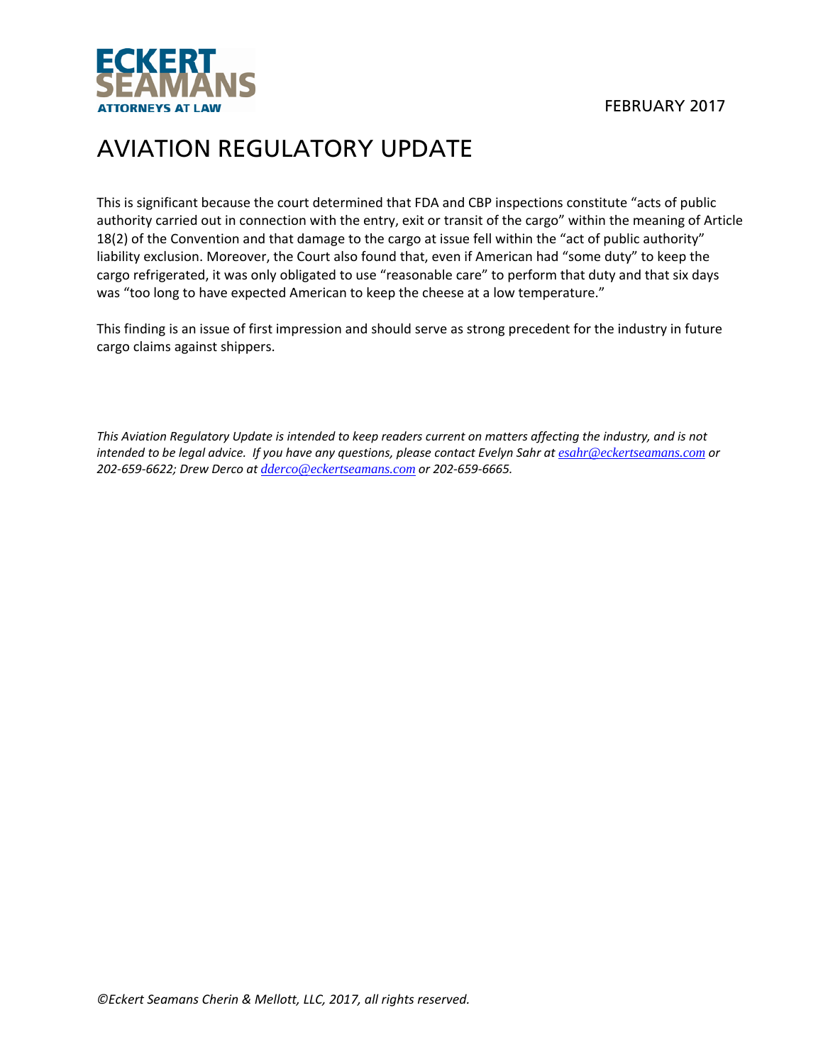# AVIATION REGULATORY UPDATE

This is significant because the court determined that FDA and CBP inspections constitute "acts of public authority carried out in connection with the entry, exit or transit of the cargo" within the meaning of Article 18(2) of the Convention and that damage to the cargo at issue fell within the "act of public authority" liability exclusion. Moreover, the Court also found that, even if American had "some duty" to keep the cargo refrigerated, it was only obligated to use "reasonable care" to perform that duty and that six days was "too long to have expected American to keep the cheese at a low temperature."

This finding is an issue of first impression and should serve as strong precedent for the industry in future cargo claims against shippers.

*This Aviation Regulatory Update is intended to keep readers current on matters affecting the industry, and is not intended to be legal advice. If you have any questions, please contact Evelyn Sahr at esahr@eckertseamans.com or 202-659-6622; Drew Derco at dderco@eckertseamans.com or 202-659-6665.*

*©Eckert Seamans Cherin & Mellott, LLC, 2017, all rights reserved.*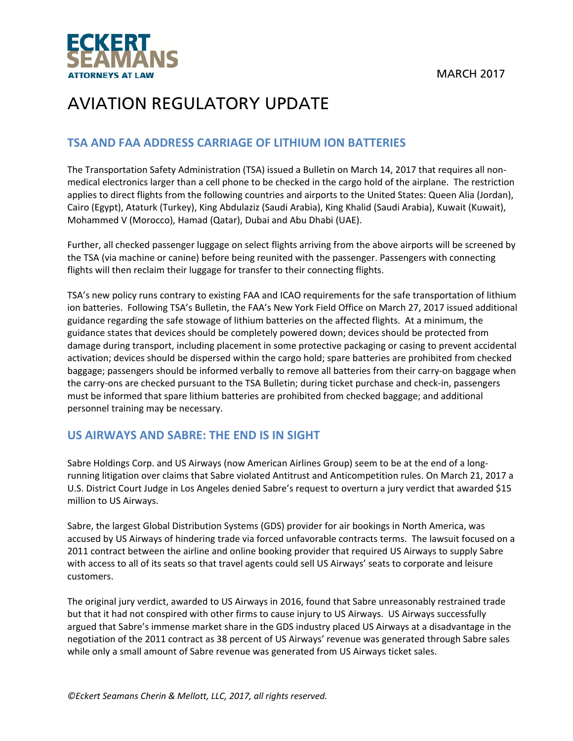MARCH 2017

# AVIATION REGULATORY UPDATE

## TSA AND FAA ADDRESS CARRIAGE OF LITHIUM ION BATTERIES

The Transportation Safety Administration (TSA) issued a Bulletin on March 14, 2017 that requires all non-medical electronics larger than a cell phone to be checked in the cargo hold of the airplane. The restriction applies to direct flights from the following countries and airports to the United States: Queen Alia (Jordan), Cairo (Egypt), Ataturk (Turkey), King Abdulaziz (Saudi Arabia), King Khalid (Saudi Arabia), Kuwait (Kuwait), Mohammed V (Morocco), Hamad (Qatar), Dubai and Abu Dhabi (UAE).

Further, all checked passenger luggage on select flights arriving from the above airports will be screened by the TSA (via machine or canine) before being reunited with the passenger. Passengers with connecting flights will then reclaim their luggage for transfer to their connecting flights.

TSA's new policy runs contrary to existing FAA and ICAO requirements for the safe transportation of lithium ion batteries. Following TSA's Bulletin, the FAA's New York Field Office on March 27, 2017 issued additional guidance regarding the safe stowage of lithium batteries on the affected flights. At a minimum, the guidance states that devices should be completely powered down; devices should be protected from damage during transport, including placement in some protective packaging or casing to prevent accidental activation; devices should be dispersed within the cargo hold; spare batteries are prohibited from checked baggage; passengers should be informed verbally to remove all batteries from their carry-on baggage when the carry-ons are checked pursuant to the TSA Bulletin; during ticket purchase and check-in, passengers must be informed that spare lithium batteries are prohibited from checked baggage; and additional personnel training may be necessary.

## US AIRWAYS AND SABRE: THE END IS IN SIGHT

Sabre Holdings Corp. and US Airways (now American Airlines Group) seem to be at the end of a long-running litigation over claims that Sabre violated Antitrust and Anticompetition rules. On March 21, 2017 a U.S. District Court Judge in Los Angeles denied Sabre's request to overturn a jury verdict that awarded $15 million to US Airways.

Sabre, the largest Global Distribution Systems (GDS) provider for air bookings in North America, was accused by US Airways of hindering trade via forced unfavorable contracts terms. The lawsuit focused on a 2011 contract between the airline and online booking provider that required US Airways to supply Sabre with access to all of its seats so that travel agents could sell US Airways' seats to corporate and leisure customers.

The original jury verdict, awarded to US Airways in 2016, found that Sabre unreasonably restrained trade but that it had not conspired with other firms to cause injury to US Airways. US Airways successfully argued that Sabre's immense market share in the GDS industry placed US Airways at a disadvantage in the negotiation of the 2011 contract as 38 percent of US Airways' revenue was generated through Sabre sales while only a small amount of Sabre revenue was generated from US Airways ticket sales.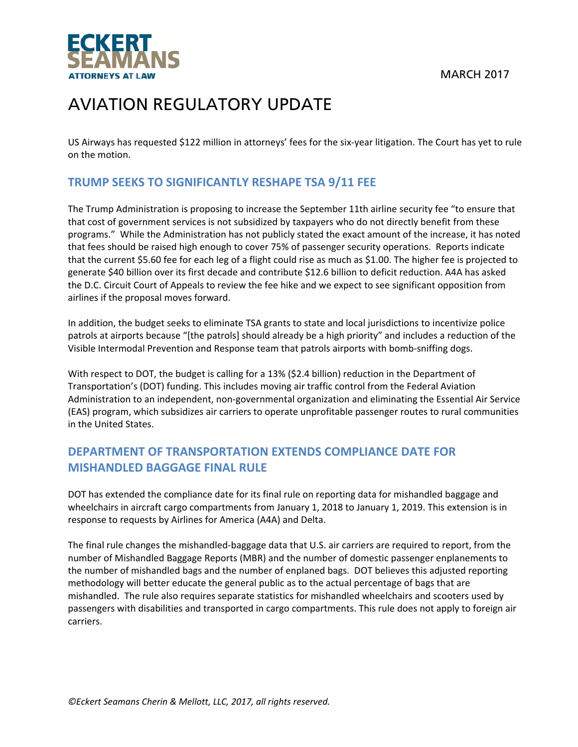US Airways has requested $122 million in attorneys' fees for the six-year litigation. The Court has yet to rule on the motion.

## TRUMP SEEKS TO SIGNIFICANTLY RESHAPE TSA 9/11 FEE

The Trump Administration is proposing to increase the September 11th airline security fee "to ensure that that cost of government services is not subsidized by taxpayers who do not directly benefit from these programs." While the Administration has not publicly stated the exact amount of the increase, it has noted that fees should be raised high enough to cover 75% of passenger security operations. Reports indicate that the current $5.60 fee for each leg of a flight could rise as much as $1.00. The higher fee is projected to generate $40 billion over its first decade and contribute $12.6 billion to deficit reduction. A4A has asked the D.C. Circuit Court of Appeals to review the fee hike and we expect to see significant opposition from airlines if the proposal moves forward.

In addition, the budget seeks to eliminate TSA grants to state and local jurisdictions to incentivize police patrols at airports because "[the patrols] should already be a high priority" and includes a reduction of the Visible Intermodal Prevention and Response team that patrols airports with bomb-sniffing dogs.

With respect to DOT, the budget is calling for a 13% ($2.4 billion) reduction in the Department of Transportation's (DOT) funding. This includes moving air traffic control from the Federal Aviation Administration to an independent, non-governmental organization and eliminating the Essential Air Service (EAS) program, which subsidizes air carriers to operate unprofitable passenger routes to rural communities in the United States.

## DEPARTMENT OF TRANSPORTATION EXTENDS COMPLIANCE DATE FOR MISHANDLED BAGGAGE FINAL RULE

DOT has extended the compliance date for its final rule on reporting data for mishandled baggage and wheelchairs in aircraft cargo compartments from January 1, 2018 to January 1, 2019. This extension is in response to requests by Airlines for America (A4A) and Delta.

The final rule changes the mishandled-baggage data that U.S. air carriers are required to report, from the number of Mishandled Baggage Reports (MBR) and the number of domestic passenger enplanements to the number of mishandled bags and the number of enplaned bags. DOT believes this adjusted reporting methodology will better educate the general public as to the actual percentage of bags that are mishandled. The rule also requires separate statistics for mishandled wheelchairs and scooters used by passengers with disabilities and transported in cargo compartments. This rule does not apply to foreign air carriers.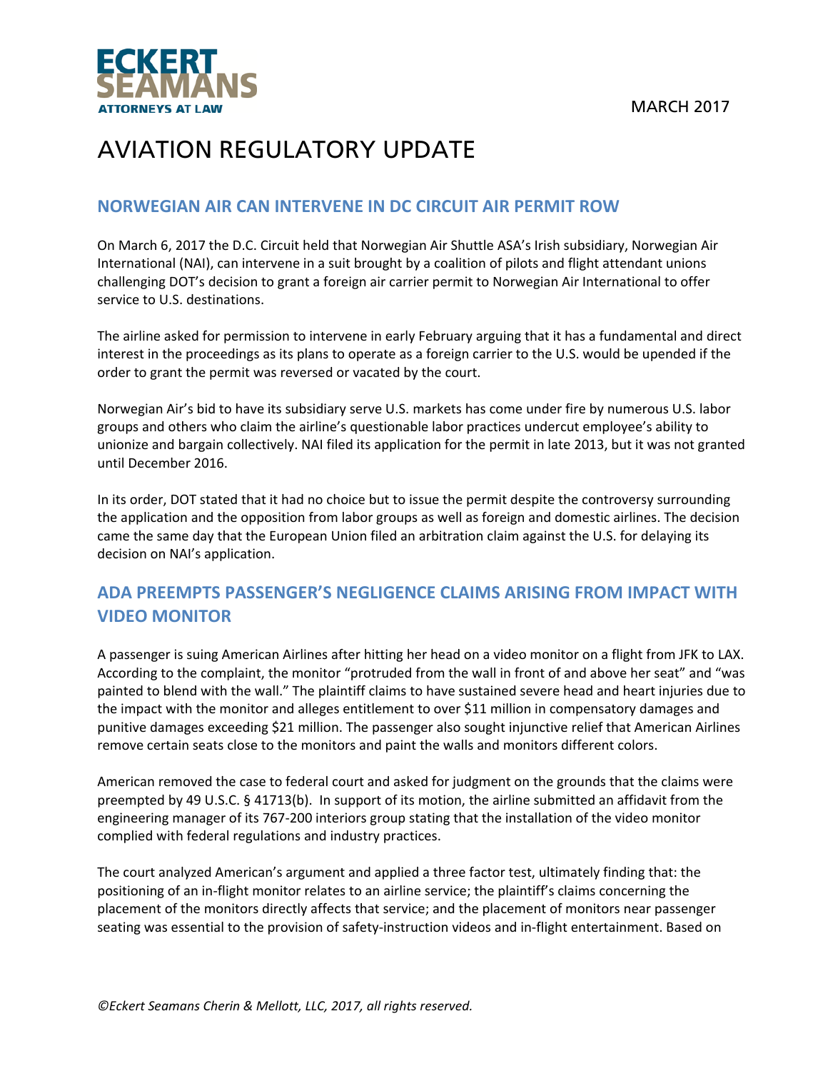# AVIATION REGULATORY UPDATE

MARCH 2017

## NORWEGIAN AIR CAN INTERVENE IN DC CIRCUIT AIR PERMIT ROW

On March 6, 2017 the D.C. Circuit held that Norwegian Air Shuttle ASA's Irish subsidiary, Norwegian Air International (NAI), can intervene in a suit brought by a coalition of pilots and flight attendant unions challenging DOT's decision to grant a foreign air carrier permit to Norwegian Air International to offer service to U.S. destinations.

The airline asked for permission to intervene in early February arguing that it has a fundamental and direct interest in the proceedings as its plans to operate as a foreign carrier to the U.S. would be upended if the order to grant the permit was reversed or vacated by the court.

Norwegian Air's bid to have its subsidiary serve U.S. markets has come under fire by numerous U.S. labor groups and others who claim the airline's questionable labor practices undercut employee's ability to unionize and bargain collectively. NAI filed its application for the permit in late 2013, but it was not granted until December 2016.

In its order, DOT stated that it had no choice but to issue the permit despite the controversy surrounding the application and the opposition from labor groups as well as foreign and domestic airlines. The decision came the same day that the European Union filed an arbitration claim against the U.S. for delaying its decision on NAI's application.

## ADA PREEMPTS PASSENGER'S NEGLIGENCE CLAIMS ARISING FROM IMPACT WITH VIDEO MONITOR

A passenger is suing American Airlines after hitting her head on a video monitor on a flight from JFK to LAX. According to the complaint, the monitor "protruded from the wall in front of and above her seat" and "was painted to blend with the wall." The plaintiff claims to have sustained severe head and heart injuries due to the impact with the monitor and alleges entitlement to over $11 million in compensatory damages and punitive damages exceeding $21 million. The passenger also sought injunctive relief that American Airlines remove certain seats close to the monitors and paint the walls and monitors different colors.

American removed the case to federal court and asked for judgment on the grounds that the claims were preempted by 49 U.S.C. § 41713(b). In support of its motion, the airline submitted an affidavit from the engineering manager of its 767-200 interiors group stating that the installation of the video monitor complied with federal regulations and industry practices.

The court analyzed American's argument and applied a three factor test, ultimately finding that: the positioning of an in-flight monitor relates to an airline service; the plaintiff's claims concerning the placement of the monitors directly affects that service; and the placement of monitors near passenger seating was essential to the provision of safety-instruction videos and in-flight entertainment. Based on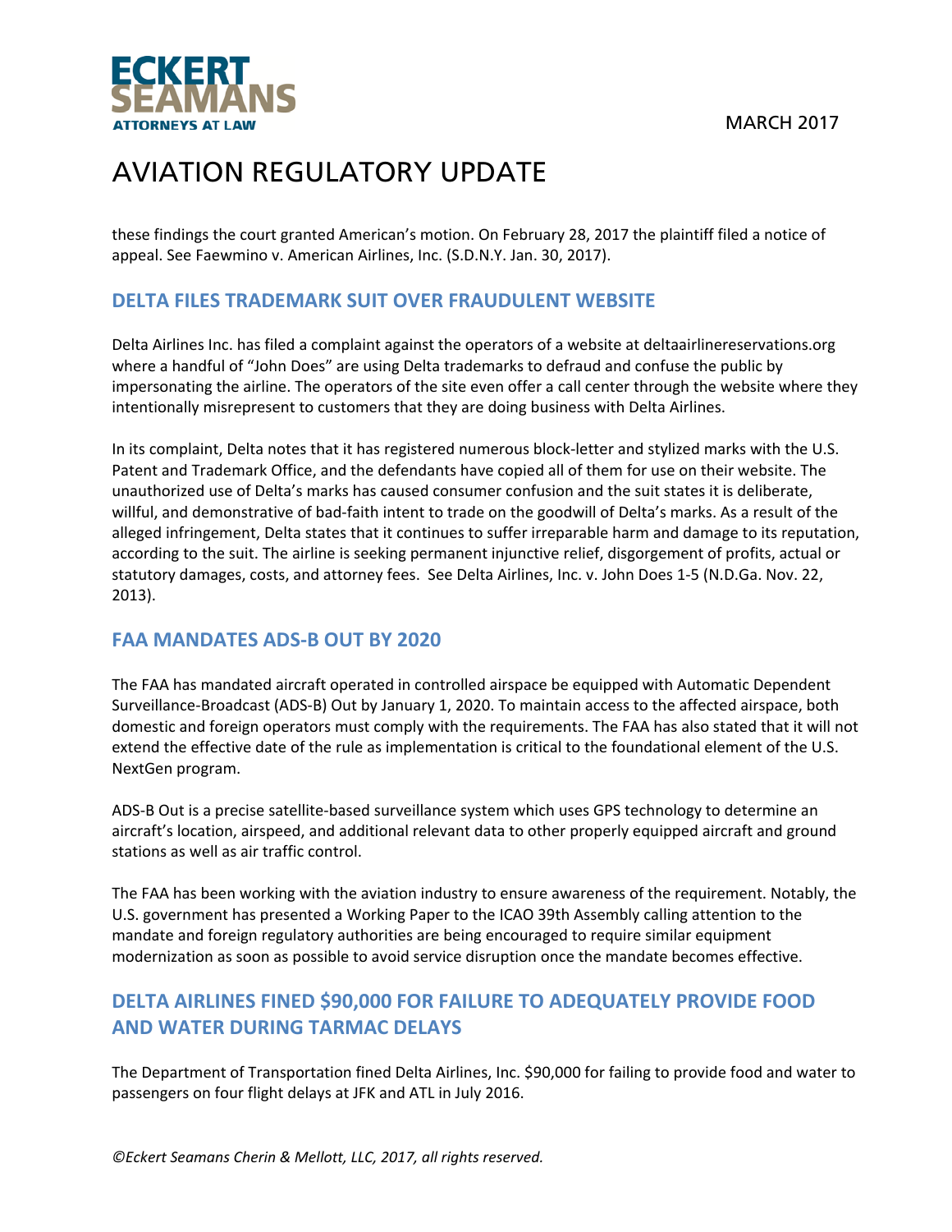these findings the court granted American's motion. On February 28, 2017 the plaintiff filed a notice of appeal. See Faewmino v. American Airlines, Inc. (S.D.N.Y. Jan. 30, 2017).

## DELTA FILES TRADEMARK SUIT OVER FRAUDULENT WEBSITE

Delta Airlines Inc. has filed a complaint against the operators of a website at deltaairlinereservations.org where a handful of "John Does" are using Delta trademarks to defraud and confuse the public by impersonating the airline. The operators of the site even offer a call center through the website where they intentionally misrepresent to customers that they are doing business with Delta Airlines.

In its complaint, Delta notes that it has registered numerous block-letter and stylized marks with the U.S. Patent and Trademark Office, and the defendants have copied all of them for use on their website. The unauthorized use of Delta's marks has caused consumer confusion and the suit states it is deliberate, willful, and demonstrative of bad-faith intent to trade on the goodwill of Delta's marks. As a result of the alleged infringement, Delta states that it continues to suffer irreparable harm and damage to its reputation, according to the suit. The airline is seeking permanent injunctive relief, disgorgement of profits, actual or statutory damages, costs, and attorney fees. See Delta Airlines, Inc. v. John Does 1-5 (N.D.Ga. Nov. 22, 2013).

## FAA MANDATES ADS-B OUT BY 2020

The FAA has mandated aircraft operated in controlled airspace be equipped with Automatic Dependent Surveillance-Broadcast (ADS-B) Out by January 1, 2020. To maintain access to the affected airspace, both domestic and foreign operators must comply with the requirements. The FAA has also stated that it will not extend the effective date of the rule as implementation is critical to the foundational element of the U.S. NextGen program.

ADS-B Out is a precise satellite-based surveillance system which uses GPS technology to determine an aircraft's location, airspeed, and additional relevant data to other properly equipped aircraft and ground stations as well as air traffic control.

The FAA has been working with the aviation industry to ensure awareness of the requirement. Notably, the U.S. government has presented a Working Paper to the ICAO 39th Assembly calling attention to the mandate and foreign regulatory authorities are being encouraged to require similar equipment modernization as soon as possible to avoid service disruption once the mandate becomes effective.

## DELTA AIRLINES FINED $90,000 FOR FAILURE TO ADEQUATELY PROVIDE FOOD AND WATER DURING TARMAC DELAYS

The Department of Transportation fined Delta Airlines, Inc. $90,000 for failing to provide food and water to passengers on four flight delays at JFK and ATL in July 2016.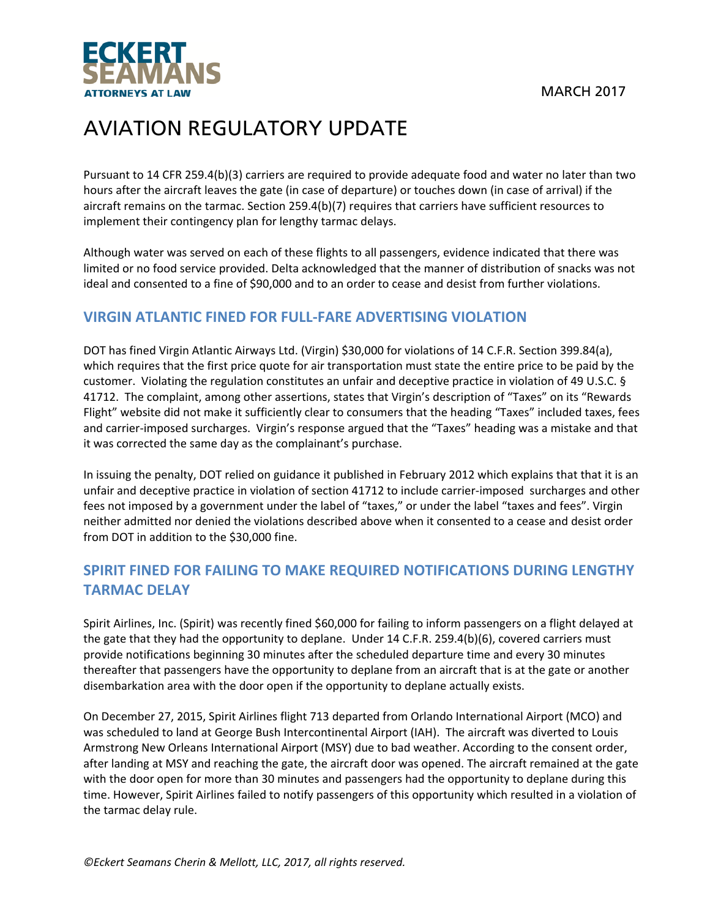Pursuant to 14 CFR 259.4(b)(3) carriers are required to provide adequate food and water no later than two hours after the aircraft leaves the gate (in case of departure) or touches down (in case of arrival) if the aircraft remains on the tarmac. Section 259.4(b)(7) requires that carriers have sufficient resources to implement their contingency plan for lengthy tarmac delays.

Although water was served on each of these flights to all passengers, evidence indicated that there was limited or no food service provided. Delta acknowledged that the manner of distribution of snacks was not ideal and consented to a fine of $90,000 and to an order to cease and desist from further violations.

## VIRGIN ATLANTIC FINED FOR FULL-FARE ADVERTISING VIOLATION

DOT has fined Virgin Atlantic Airways Ltd. (Virgin) $30,000 for violations of 14 C.F.R. Section 399.84(a), which requires that the first price quote for air transportation must state the entire price to be paid by the customer. Violating the regulation constitutes an unfair and deceptive practice in violation of 49 U.S.C. § 41712. The complaint, among other assertions, states that Virgin's description of "Taxes" on its "Rewards Flight" website did not make it sufficiently clear to consumers that the heading "Taxes" included taxes, fees and carrier-imposed surcharges. Virgin's response argued that the "Taxes" heading was a mistake and that it was corrected the same day as the complainant's purchase.

In issuing the penalty, DOT relied on guidance it published in February 2012 which explains that that it is an unfair and deceptive practice in violation of section 41712 to include carrier-imposed surcharges and other fees not imposed by a government under the label of "taxes," or under the label "taxes and fees". Virgin neither admitted nor denied the violations described above when it consented to a cease and desist order from DOT in addition to the $30,000 fine.

## SPIRIT FINED FOR FAILING TO MAKE REQUIRED NOTIFICATIONS DURING LENGTHY TARMAC DELAY

Spirit Airlines, Inc. (Spirit) was recently fined $60,000 for failing to inform passengers on a flight delayed at the gate that they had the opportunity to deplane. Under 14 C.F.R. 259.4(b)(6), covered carriers must provide notifications beginning 30 minutes after the scheduled departure time and every 30 minutes thereafter that passengers have the opportunity to deplane from an aircraft that is at the gate or another disembarkation area with the door open if the opportunity to deplane actually exists.

On December 27, 2015, Spirit Airlines flight 713 departed from Orlando International Airport (MCO) and was scheduled to land at George Bush Intercontinental Airport (IAH). The aircraft was diverted to Louis Armstrong New Orleans International Airport (MSY) due to bad weather. According to the consent order, after landing at MSY and reaching the gate, the aircraft door was opened. The aircraft remained at the gate with the door open for more than 30 minutes and passengers had the opportunity to deplane during this time. However, Spirit Airlines failed to notify passengers of this opportunity which resulted in a violation of the tarmac delay rule.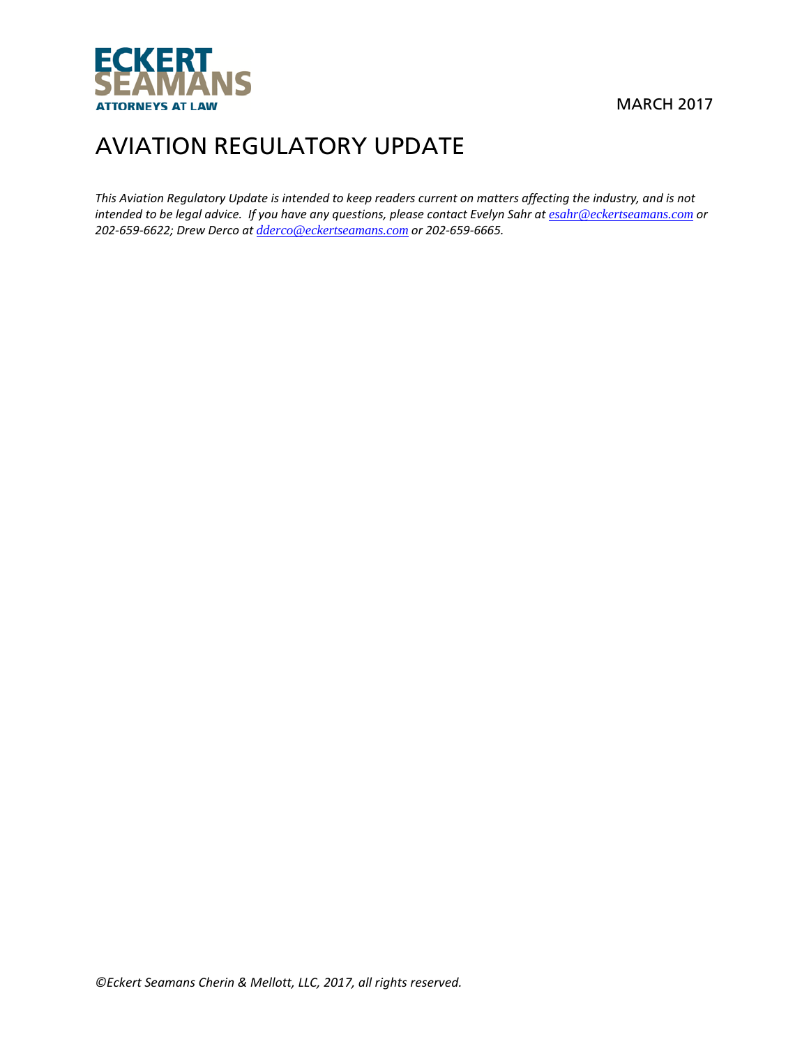ECKERT SEAMANS
ATTORNEYS AT LAW

MARCH 2017

# AVIATION REGULATORY UPDATE

*This Aviation Regulatory Update is intended to keep readers current on matters affecting the industry, and is not intended to be legal advice. If you have any questions, please contact Evelyn Sahr at esahr@eckertseamans.com or 202-659-6622; Drew Derco at dderco@eckertseamans.com or 202-659-6665.*

*©Eckert Seamans Cherin & Mellott, LLC, 2017, all rights reserved.*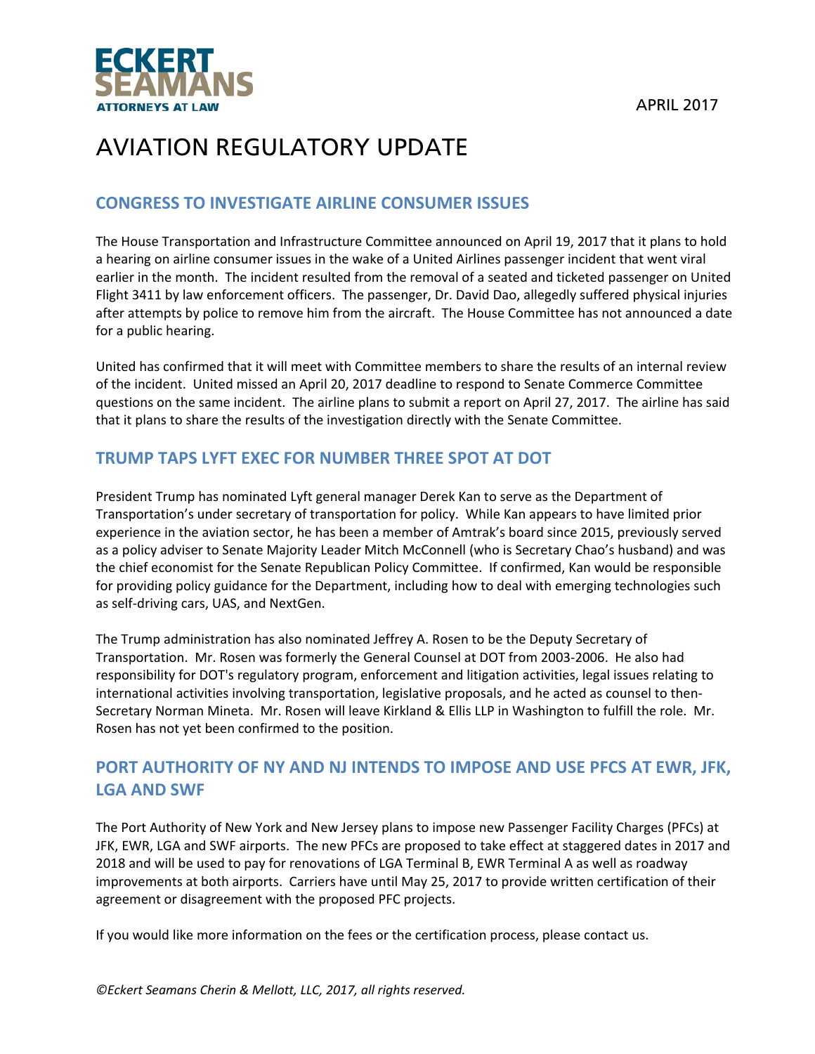ECKERT SEAMANS
ATTORNEYS AT LAW

APRIL 2017

# AVIATION REGULATORY UPDATE

## CONGRESS TO INVESTIGATE AIRLINE CONSUMER ISSUES

The House Transportation and Infrastructure Committee announced on April 19, 2017 that it plans to hold a hearing on airline consumer issues in the wake of a United Airlines passenger incident that went viral earlier in the month. The incident resulted from the removal of a seated and ticketed passenger on United Flight 3411 by law enforcement officers. The passenger, Dr. David Dao, allegedly suffered physical injuries after attempts by police to remove him from the aircraft. The House Committee has not announced a date for a public hearing.

United has confirmed that it will meet with Committee members to share the results of an internal review of the incident. United missed an April 20, 2017 deadline to respond to Senate Commerce Committee questions on the same incident. The airline plans to submit a report on April 27, 2017. The airline has said that it plans to share the results of the investigation directly with the Senate Committee.

## TRUMP TAPS LYFT EXEC FOR NUMBER THREE SPOT AT DOT

President Trump has nominated Lyft general manager Derek Kan to serve as the Department of Transportation's under secretary of transportation for policy. While Kan appears to have limited prior experience in the aviation sector, he has been a member of Amtrak's board since 2015, previously served as a policy adviser to Senate Majority Leader Mitch McConnell (who is Secretary Chao's husband) and was the chief economist for the Senate Republican Policy Committee. If confirmed, Kan would be responsible for providing policy guidance for the Department, including how to deal with emerging technologies such as self-driving cars, UAS, and NextGen.

The Trump administration has also nominated Jeffrey A. Rosen to be the Deputy Secretary of Transportation. Mr. Rosen was formerly the General Counsel at DOT from 2003-2006. He also had responsibility for DOT's regulatory program, enforcement and litigation activities, legal issues relating to international activities involving transportation, legislative proposals, and he acted as counsel to then-Secretary Norman Mineta. Mr. Rosen will leave Kirkland & Ellis LLP in Washington to fulfill the role. Mr. Rosen has not yet been confirmed to the position.

## PORT AUTHORITY OF NY AND NJ INTENDS TO IMPOSE AND USE PFCS AT EWR, JFK, LGA AND SWF

The Port Authority of New York and New Jersey plans to impose new Passenger Facility Charges (PFCs) at JFK, EWR, LGA and SWF airports. The new PFCs are proposed to take effect at staggered dates in 2017 and 2018 and will be used to pay for renovations of LGA Terminal B, EWR Terminal A as well as roadway improvements at both airports. Carriers have until May 25, 2017 to provide written certification of their agreement or disagreement with the proposed PFC projects.

If you would like more information on the fees or the certification process, please contact us.

*©Eckert Seamans Cherin & Mellott, LLC, 2017, all rights reserved.*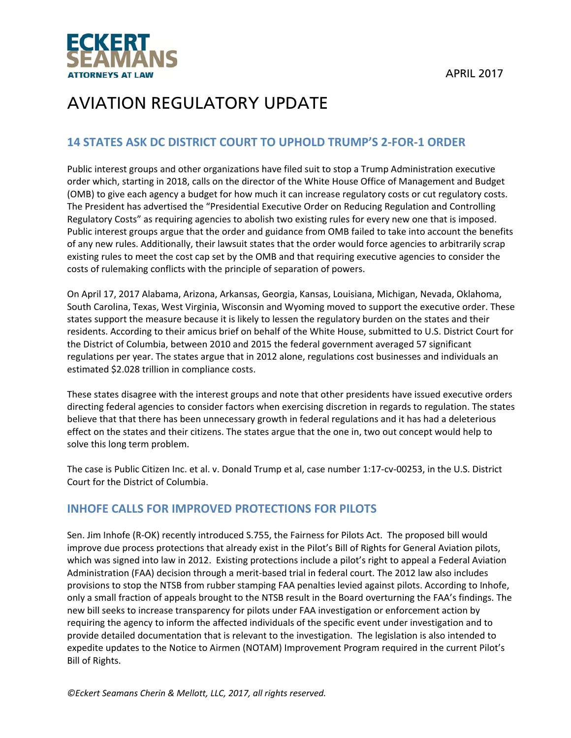ECKERT SEAMANS
ATTORNEYS AT LAW

APRIL 2017

# AVIATION REGULATORY UPDATE

## 14 STATES ASK DC DISTRICT COURT TO UPHOLD TRUMP'S 2-FOR-1 ORDER

Public interest groups and other organizations have filed suit to stop a Trump Administration executive order which, starting in 2018, calls on the director of the White House Office of Management and Budget (OMB) to give each agency a budget for how much it can increase regulatory costs or cut regulatory costs. The President has advertised the "Presidential Executive Order on Reducing Regulation and Controlling Regulatory Costs" as requiring agencies to abolish two existing rules for every new one that is imposed. Public interest groups argue that the order and guidance from OMB failed to take into account the benefits of any new rules. Additionally, their lawsuit states that the order would force agencies to arbitrarily scrap existing rules to meet the cost cap set by the OMB and that requiring executive agencies to consider the costs of rulemaking conflicts with the principle of separation of powers.

On April 17, 2017 Alabama, Arizona, Arkansas, Georgia, Kansas, Louisiana, Michigan, Nevada, Oklahoma, South Carolina, Texas, West Virginia, Wisconsin and Wyoming moved to support the executive order. These states support the measure because it is likely to lessen the regulatory burden on the states and their residents. According to their amicus brief on behalf of the White House, submitted to U.S. District Court for the District of Columbia, between 2010 and 2015 the federal government averaged 57 significant regulations per year. The states argue that in 2012 alone, regulations cost businesses and individuals an estimated $2.028 trillion in compliance costs.

These states disagree with the interest groups and note that other presidents have issued executive orders directing federal agencies to consider factors when exercising discretion in regards to regulation. The states believe that that there has been unnecessary growth in federal regulations and it has had a deleterious effect on the states and their citizens. The states argue that the one in, two out concept would help to solve this long term problem.

The case is Public Citizen Inc. et al. v. Donald Trump et al, case number 1:17-cv-00253, in the U.S. District Court for the District of Columbia.

## INHOFE CALLS FOR IMPROVED PROTECTIONS FOR PILOTS

Sen. Jim Inhofe (R-OK) recently introduced S.755, the Fairness for Pilots Act. The proposed bill would improve due process protections that already exist in the Pilot's Bill of Rights for General Aviation pilots, which was signed into law in 2012. Existing protections include a pilot's right to appeal a Federal Aviation Administration (FAA) decision through a merit-based trial in federal court. The 2012 law also includes provisions to stop the NTSB from rubber stamping FAA penalties levied against pilots. According to Inhofe, only a small fraction of appeals brought to the NTSB result in the Board overturning the FAA's findings. The new bill seeks to increase transparency for pilots under FAA investigation or enforcement action by requiring the agency to inform the affected individuals of the specific event under investigation and to provide detailed documentation that is relevant to the investigation. The legislation is also intended to expedite updates to the Notice to Airmen (NOTAM) Improvement Program required in the current Pilot's Bill of Rights.

*©Eckert Seamans Cherin & Mellott, LLC, 2017, all rights reserved.*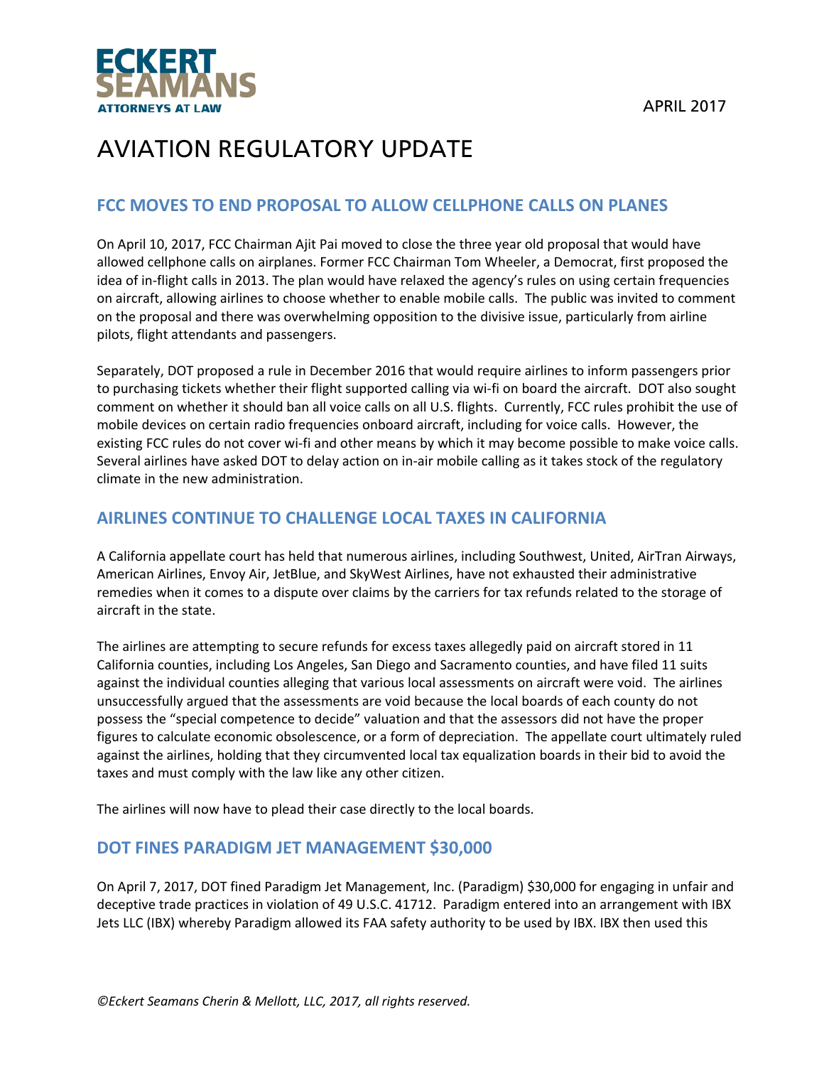# AVIATION REGULATORY UPDATE

APRIL 2017

## FCC MOVES TO END PROPOSAL TO ALLOW CELLPHONE CALLS ON PLANES

On April 10, 2017, FCC Chairman Ajit Pai moved to close the three year old proposal that would have allowed cellphone calls on airplanes. Former FCC Chairman Tom Wheeler, a Democrat, first proposed the idea of in-flight calls in 2013. The plan would have relaxed the agency's rules on using certain frequencies on aircraft, allowing airlines to choose whether to enable mobile calls. The public was invited to comment on the proposal and there was overwhelming opposition to the divisive issue, particularly from airline pilots, flight attendants and passengers.

Separately, DOT proposed a rule in December 2016 that would require airlines to inform passengers prior to purchasing tickets whether their flight supported calling via wi-fi on board the aircraft. DOT also sought comment on whether it should ban all voice calls on all U.S. flights. Currently, FCC rules prohibit the use of mobile devices on certain radio frequencies onboard aircraft, including for voice calls. However, the existing FCC rules do not cover wi-fi and other means by which it may become possible to make voice calls. Several airlines have asked DOT to delay action on in-air mobile calling as it takes stock of the regulatory climate in the new administration.

## AIRLINES CONTINUE TO CHALLENGE LOCAL TAXES IN CALIFORNIA

A California appellate court has held that numerous airlines, including Southwest, United, AirTran Airways, American Airlines, Envoy Air, JetBlue, and SkyWest Airlines, have not exhausted their administrative remedies when it comes to a dispute over claims by the carriers for tax refunds related to the storage of aircraft in the state.

The airlines are attempting to secure refunds for excess taxes allegedly paid on aircraft stored in 11 California counties, including Los Angeles, San Diego and Sacramento counties, and have filed 11 suits against the individual counties alleging that various local assessments on aircraft were void. The airlines unsuccessfully argued that the assessments are void because the local boards of each county do not possess the "special competence to decide" valuation and that the assessors did not have the proper figures to calculate economic obsolescence, or a form of depreciation. The appellate court ultimately ruled against the airlines, holding that they circumvented local tax equalization boards in their bid to avoid the taxes and must comply with the law like any other citizen.

The airlines will now have to plead their case directly to the local boards.

## DOT FINES PARADIGM JET MANAGEMENT $30,000

On April 7, 2017, DOT fined Paradigm Jet Management, Inc. (Paradigm) $30,000 for engaging in unfair and deceptive trade practices in violation of 49 U.S.C. 41712. Paradigm entered into an arrangement with IBX Jets LLC (IBX) whereby Paradigm allowed its FAA safety authority to be used by IBX. IBX then used this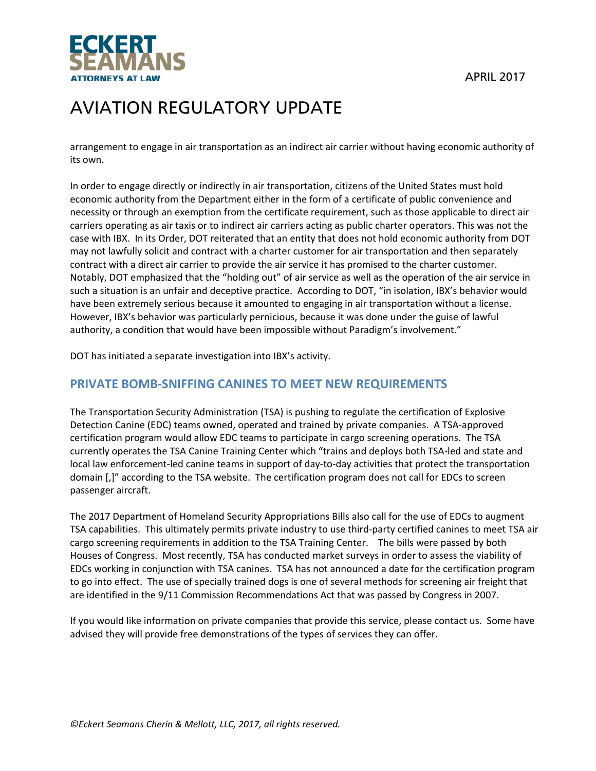arrangement to engage in air transportation as an indirect air carrier without having economic authority of its own.

In order to engage directly or indirectly in air transportation, citizens of the United States must hold economic authority from the Department either in the form of a certificate of public convenience and necessity or through an exemption from the certificate requirement, such as those applicable to direct air carriers operating as air taxis or to indirect air carriers acting as public charter operators. This was not the case with IBX. In its Order, DOT reiterated that an entity that does not hold economic authority from DOT may not lawfully solicit and contract with a charter customer for air transportation and then separately contract with a direct air carrier to provide the air service it has promised to the charter customer. Notably, DOT emphasized that the "holding out" of air service as well as the operation of the air service in such a situation is an unfair and deceptive practice. According to DOT, "in isolation, IBX's behavior would have been extremely serious because it amounted to engaging in air transportation without a license. However, IBX's behavior was particularly pernicious, because it was done under the guise of lawful authority, a condition that would have been impossible without Paradigm's involvement."

DOT has initiated a separate investigation into IBX's activity.

## PRIVATE BOMB-SNIFFING CANINES TO MEET NEW REQUIREMENTS

The Transportation Security Administration (TSA) is pushing to regulate the certification of Explosive Detection Canine (EDC) teams owned, operated and trained by private companies. A TSA-approved certification program would allow EDC teams to participate in cargo screening operations. The TSA currently operates the TSA Canine Training Center which "trains and deploys both TSA-led and state and local law enforcement-led canine teams in support of day-to-day activities that protect the transportation domain [,]" according to the TSA website. The certification program does not call for EDCs to screen passenger aircraft.

The 2017 Department of Homeland Security Appropriations Bills also call for the use of EDCs to augment TSA capabilities. This ultimately permits private industry to use third-party certified canines to meet TSA air cargo screening requirements in addition to the TSA Training Center. The bills were passed by both Houses of Congress. Most recently, TSA has conducted market surveys in order to assess the viability of EDCs working in conjunction with TSA canines. TSA has not announced a date for the certification program to go into effect. The use of specially trained dogs is one of several methods for screening air freight that are identified in the 9/11 Commission Recommendations Act that was passed by Congress in 2007.

If you would like information on private companies that provide this service, please contact us. Some have advised they will provide free demonstrations of the types of services they can offer.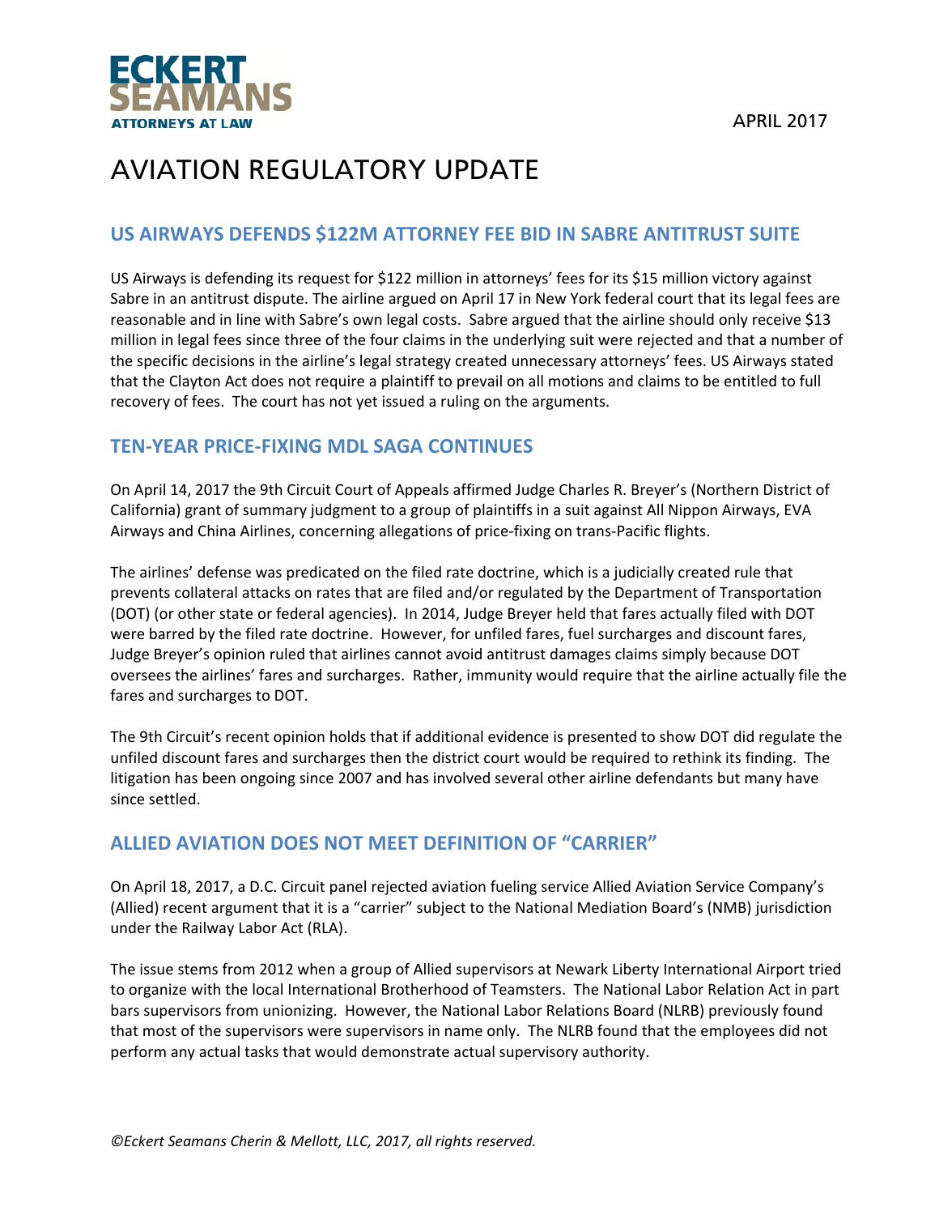APRIL 2017

# AVIATION REGULATORY UPDATE

## US AIRWAYS DEFENDS $122M ATTORNEY FEE BID IN SABRE ANTITRUST SUITE

US Airways is defending its request for $122 million in attorneys' fees for its $15 million victory against Sabre in an antitrust dispute. The airline argued on April 17 in New York federal court that its legal fees are reasonable and in line with Sabre's own legal costs. Sabre argued that the airline should only receive $13 million in legal fees since three of the four claims in the underlying suit were rejected and that a number of the specific decisions in the airline's legal strategy created unnecessary attorneys' fees. US Airways stated that the Clayton Act does not require a plaintiff to prevail on all motions and claims to be entitled to full recovery of fees. The court has not yet issued a ruling on the arguments.

## TEN-YEAR PRICE-FIXING MDL SAGA CONTINUES

On April 14, 2017 the 9th Circuit Court of Appeals affirmed Judge Charles R. Breyer's (Northern District of California) grant of summary judgment to a group of plaintiffs in a suit against All Nippon Airways, EVA Airways and China Airlines, concerning allegations of price-fixing on trans-Pacific flights.

The airlines' defense was predicated on the filed rate doctrine, which is a judicially created rule that prevents collateral attacks on rates that are filed and/or regulated by the Department of Transportation (DOT) (or other state or federal agencies). In 2014, Judge Breyer held that fares actually filed with DOT were barred by the filed rate doctrine. However, for unfiled fares, fuel surcharges and discount fares, Judge Breyer's opinion ruled that airlines cannot avoid antitrust damages claims simply because DOT oversees the airlines' fares and surcharges. Rather, immunity would require that the airline actually file the fares and surcharges to DOT.

The 9th Circuit's recent opinion holds that if additional evidence is presented to show DOT did regulate the unfiled discount fares and surcharges then the district court would be required to rethink its finding. The litigation has been ongoing since 2007 and has involved several other airline defendants but many have since settled.

## ALLIED AVIATION DOES NOT MEET DEFINITION OF "CARRIER"

On April 18, 2017, a D.C. Circuit panel rejected aviation fueling service Allied Aviation Service Company's (Allied) recent argument that it is a "carrier" subject to the National Mediation Board's (NMB) jurisdiction under the Railway Labor Act (RLA).

The issue stems from 2012 when a group of Allied supervisors at Newark Liberty International Airport tried to organize with the local International Brotherhood of Teamsters. The National Labor Relation Act in part bars supervisors from unionizing. However, the National Labor Relations Board (NLRB) previously found that most of the supervisors were supervisors in name only. The NLRB found that the employees did not perform any actual tasks that would demonstrate actual supervisory authority.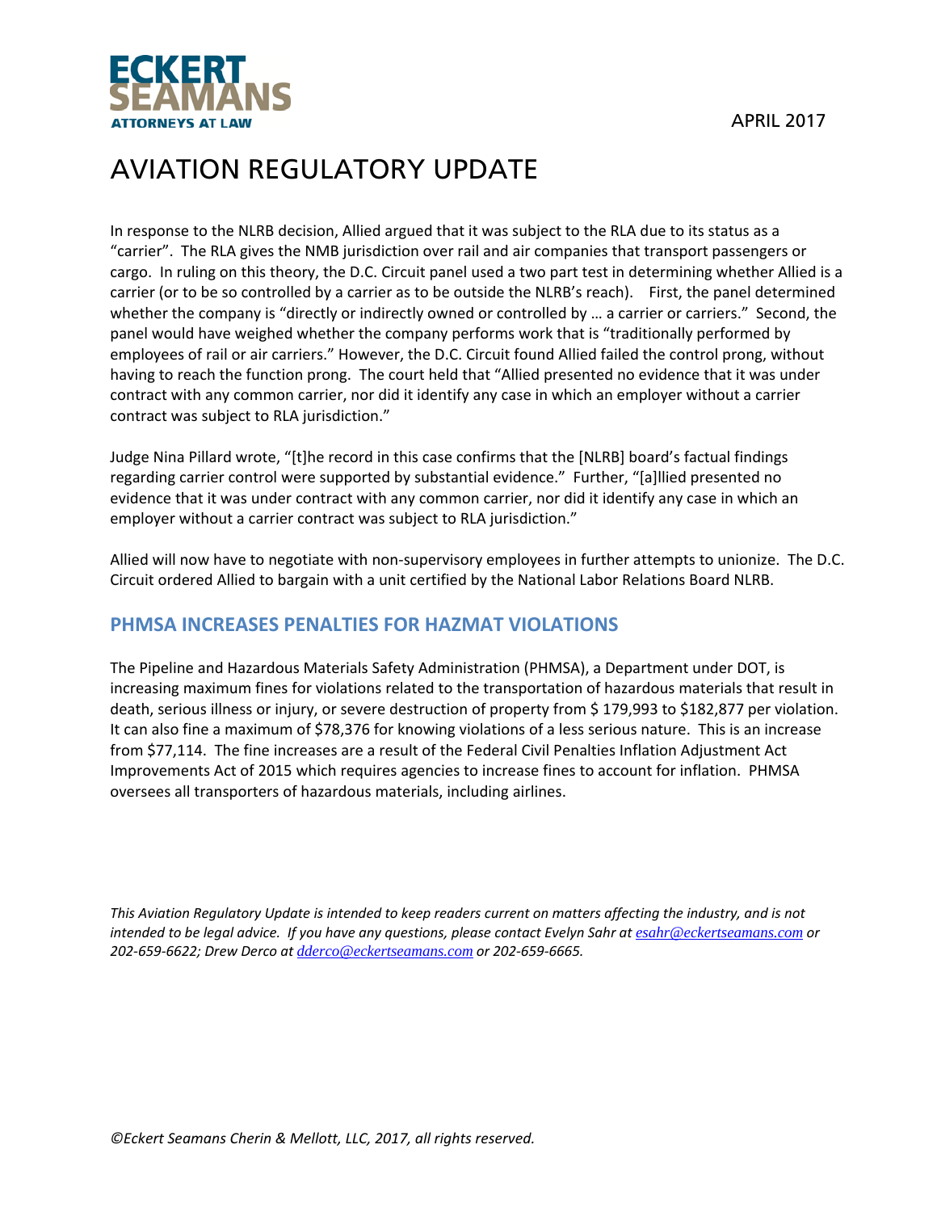In response to the NLRB decision, Allied argued that it was subject to the RLA due to its status as a "carrier". The RLA gives the NMB jurisdiction over rail and air companies that transport passengers or cargo. In ruling on this theory, the D.C. Circuit panel used a two part test in determining whether Allied is a carrier (or to be so controlled by a carrier as to be outside the NLRB's reach). First, the panel determined whether the company is "directly or indirectly owned or controlled by … a carrier or carriers." Second, the panel would have weighed whether the company performs work that is "traditionally performed by employees of rail or air carriers." However, the D.C. Circuit found Allied failed the control prong, without having to reach the function prong. The court held that "Allied presented no evidence that it was under contract with any common carrier, nor did it identify any case in which an employer without a carrier contract was subject to RLA jurisdiction."

Judge Nina Pillard wrote, "[t]he record in this case confirms that the [NLRB] board's factual findings regarding carrier control were supported by substantial evidence." Further, "[a]llied presented no evidence that it was under contract with any common carrier, nor did it identify any case in which an employer without a carrier contract was subject to RLA jurisdiction."

Allied will now have to negotiate with non-supervisory employees in further attempts to unionize. The D.C. Circuit ordered Allied to bargain with a unit certified by the National Labor Relations Board NLRB.

## PHMSA INCREASES PENALTIES FOR HAZMAT VIOLATIONS

The Pipeline and Hazardous Materials Safety Administration (PHMSA), a Department under DOT, is increasing maximum fines for violations related to the transportation of hazardous materials that result in death, serious illness or injury, or severe destruction of property from $ 179,993 to $182,877 per violation. It can also fine a maximum of $78,376 for knowing violations of a less serious nature. This is an increase from $77,114. The fine increases are a result of the Federal Civil Penalties Inflation Adjustment Act Improvements Act of 2015 which requires agencies to increase fines to account for inflation. PHMSA oversees all transporters of hazardous materials, including airlines.

*This Aviation Regulatory Update is intended to keep readers current on matters affecting the industry, and is not intended to be legal advice. If you have any questions, please contact Evelyn Sahr at esahr@eckertseamans.com or 202-659-6622; Drew Derco at dderco@eckertseamans.com or 202-659-6665.*

*©Eckert Seamans Cherin & Mellott, LLC, 2017, all rights reserved.*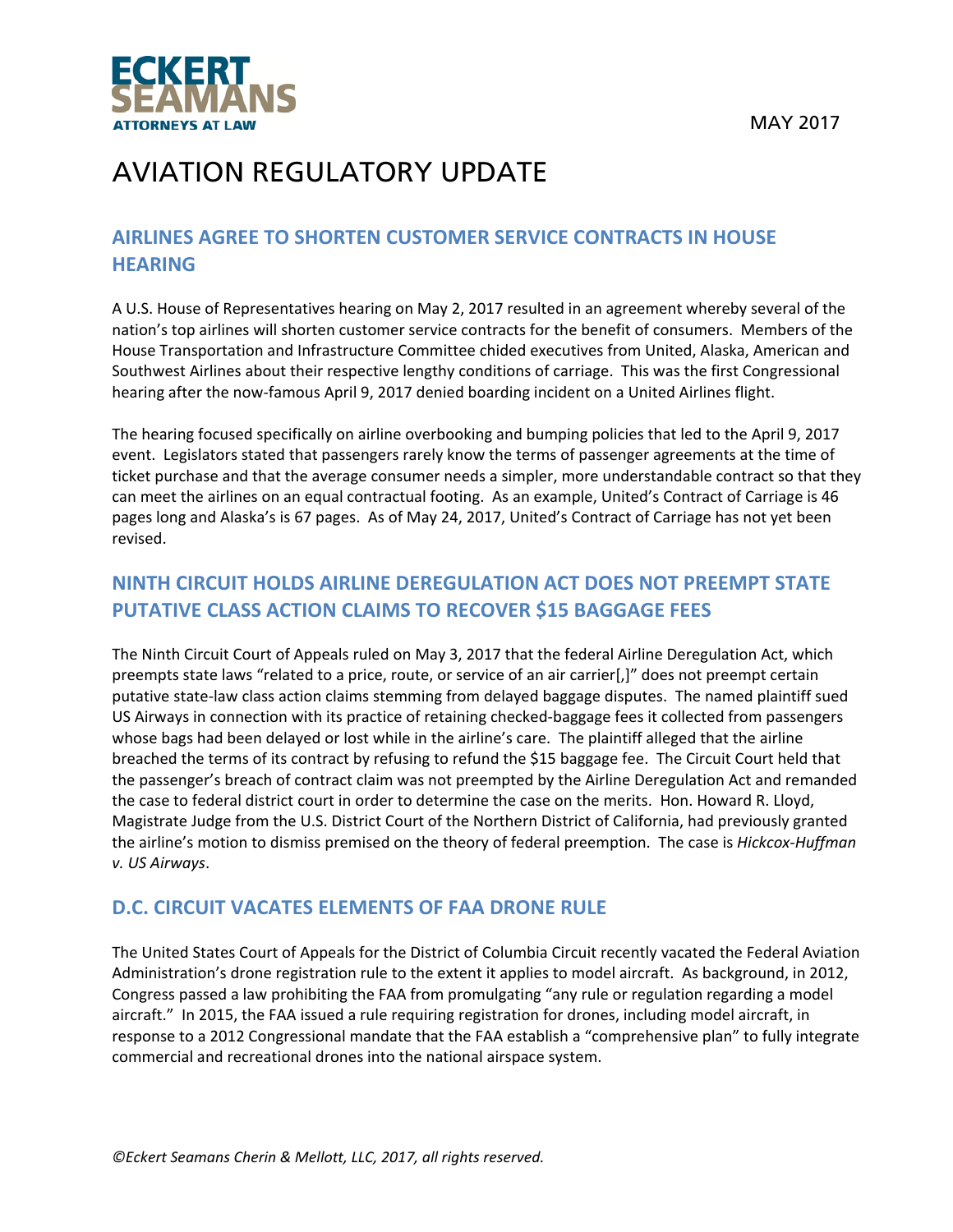MAY 2017

# AVIATION REGULATORY UPDATE

## AIRLINES AGREE TO SHORTEN CUSTOMER SERVICE CONTRACTS IN HOUSE HEARING

A U.S. House of Representatives hearing on May 2, 2017 resulted in an agreement whereby several of the nation's top airlines will shorten customer service contracts for the benefit of consumers. Members of the House Transportation and Infrastructure Committee chided executives from United, Alaska, American and Southwest Airlines about their respective lengthy conditions of carriage. This was the first Congressional hearing after the now-famous April 9, 2017 denied boarding incident on a United Airlines flight.

The hearing focused specifically on airline overbooking and bumping policies that led to the April 9, 2017 event. Legislators stated that passengers rarely know the terms of passenger agreements at the time of ticket purchase and that the average consumer needs a simpler, more understandable contract so that they can meet the airlines on an equal contractual footing. As an example, United's Contract of Carriage is 46 pages long and Alaska's is 67 pages. As of May 24, 2017, United's Contract of Carriage has not yet been revised.

## NINTH CIRCUIT HOLDS AIRLINE DEREGULATION ACT DOES NOT PREEMPT STATE PUTATIVE CLASS ACTION CLAIMS TO RECOVER $15 BAGGAGE FEES

The Ninth Circuit Court of Appeals ruled on May 3, 2017 that the federal Airline Deregulation Act, which preempts state laws "related to a price, route, or service of an air carrier[,]" does not preempt certain putative state-law class action claims stemming from delayed baggage disputes. The named plaintiff sued US Airways in connection with its practice of retaining checked-baggage fees it collected from passengers whose bags had been delayed or lost while in the airline's care. The plaintiff alleged that the airline breached the terms of its contract by refusing to refund the $15 baggage fee. The Circuit Court held that the passenger's breach of contract claim was not preempted by the Airline Deregulation Act and remanded the case to federal district court in order to determine the case on the merits. Hon. Howard R. Lloyd, Magistrate Judge from the U.S. District Court of the Northern District of California, had previously granted the airline's motion to dismiss premised on the theory of federal preemption. The case is *Hickcox-Huffman v. US Airways*.

## D.C. CIRCUIT VACATES ELEMENTS OF FAA DRONE RULE

The United States Court of Appeals for the District of Columbia Circuit recently vacated the Federal Aviation Administration's drone registration rule to the extent it applies to model aircraft. As background, in 2012, Congress passed a law prohibiting the FAA from promulgating "any rule or regulation regarding a model aircraft." In 2015, the FAA issued a rule requiring registration for drones, including model aircraft, in response to a 2012 Congressional mandate that the FAA establish a "comprehensive plan" to fully integrate commercial and recreational drones into the national airspace system.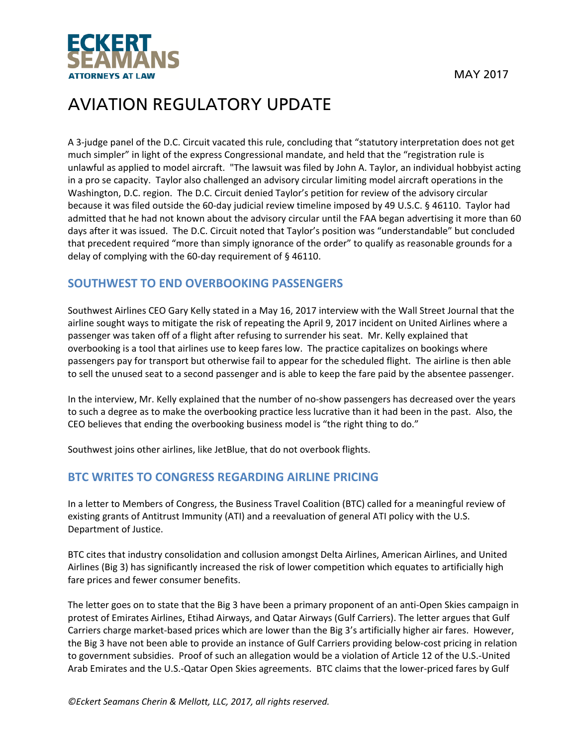A 3-judge panel of the D.C. Circuit vacated this rule, concluding that "statutory interpretation does not get much simpler" in light of the express Congressional mandate, and held that the "registration rule is unlawful as applied to model aircraft. "The lawsuit was filed by John A. Taylor, an individual hobbyist acting in a pro se capacity. Taylor also challenged an advisory circular limiting model aircraft operations in the Washington, D.C. region. The D.C. Circuit denied Taylor's petition for review of the advisory circular because it was filed outside the 60-day judicial review timeline imposed by 49 U.S.C. § 46110. Taylor had admitted that he had not known about the advisory circular until the FAA began advertising it more than 60 days after it was issued. The D.C. Circuit noted that Taylor's position was "understandable" but concluded that precedent required "more than simply ignorance of the order" to qualify as reasonable grounds for a delay of complying with the 60-day requirement of § 46110.

## SOUTHWEST TO END OVERBOOKING PASSENGERS

Southwest Airlines CEO Gary Kelly stated in a May 16, 2017 interview with the Wall Street Journal that the airline sought ways to mitigate the risk of repeating the April 9, 2017 incident on United Airlines where a passenger was taken off of a flight after refusing to surrender his seat. Mr. Kelly explained that overbooking is a tool that airlines use to keep fares low. The practice capitalizes on bookings where passengers pay for transport but otherwise fail to appear for the scheduled flight. The airline is then able to sell the unused seat to a second passenger and is able to keep the fare paid by the absentee passenger.

In the interview, Mr. Kelly explained that the number of no-show passengers has decreased over the years to such a degree as to make the overbooking practice less lucrative than it had been in the past. Also, the CEO believes that ending the overbooking business model is "the right thing to do."

Southwest joins other airlines, like JetBlue, that do not overbook flights.

## BTC WRITES TO CONGRESS REGARDING AIRLINE PRICING

In a letter to Members of Congress, the Business Travel Coalition (BTC) called for a meaningful review of existing grants of Antitrust Immunity (ATI) and a reevaluation of general ATI policy with the U.S. Department of Justice.

BTC cites that industry consolidation and collusion amongst Delta Airlines, American Airlines, and United Airlines (Big 3) has significantly increased the risk of lower competition which equates to artificially high fare prices and fewer consumer benefits.

The letter goes on to state that the Big 3 have been a primary proponent of an anti-Open Skies campaign in protest of Emirates Airlines, Etihad Airways, and Qatar Airways (Gulf Carriers). The letter argues that Gulf Carriers charge market-based prices which are lower than the Big 3's artificially higher air fares. However, the Big 3 have not been able to provide an instance of Gulf Carriers providing below-cost pricing in relation to government subsidies. Proof of such an allegation would be a violation of Article 12 of the U.S.-United Arab Emirates and the U.S.-Qatar Open Skies agreements. BTC claims that the lower-priced fares by Gulf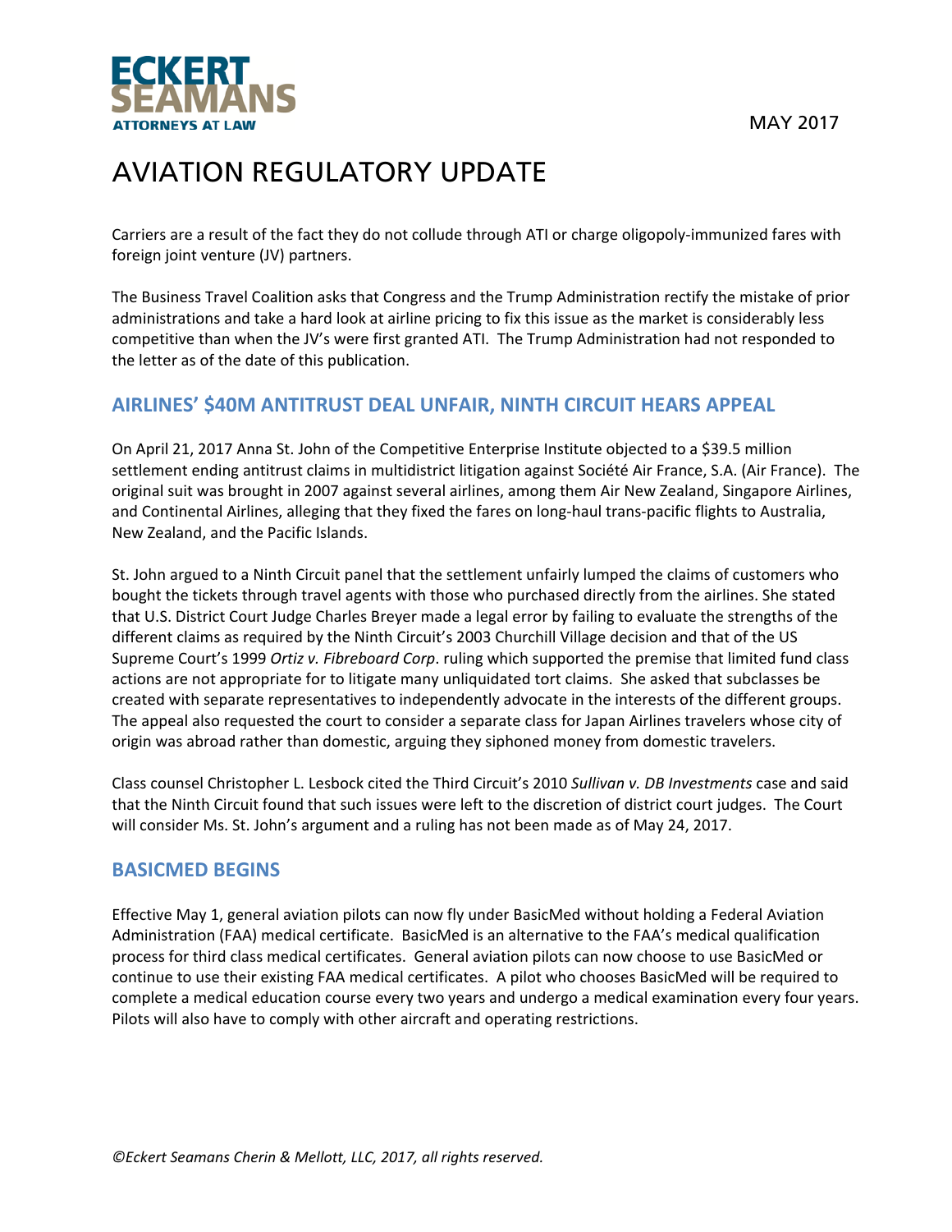Carriers are a result of the fact they do not collude through ATI or charge oligopoly-immunized fares with foreign joint venture (JV) partners.

The Business Travel Coalition asks that Congress and the Trump Administration rectify the mistake of prior administrations and take a hard look at airline pricing to fix this issue as the market is considerably less competitive than when the JV's were first granted ATI. The Trump Administration had not responded to the letter as of the date of this publication.

## AIRLINES' $40M ANTITRUST DEAL UNFAIR, NINTH CIRCUIT HEARS APPEAL

On April 21, 2017 Anna St. John of the Competitive Enterprise Institute objected to a $39.5 million settlement ending antitrust claims in multidistrict litigation against Société Air France, S.A. (Air France). The original suit was brought in 2007 against several airlines, among them Air New Zealand, Singapore Airlines, and Continental Airlines, alleging that they fixed the fares on long-haul trans-pacific flights to Australia, New Zealand, and the Pacific Islands.

St. John argued to a Ninth Circuit panel that the settlement unfairly lumped the claims of customers who bought the tickets through travel agents with those who purchased directly from the airlines. She stated that U.S. District Court Judge Charles Breyer made a legal error by failing to evaluate the strengths of the different claims as required by the Ninth Circuit's 2003 Churchill Village decision and that of the US Supreme Court's 1999 *Ortiz v. Fibreboard Corp*. ruling which supported the premise that limited fund class actions are not appropriate for to litigate many unliquidated tort claims. She asked that subclasses be created with separate representatives to independently advocate in the interests of the different groups. The appeal also requested the court to consider a separate class for Japan Airlines travelers whose city of origin was abroad rather than domestic, arguing they siphoned money from domestic travelers.

Class counsel Christopher L. Lesbock cited the Third Circuit's 2010 *Sullivan v. DB Investments* case and said that the Ninth Circuit found that such issues were left to the discretion of district court judges. The Court will consider Ms. St. John's argument and a ruling has not been made as of May 24, 2017.

## BASICMED BEGINS

Effective May 1, general aviation pilots can now fly under BasicMed without holding a Federal Aviation Administration (FAA) medical certificate. BasicMed is an alternative to the FAA's medical qualification process for third class medical certificates. General aviation pilots can now choose to use BasicMed or continue to use their existing FAA medical certificates. A pilot who chooses BasicMed will be required to complete a medical education course every two years and undergo a medical examination every four years. Pilots will also have to comply with other aircraft and operating restrictions.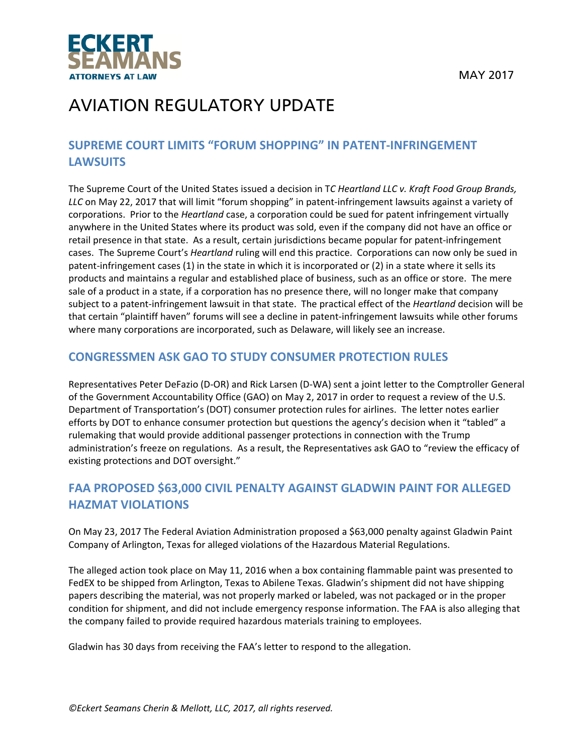MAY 2017

# AVIATION REGULATORY UPDATE

## SUPREME COURT LIMITS "FORUM SHOPPING" IN PATENT-INFRINGEMENT LAWSUITS

The Supreme Court of the United States issued a decision in T*C Heartland LLC v. Kraft Food Group Brands, LLC* on May 22, 2017 that will limit "forum shopping" in patent-infringement lawsuits against a variety of corporations. Prior to the *Heartland* case, a corporation could be sued for patent infringement virtually anywhere in the United States where its product was sold, even if the company did not have an office or retail presence in that state. As a result, certain jurisdictions became popular for patent-infringement cases. The Supreme Court's *Heartland* ruling will end this practice. Corporations can now only be sued in patent-infringement cases (1) in the state in which it is incorporated or (2) in a state where it sells its products and maintains a regular and established place of business, such as an office or store. The mere sale of a product in a state, if a corporation has no presence there, will no longer make that company subject to a patent-infringement lawsuit in that state. The practical effect of the *Heartland* decision will be that certain "plaintiff haven" forums will see a decline in patent-infringement lawsuits while other forums where many corporations are incorporated, such as Delaware, will likely see an increase.

## CONGRESSMEN ASK GAO TO STUDY CONSUMER PROTECTION RULES

Representatives Peter DeFazio (D-OR) and Rick Larsen (D-WA) sent a joint letter to the Comptroller General of the Government Accountability Office (GAO) on May 2, 2017 in order to request a review of the U.S. Department of Transportation's (DOT) consumer protection rules for airlines. The letter notes earlier efforts by DOT to enhance consumer protection but questions the agency's decision when it "tabled" a rulemaking that would provide additional passenger protections in connection with the Trump administration's freeze on regulations. As a result, the Representatives ask GAO to "review the efficacy of existing protections and DOT oversight."

## FAA PROPOSED $63,000 CIVIL PENALTY AGAINST GLADWIN PAINT FOR ALLEGED HAZMAT VIOLATIONS

On May 23, 2017 The Federal Aviation Administration proposed a $63,000 penalty against Gladwin Paint Company of Arlington, Texas for alleged violations of the Hazardous Material Regulations.

The alleged action took place on May 11, 2016 when a box containing flammable paint was presented to FedEX to be shipped from Arlington, Texas to Abilene Texas. Gladwin's shipment did not have shipping papers describing the material, was not properly marked or labeled, was not packaged or in the proper condition for shipment, and did not include emergency response information. The FAA is also alleging that the company failed to provide required hazardous materials training to employees.

Gladwin has 30 days from receiving the FAA's letter to respond to the allegation.

*©Eckert Seamans Cherin & Mellott, LLC, 2017, all rights reserved.*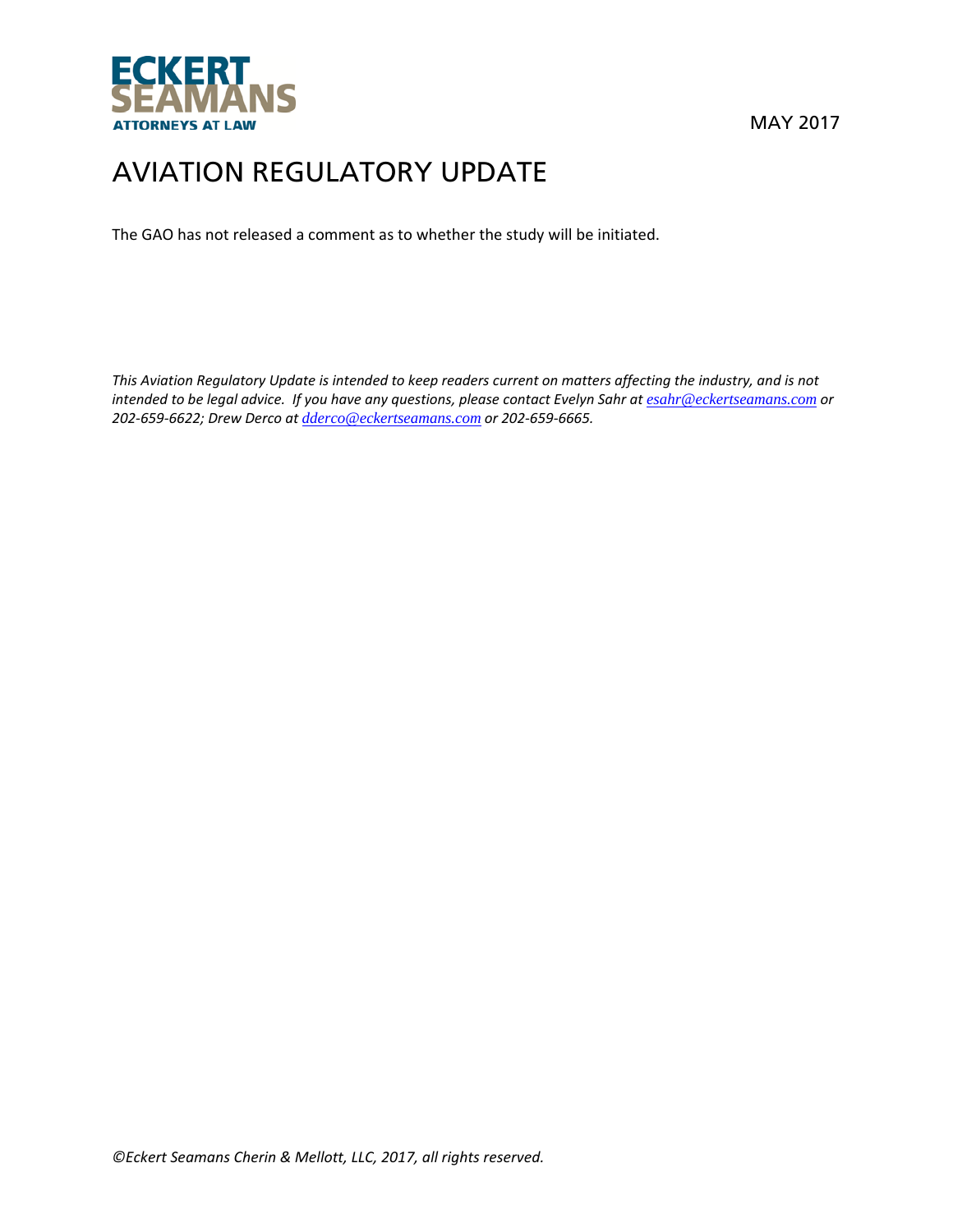The GAO has not released a comment as to whether the study will be initiated.

*This Aviation Regulatory Update is intended to keep readers current on matters affecting the industry, and is not intended to be legal advice. If you have any questions, please contact Evelyn Sahr at esahr@eckertseamans.com or 202-659-6622; Drew Derco at dderco@eckertseamans.com or 202-659-6665.*

*©Eckert Seamans Cherin & Mellott, LLC, 2017, all rights reserved.*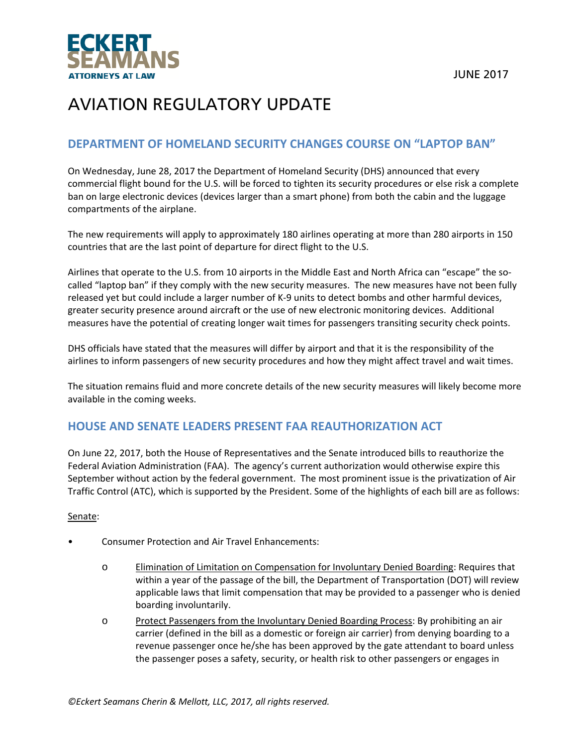**ECKERT SEAMANS**
**ATTORNEYS AT LAW**

JUNE 2017

# AVIATION REGULATORY UPDATE

## DEPARTMENT OF HOMELAND SECURITY CHANGES COURSE ON "LAPTOP BAN"

On Wednesday, June 28, 2017 the Department of Homeland Security (DHS) announced that every commercial flight bound for the U.S. will be forced to tighten its security procedures or else risk a complete ban on large electronic devices (devices larger than a smart phone) from both the cabin and the luggage compartments of the airplane.

The new requirements will apply to approximately 180 airlines operating at more than 280 airports in 150 countries that are the last point of departure for direct flight to the U.S.

Airlines that operate to the U.S. from 10 airports in the Middle East and North Africa can "escape" the so-called "laptop ban" if they comply with the new security measures. The new measures have not been fully released yet but could include a larger number of K-9 units to detect bombs and other harmful devices, greater security presence around aircraft or the use of new electronic monitoring devices. Additional measures have the potential of creating longer wait times for passengers transiting security check points.

DHS officials have stated that the measures will differ by airport and that it is the responsibility of the airlines to inform passengers of new security procedures and how they might affect travel and wait times.

The situation remains fluid and more concrete details of the new security measures will likely become more available in the coming weeks.

## HOUSE AND SENATE LEADERS PRESENT FAA REAUTHORIZATION ACT

On June 22, 2017, both the House of Representatives and the Senate introduced bills to reauthorize the Federal Aviation Administration (FAA). The agency's current authorization would otherwise expire this September without action by the federal government. The most prominent issue is the privatization of Air Traffic Control (ATC), which is supported by the President. Some of the highlights of each bill are as follows:

Senate:

- Consumer Protection and Air Travel Enhancements:
  - Elimination of Limitation on Compensation for Involuntary Denied Boarding: Requires that within a year of the passage of the bill, the Department of Transportation (DOT) will review applicable laws that limit compensation that may be provided to a passenger who is denied boarding involuntarily.
  - Protect Passengers from the Involuntary Denied Boarding Process: By prohibiting an air carrier (defined in the bill as a domestic or foreign air carrier) from denying boarding to a revenue passenger once he/she has been approved by the gate attendant to board unless the passenger poses a safety, security, or health risk to other passengers or engages in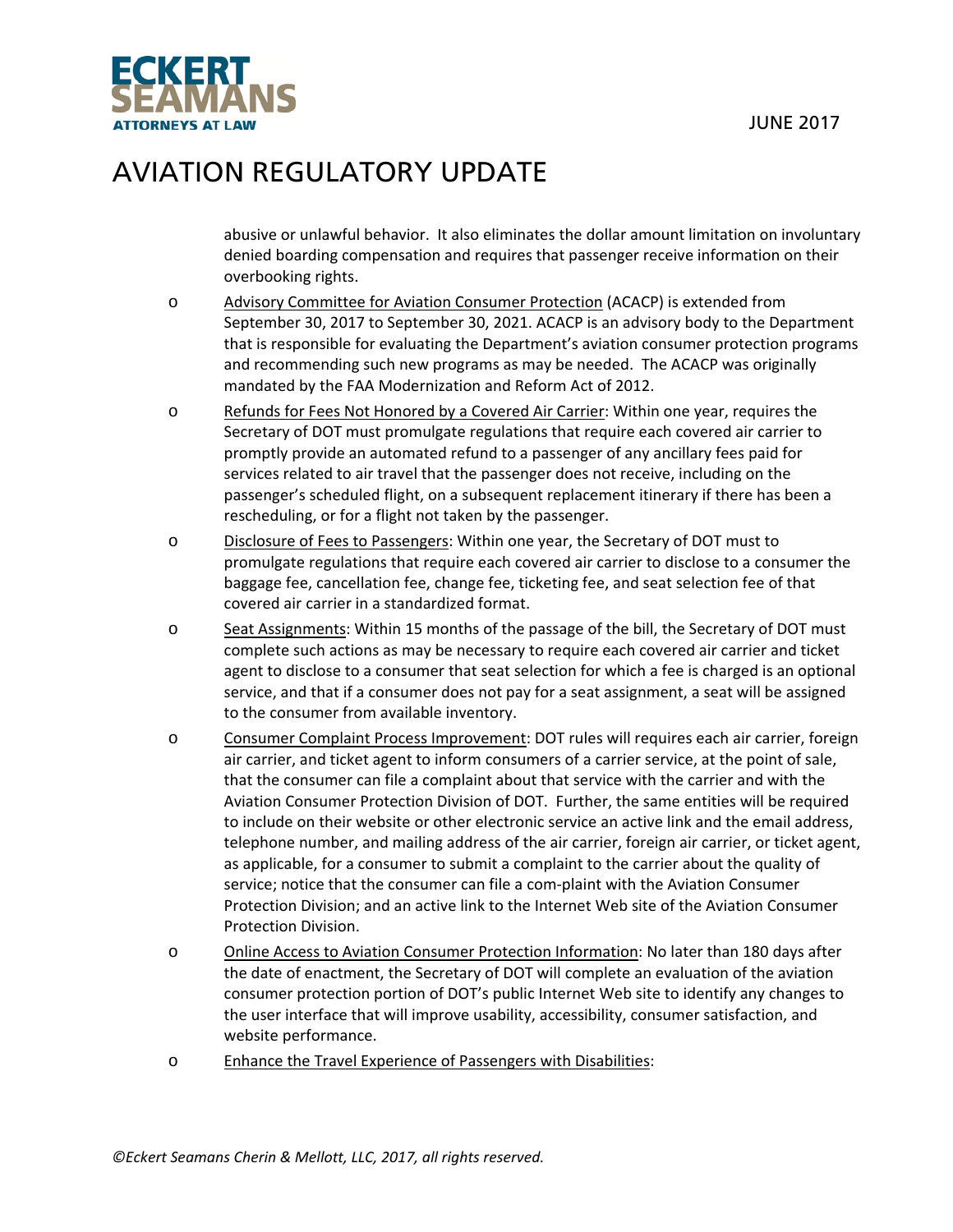abusive or unlawful behavior. It also eliminates the dollar amount limitation on involuntary denied boarding compensation and requires that passenger receive information on their overbooking rights.

- Advisory Committee for Aviation Consumer Protection (ACACP) is extended from September 30, 2017 to September 30, 2021. ACACP is an advisory body to the Department that is responsible for evaluating the Department's aviation consumer protection programs and recommending such new programs as may be needed. The ACACP was originally mandated by the FAA Modernization and Reform Act of 2012.
- Refunds for Fees Not Honored by a Covered Air Carrier: Within one year, requires the Secretary of DOT must promulgate regulations that require each covered air carrier to promptly provide an automated refund to a passenger of any ancillary fees paid for services related to air travel that the passenger does not receive, including on the passenger's scheduled flight, on a subsequent replacement itinerary if there has been a rescheduling, or for a flight not taken by the passenger.
- Disclosure of Fees to Passengers: Within one year, the Secretary of DOT must to promulgate regulations that require each covered air carrier to disclose to a consumer the baggage fee, cancellation fee, change fee, ticketing fee, and seat selection fee of that covered air carrier in a standardized format.
- Seat Assignments: Within 15 months of the passage of the bill, the Secretary of DOT must complete such actions as may be necessary to require each covered air carrier and ticket agent to disclose to a consumer that seat selection for which a fee is charged is an optional service, and that if a consumer does not pay for a seat assignment, a seat will be assigned to the consumer from available inventory.
- Consumer Complaint Process Improvement: DOT rules will requires each air carrier, foreign air carrier, and ticket agent to inform consumers of a carrier service, at the point of sale, that the consumer can file a complaint about that service with the carrier and with the Aviation Consumer Protection Division of DOT. Further, the same entities will be required to include on their website or other electronic service an active link and the email address, telephone number, and mailing address of the air carrier, foreign air carrier, or ticket agent, as applicable, for a consumer to submit a complaint to the carrier about the quality of service; notice that the consumer can file a com-plaint with the Aviation Consumer Protection Division; and an active link to the Internet Web site of the Aviation Consumer Protection Division.
- Online Access to Aviation Consumer Protection Information: No later than 180 days after the date of enactment, the Secretary of DOT will complete an evaluation of the aviation consumer protection portion of DOT's public Internet Web site to identify any changes to the user interface that will improve usability, accessibility, consumer satisfaction, and website performance.
- Enhance the Travel Experience of Passengers with Disabilities: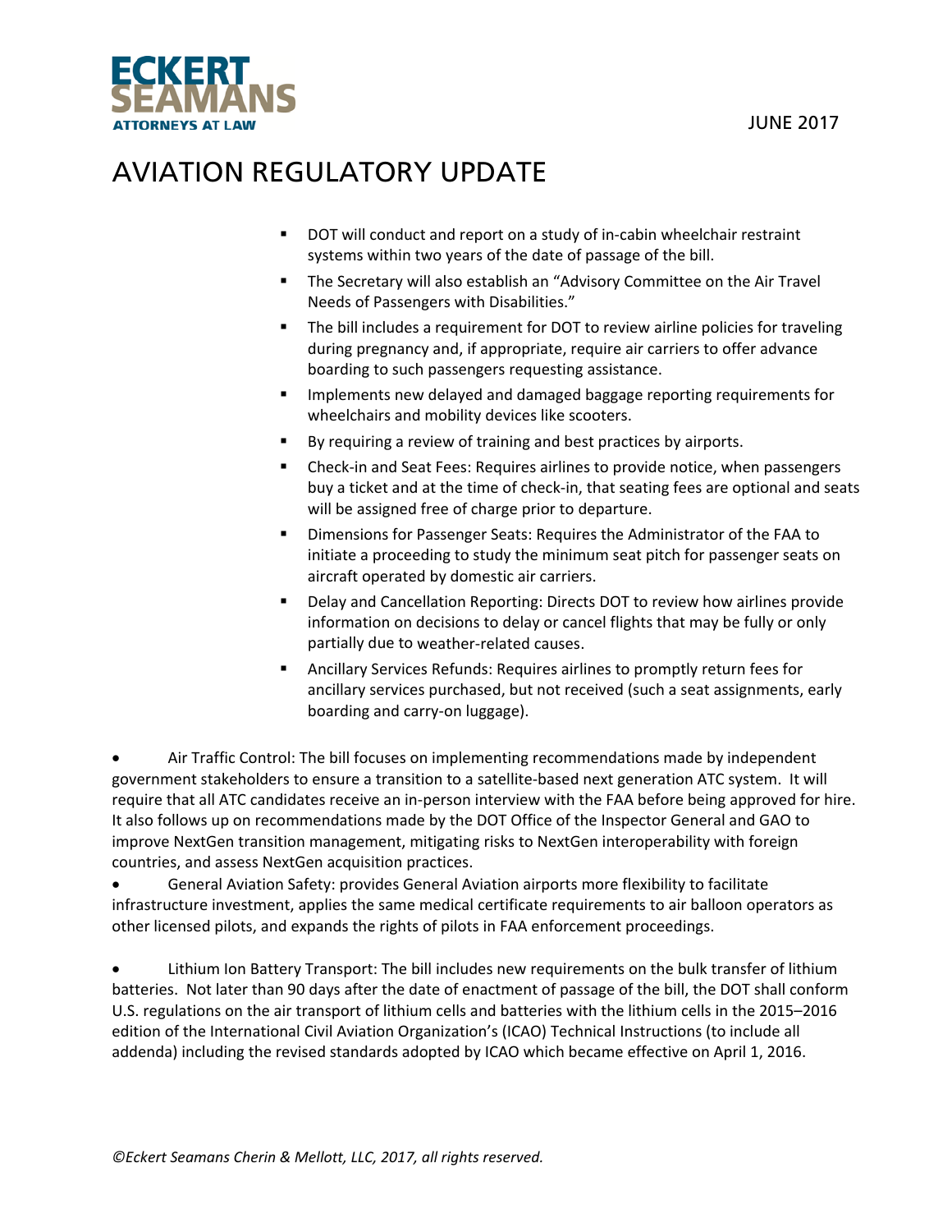# AVIATION REGULATORY UPDATE

- DOT will conduct and report on a study of in-cabin wheelchair restraint systems within two years of the date of passage of the bill.
- The Secretary will also establish an "Advisory Committee on the Air Travel Needs of Passengers with Disabilities."
- The bill includes a requirement for DOT to review airline policies for traveling during pregnancy and, if appropriate, require air carriers to offer advance boarding to such passengers requesting assistance.
- Implements new delayed and damaged baggage reporting requirements for wheelchairs and mobility devices like scooters.
- By requiring a review of training and best practices by airports.
- Check-in and Seat Fees: Requires airlines to provide notice, when passengers buy a ticket and at the time of check-in, that seating fees are optional and seats will be assigned free of charge prior to departure.
- Dimensions for Passenger Seats: Requires the Administrator of the FAA to initiate a proceeding to study the minimum seat pitch for passenger seats on aircraft operated by domestic air carriers.
- Delay and Cancellation Reporting: Directs DOT to review how airlines provide information on decisions to delay or cancel flights that may be fully or only partially due to weather-related causes.
- Ancillary Services Refunds: Requires airlines to promptly return fees for ancillary services purchased, but not received (such a seat assignments, early boarding and carry-on luggage).

- Air Traffic Control: The bill focuses on implementing recommendations made by independent government stakeholders to ensure a transition to a satellite-based next generation ATC system. It will require that all ATC candidates receive an in-person interview with the FAA before being approved for hire. It also follows up on recommendations made by the DOT Office of the Inspector General and GAO to improve NextGen transition management, mitigating risks to NextGen interoperability with foreign countries, and assess NextGen acquisition practices.
- General Aviation Safety: provides General Aviation airports more flexibility to facilitate infrastructure investment, applies the same medical certificate requirements to air balloon operators as other licensed pilots, and expands the rights of pilots in FAA enforcement proceedings.

- Lithium Ion Battery Transport: The bill includes new requirements on the bulk transfer of lithium batteries. Not later than 90 days after the date of enactment of passage of the bill, the DOT shall conform U.S. regulations on the air transport of lithium cells and batteries with the lithium cells in the 2015–2016 edition of the International Civil Aviation Organization's (ICAO) Technical Instructions (to include all addenda) including the revised standards adopted by ICAO which became effective on April 1, 2016.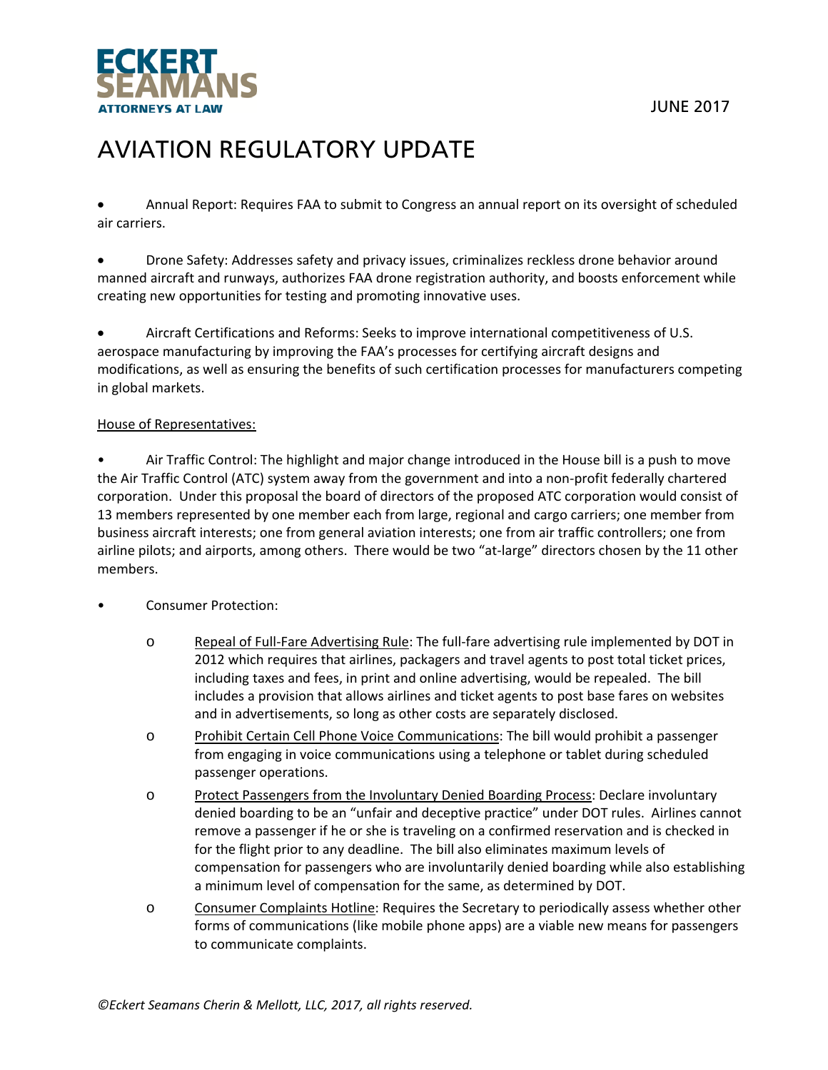- Annual Report: Requires FAA to submit to Congress an annual report on its oversight of scheduled air carriers.

- Drone Safety: Addresses safety and privacy issues, criminalizes reckless drone behavior around manned aircraft and runways, authorizes FAA drone registration authority, and boosts enforcement while creating new opportunities for testing and promoting innovative uses.

- Aircraft Certifications and Reforms: Seeks to improve international competitiveness of U.S. aerospace manufacturing by improving the FAA's processes for certifying aircraft designs and modifications, as well as ensuring the benefits of such certification processes for manufacturers competing in global markets.

<u>House of Representatives:</u>

- Air Traffic Control: The highlight and major change introduced in the House bill is a push to move the Air Traffic Control (ATC) system away from the government and into a non-profit federally chartered corporation. Under this proposal the board of directors of the proposed ATC corporation would consist of 13 members represented by one member each from large, regional and cargo carriers; one member from business aircraft interests; one from general aviation interests; one from air traffic controllers; one from airline pilots; and airports, among others. There would be two "at-large" directors chosen by the 11 other members.

- Consumer Protection:

    - <u>Repeal of Full-Fare Advertising Rule</u>: The full-fare advertising rule implemented by DOT in 2012 which requires that airlines, packagers and travel agents to post total ticket prices, including taxes and fees, in print and online advertising, would be repealed. The bill includes a provision that allows airlines and ticket agents to post base fares on websites and in advertisements, so long as other costs are separately disclosed.
    - <u>Prohibit Certain Cell Phone Voice Communications</u>: The bill would prohibit a passenger from engaging in voice communications using a telephone or tablet during scheduled passenger operations.
    - <u>Protect Passengers from the Involuntary Denied Boarding Process</u>: Declare involuntary denied boarding to be an "unfair and deceptive practice" under DOT rules. Airlines cannot remove a passenger if he or she is traveling on a confirmed reservation and is checked in for the flight prior to any deadline. The bill also eliminates maximum levels of compensation for passengers who are involuntarily denied boarding while also establishing a minimum level of compensation for the same, as determined by DOT.
    - <u>Consumer Complaints Hotline</u>: Requires the Secretary to periodically assess whether other forms of communications (like mobile phone apps) are a viable new means for passengers to communicate complaints.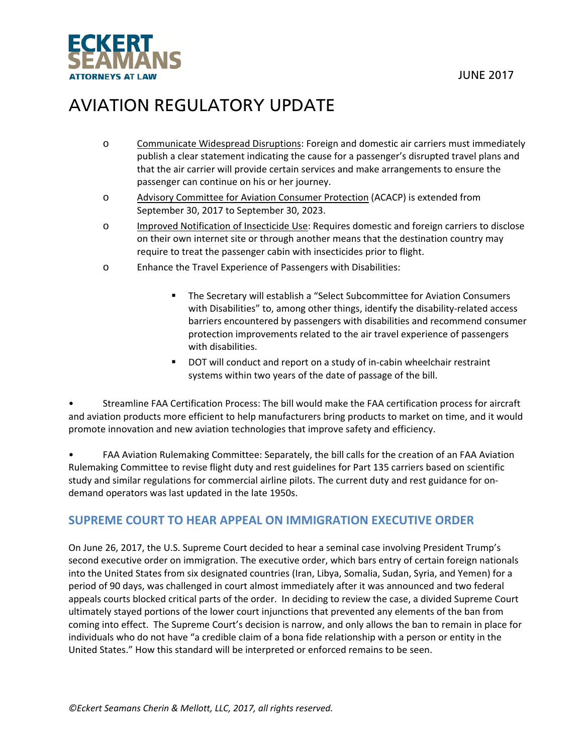- Communicate Widespread Disruptions: Foreign and domestic air carriers must immediately publish a clear statement indicating the cause for a passenger's disrupted travel plans and that the air carrier will provide certain services and make arrangements to ensure the passenger can continue on his or her journey.
- Advisory Committee for Aviation Consumer Protection (ACACP) is extended from September 30, 2017 to September 30, 2023.
- Improved Notification of Insecticide Use: Requires domestic and foreign carriers to disclose on their own internet site or through another means that the destination country may require to treat the passenger cabin with insecticides prior to flight.
- Enhance the Travel Experience of Passengers with Disabilities:
  - The Secretary will establish a "Select Subcommittee for Aviation Consumers with Disabilities" to, among other things, identify the disability-related access barriers encountered by passengers with disabilities and recommend consumer protection improvements related to the air travel experience of passengers with disabilities.
  - DOT will conduct and report on a study of in-cabin wheelchair restraint systems within two years of the date of passage of the bill.

- Streamline FAA Certification Process: The bill would make the FAA certification process for aircraft and aviation products more efficient to help manufacturers bring products to market on time, and it would promote innovation and new aviation technologies that improve safety and efficiency.

- FAA Aviation Rulemaking Committee: Separately, the bill calls for the creation of an FAA Aviation Rulemaking Committee to revise flight duty and rest guidelines for Part 135 carriers based on scientific study and similar regulations for commercial airline pilots. The current duty and rest guidance for on-demand operators was last updated in the late 1950s.

## SUPREME COURT TO HEAR APPEAL ON IMMIGRATION EXECUTIVE ORDER

On June 26, 2017, the U.S. Supreme Court decided to hear a seminal case involving President Trump's second executive order on immigration. The executive order, which bars entry of certain foreign nationals into the United States from six designated countries (Iran, Libya, Somalia, Sudan, Syria, and Yemen) for a period of 90 days, was challenged in court almost immediately after it was announced and two federal appeals courts blocked critical parts of the order. In deciding to review the case, a divided Supreme Court ultimately stayed portions of the lower court injunctions that prevented any elements of the ban from coming into effect. The Supreme Court's decision is narrow, and only allows the ban to remain in place for individuals who do not have "a credible claim of a bona fide relationship with a person or entity in the United States." How this standard will be interpreted or enforced remains to be seen.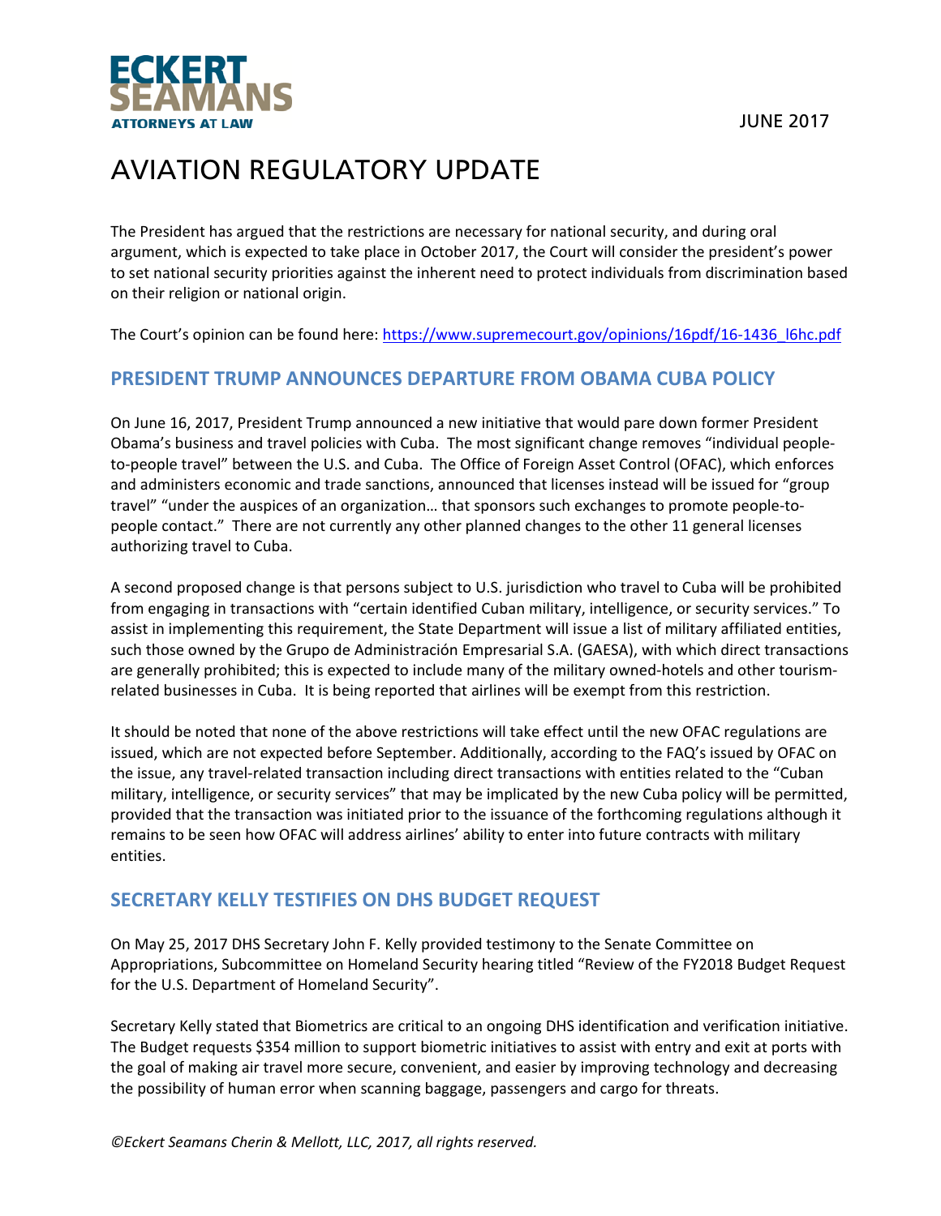The President has argued that the restrictions are necessary for national security, and during oral argument, which is expected to take place in October 2017, the Court will consider the president's power to set national security priorities against the inherent need to protect individuals from discrimination based on their religion or national origin.

The Court's opinion can be found here: https://www.supremecourt.gov/opinions/16pdf/16-1436_l6hc.pdf

## PRESIDENT TRUMP ANNOUNCES DEPARTURE FROM OBAMA CUBA POLICY

On June 16, 2017, President Trump announced a new initiative that would pare down former President Obama's business and travel policies with Cuba. The most significant change removes "individual people-to-people travel" between the U.S. and Cuba. The Office of Foreign Asset Control (OFAC), which enforces and administers economic and trade sanctions, announced that licenses instead will be issued for "group travel" "under the auspices of an organization… that sponsors such exchanges to promote people-to-people contact." There are not currently any other planned changes to the other 11 general licenses authorizing travel to Cuba.

A second proposed change is that persons subject to U.S. jurisdiction who travel to Cuba will be prohibited from engaging in transactions with "certain identified Cuban military, intelligence, or security services." To assist in implementing this requirement, the State Department will issue a list of military affiliated entities, such those owned by the Grupo de Administración Empresarial S.A. (GAESA), with which direct transactions are generally prohibited; this is expected to include many of the military owned-hotels and other tourism-related businesses in Cuba. It is being reported that airlines will be exempt from this restriction.

It should be noted that none of the above restrictions will take effect until the new OFAC regulations are issued, which are not expected before September. Additionally, according to the FAQ's issued by OFAC on the issue, any travel-related transaction including direct transactions with entities related to the "Cuban military, intelligence, or security services" that may be implicated by the new Cuba policy will be permitted, provided that the transaction was initiated prior to the issuance of the forthcoming regulations although it remains to be seen how OFAC will address airlines' ability to enter into future contracts with military entities.

## SECRETARY KELLY TESTIFIES ON DHS BUDGET REQUEST

On May 25, 2017 DHS Secretary John F. Kelly provided testimony to the Senate Committee on Appropriations, Subcommittee on Homeland Security hearing titled "Review of the FY2018 Budget Request for the U.S. Department of Homeland Security".

Secretary Kelly stated that Biometrics are critical to an ongoing DHS identification and verification initiative. The Budget requests $354 million to support biometric initiatives to assist with entry and exit at ports with the goal of making air travel more secure, convenient, and easier by improving technology and decreasing the possibility of human error when scanning baggage, passengers and cargo for threats.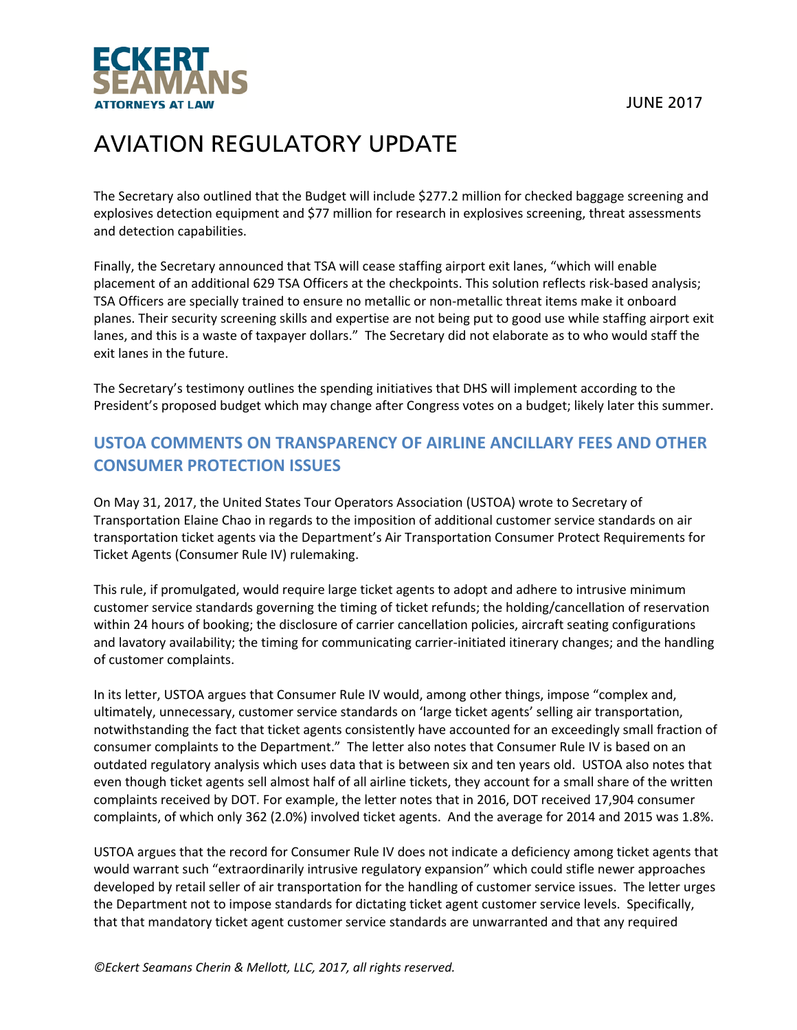The Secretary also outlined that the Budget will include $277.2 million for checked baggage screening and explosives detection equipment and $77 million for research in explosives screening, threat assessments and detection capabilities.

Finally, the Secretary announced that TSA will cease staffing airport exit lanes, “which will enable placement of an additional 629 TSA Officers at the checkpoints. This solution reflects risk-based analysis; TSA Officers are specially trained to ensure no metallic or non-metallic threat items make it onboard planes. Their security screening skills and expertise are not being put to good use while staffing airport exit lanes, and this is a waste of taxpayer dollars.” The Secretary did not elaborate as to who would staff the exit lanes in the future.

The Secretary’s testimony outlines the spending initiatives that DHS will implement according to the President’s proposed budget which may change after Congress votes on a budget; likely later this summer.

## USTOA COMMENTS ON TRANSPARENCY OF AIRLINE ANCILLARY FEES AND OTHER CONSUMER PROTECTION ISSUES

On May 31, 2017, the United States Tour Operators Association (USTOA) wrote to Secretary of Transportation Elaine Chao in regards to the imposition of additional customer service standards on air transportation ticket agents via the Department’s Air Transportation Consumer Protect Requirements for Ticket Agents (Consumer Rule IV) rulemaking.

This rule, if promulgated, would require large ticket agents to adopt and adhere to intrusive minimum customer service standards governing the timing of ticket refunds; the holding/cancellation of reservation within 24 hours of booking; the disclosure of carrier cancellation policies, aircraft seating configurations and lavatory availability; the timing for communicating carrier-initiated itinerary changes; and the handling of customer complaints.

In its letter, USTOA argues that Consumer Rule IV would, among other things, impose “complex and, ultimately, unnecessary, customer service standards on ‘large ticket agents’ selling air transportation, notwithstanding the fact that ticket agents consistently have accounted for an exceedingly small fraction of consumer complaints to the Department.” The letter also notes that Consumer Rule IV is based on an outdated regulatory analysis which uses data that is between six and ten years old. USTOA also notes that even though ticket agents sell almost half of all airline tickets, they account for a small share of the written complaints received by DOT. For example, the letter notes that in 2016, DOT received 17,904 consumer complaints, of which only 362 (2.0%) involved ticket agents. And the average for 2014 and 2015 was 1.8%.

USTOA argues that the record for Consumer Rule IV does not indicate a deficiency among ticket agents that would warrant such “extraordinarily intrusive regulatory expansion” which could stifle newer approaches developed by retail seller of air transportation for the handling of customer service issues. The letter urges the Department not to impose standards for dictating ticket agent customer service levels. Specifically, that that mandatory ticket agent customer service standards are unwarranted and that any required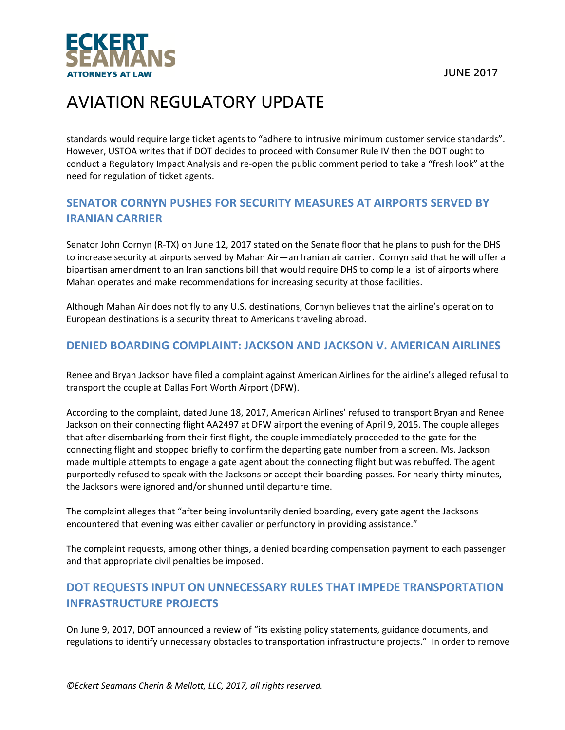standards would require large ticket agents to "adhere to intrusive minimum customer service standards". However, USTOA writes that if DOT decides to proceed with Consumer Rule IV then the DOT ought to conduct a Regulatory Impact Analysis and re-open the public comment period to take a "fresh look" at the need for regulation of ticket agents.

## SENATOR CORNYN PUSHES FOR SECURITY MEASURES AT AIRPORTS SERVED BY IRANIAN CARRIER

Senator John Cornyn (R-TX) on June 12, 2017 stated on the Senate floor that he plans to push for the DHS to increase security at airports served by Mahan Air—an Iranian air carrier. Cornyn said that he will offer a bipartisan amendment to an Iran sanctions bill that would require DHS to compile a list of airports where Mahan operates and make recommendations for increasing security at those facilities.

Although Mahan Air does not fly to any U.S. destinations, Cornyn believes that the airline's operation to European destinations is a security threat to Americans traveling abroad.

## DENIED BOARDING COMPLAINT: JACKSON AND JACKSON V. AMERICAN AIRLINES

Renee and Bryan Jackson have filed a complaint against American Airlines for the airline's alleged refusal to transport the couple at Dallas Fort Worth Airport (DFW).

According to the complaint, dated June 18, 2017, American Airlines' refused to transport Bryan and Renee Jackson on their connecting flight AA2497 at DFW airport the evening of April 9, 2015. The couple alleges that after disembarking from their first flight, the couple immediately proceeded to the gate for the connecting flight and stopped briefly to confirm the departing gate number from a screen. Ms. Jackson made multiple attempts to engage a gate agent about the connecting flight but was rebuffed. The agent purportedly refused to speak with the Jacksons or accept their boarding passes. For nearly thirty minutes, the Jacksons were ignored and/or shunned until departure time.

The complaint alleges that "after being involuntarily denied boarding, every gate agent the Jacksons encountered that evening was either cavalier or perfunctory in providing assistance."

The complaint requests, among other things, a denied boarding compensation payment to each passenger and that appropriate civil penalties be imposed.

## DOT REQUESTS INPUT ON UNNECESSARY RULES THAT IMPEDE TRANSPORTATION INFRASTRUCTURE PROJECTS

On June 9, 2017, DOT announced a review of "its existing policy statements, guidance documents, and regulations to identify unnecessary obstacles to transportation infrastructure projects." In order to remove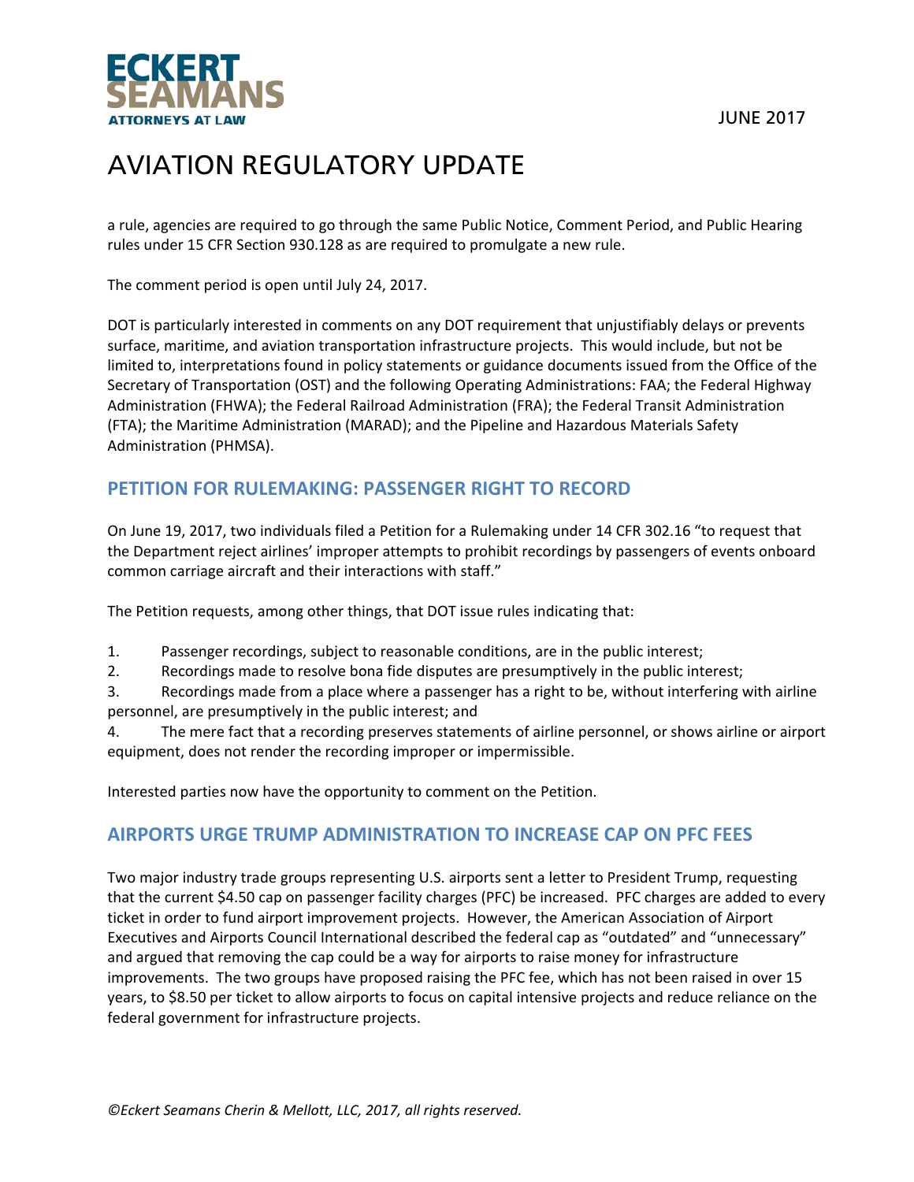a rule, agencies are required to go through the same Public Notice, Comment Period, and Public Hearing rules under 15 CFR Section 930.128 as are required to promulgate a new rule.

The comment period is open until July 24, 2017.

DOT is particularly interested in comments on any DOT requirement that unjustifiably delays or prevents surface, maritime, and aviation transportation infrastructure projects. This would include, but not be limited to, interpretations found in policy statements or guidance documents issued from the Office of the Secretary of Transportation (OST) and the following Operating Administrations: FAA; the Federal Highway Administration (FHWA); the Federal Railroad Administration (FRA); the Federal Transit Administration (FTA); the Maritime Administration (MARAD); and the Pipeline and Hazardous Materials Safety Administration (PHMSA).

## PETITION FOR RULEMAKING: PASSENGER RIGHT TO RECORD

On June 19, 2017, two individuals filed a Petition for a Rulemaking under 14 CFR 302.16 "to request that the Department reject airlines' improper attempts to prohibit recordings by passengers of events onboard common carriage aircraft and their interactions with staff."

The Petition requests, among other things, that DOT issue rules indicating that:

1. Passenger recordings, subject to reasonable conditions, are in the public interest;
2. Recordings made to resolve bona fide disputes are presumptively in the public interest;
3. Recordings made from a place where a passenger has a right to be, without interfering with airline personnel, are presumptively in the public interest; and
4. The mere fact that a recording preserves statements of airline personnel, or shows airline or airport equipment, does not render the recording improper or impermissible.

Interested parties now have the opportunity to comment on the Petition.

## AIRPORTS URGE TRUMP ADMINISTRATION TO INCREASE CAP ON PFC FEES

Two major industry trade groups representing U.S. airports sent a letter to President Trump, requesting that the current $4.50 cap on passenger facility charges (PFC) be increased. PFC charges are added to every ticket in order to fund airport improvement projects. However, the American Association of Airport Executives and Airports Council International described the federal cap as "outdated" and "unnecessary" and argued that removing the cap could be a way for airports to raise money for infrastructure improvements. The two groups have proposed raising the PFC fee, which has not been raised in over 15 years, to $8.50 per ticket to allow airports to focus on capital intensive projects and reduce reliance on the federal government for infrastructure projects.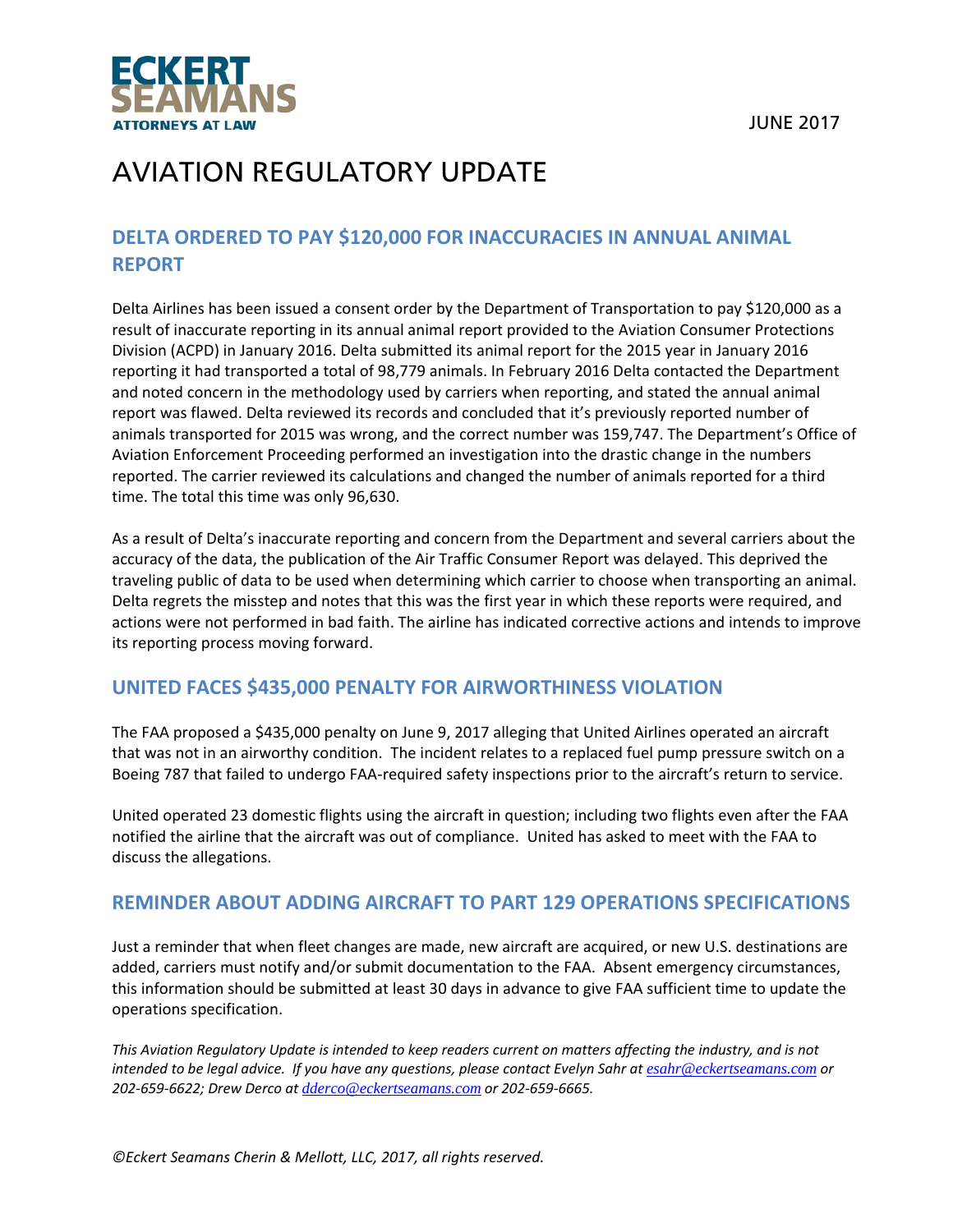ECKERT SEAMANS
ATTORNEYS AT LAW

JUNE 2017

# AVIATION REGULATORY UPDATE

## DELTA ORDERED TO PAY $120,000 FOR INACCURACIES IN ANNUAL ANIMAL REPORT

Delta Airlines has been issued a consent order by the Department of Transportation to pay $120,000 as a result of inaccurate reporting in its annual animal report provided to the Aviation Consumer Protections Division (ACPD) in January 2016. Delta submitted its animal report for the 2015 year in January 2016 reporting it had transported a total of 98,779 animals. In February 2016 Delta contacted the Department and noted concern in the methodology used by carriers when reporting, and stated the annual animal report was flawed. Delta reviewed its records and concluded that it's previously reported number of animals transported for 2015 was wrong, and the correct number was 159,747. The Department's Office of Aviation Enforcement Proceeding performed an investigation into the drastic change in the numbers reported. The carrier reviewed its calculations and changed the number of animals reported for a third time. The total this time was only 96,630.

As a result of Delta's inaccurate reporting and concern from the Department and several carriers about the accuracy of the data, the publication of the Air Traffic Consumer Report was delayed. This deprived the traveling public of data to be used when determining which carrier to choose when transporting an animal. Delta regrets the misstep and notes that this was the first year in which these reports were required, and actions were not performed in bad faith. The airline has indicated corrective actions and intends to improve its reporting process moving forward.

## UNITED FACES $435,000 PENALTY FOR AIRWORTHINESS VIOLATION

The FAA proposed a $435,000 penalty on June 9, 2017 alleging that United Airlines operated an aircraft that was not in an airworthy condition. The incident relates to a replaced fuel pump pressure switch on a Boeing 787 that failed to undergo FAA-required safety inspections prior to the aircraft's return to service.

United operated 23 domestic flights using the aircraft in question; including two flights even after the FAA notified the airline that the aircraft was out of compliance. United has asked to meet with the FAA to discuss the allegations.

## REMINDER ABOUT ADDING AIRCRAFT TO PART 129 OPERATIONS SPECIFICATIONS

Just a reminder that when fleet changes are made, new aircraft are acquired, or new U.S. destinations are added, carriers must notify and/or submit documentation to the FAA. Absent emergency circumstances, this information should be submitted at least 30 days in advance to give FAA sufficient time to update the operations specification.

*This Aviation Regulatory Update is intended to keep readers current on matters affecting the industry, and is not intended to be legal advice. If you have any questions, please contact Evelyn Sahr at esahr@eckertseamans.com or 202-659-6622; Drew Derco at dderco@eckertseamans.com or 202-659-6665.*

*©Eckert Seamans Cherin & Mellott, LLC, 2017, all rights reserved.*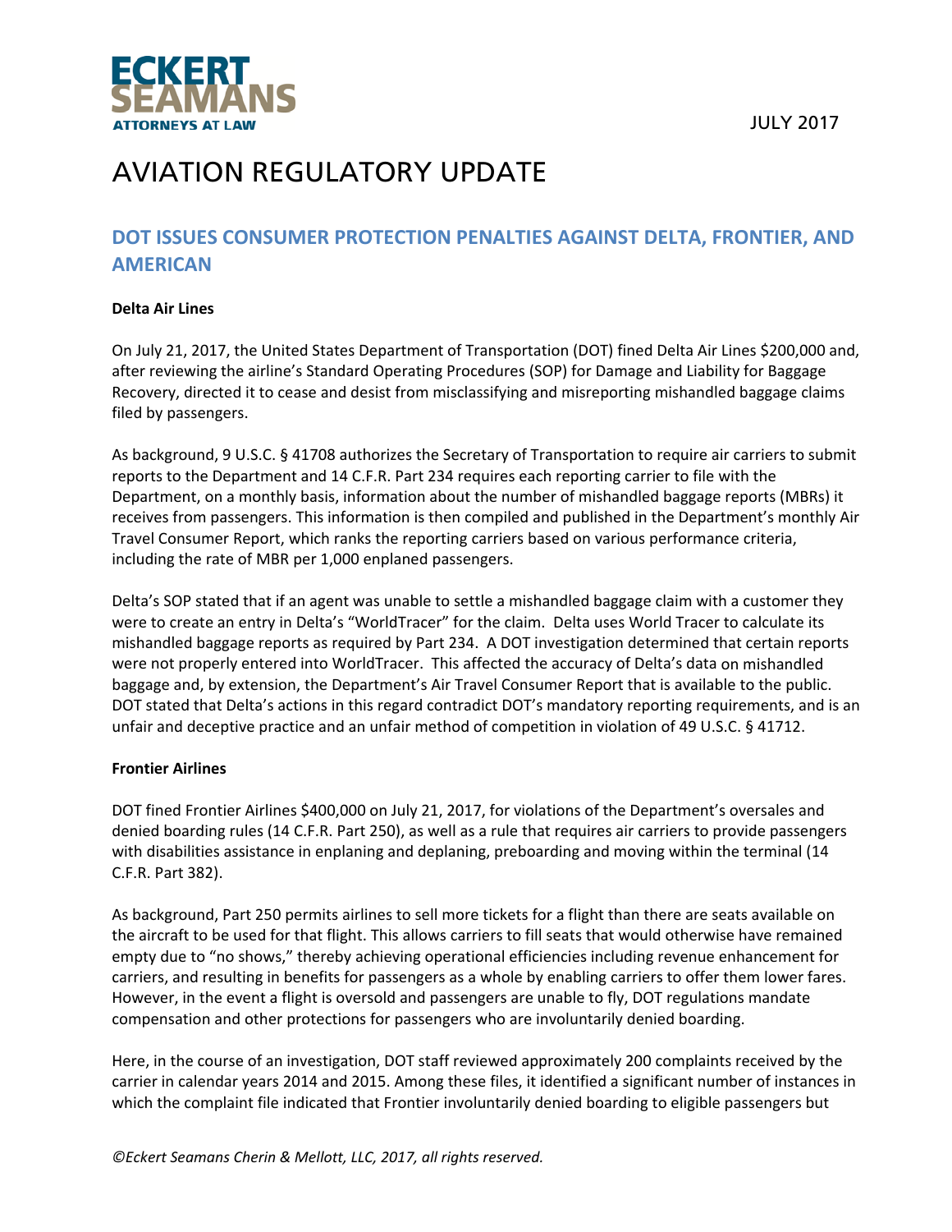# AVIATION REGULATORY UPDATE

## DOT ISSUES CONSUMER PROTECTION PENALTIES AGAINST DELTA, FRONTIER, AND AMERICAN

**Delta Air Lines**

On July 21, 2017, the United States Department of Transportation (DOT) fined Delta Air Lines $200,000 and, after reviewing the airline's Standard Operating Procedures (SOP) for Damage and Liability for Baggage Recovery, directed it to cease and desist from misclassifying and misreporting mishandled baggage claims filed by passengers.

As background, 9 U.S.C. § 41708 authorizes the Secretary of Transportation to require air carriers to submit reports to the Department and 14 C.F.R. Part 234 requires each reporting carrier to file with the Department, on a monthly basis, information about the number of mishandled baggage reports (MBRs) it receives from passengers. This information is then compiled and published in the Department's monthly Air Travel Consumer Report, which ranks the reporting carriers based on various performance criteria, including the rate of MBR per 1,000 enplaned passengers.

Delta's SOP stated that if an agent was unable to settle a mishandled baggage claim with a customer they were to create an entry in Delta's "WorldTracer" for the claim. Delta uses World Tracer to calculate its mishandled baggage reports as required by Part 234. A DOT investigation determined that certain reports were not properly entered into WorldTracer. This affected the accuracy of Delta's data on mishandled baggage and, by extension, the Department's Air Travel Consumer Report that is available to the public. DOT stated that Delta's actions in this regard contradict DOT's mandatory reporting requirements, and is an unfair and deceptive practice and an unfair method of competition in violation of 49 U.S.C. § 41712.

**Frontier Airlines**

DOT fined Frontier Airlines $400,000 on July 21, 2017, for violations of the Department's oversales and denied boarding rules (14 C.F.R. Part 250), as well as a rule that requires air carriers to provide passengers with disabilities assistance in enplaning and deplaning, preboarding and moving within the terminal (14 C.F.R. Part 382).

As background, Part 250 permits airlines to sell more tickets for a flight than there are seats available on the aircraft to be used for that flight. This allows carriers to fill seats that would otherwise have remained empty due to "no shows," thereby achieving operational efficiencies including revenue enhancement for carriers, and resulting in benefits for passengers as a whole by enabling carriers to offer them lower fares. However, in the event a flight is oversold and passengers are unable to fly, DOT regulations mandate compensation and other protections for passengers who are involuntarily denied boarding.

Here, in the course of an investigation, DOT staff reviewed approximately 200 complaints received by the carrier in calendar years 2014 and 2015. Among these files, it identified a significant number of instances in which the complaint file indicated that Frontier involuntarily denied boarding to eligible passengers but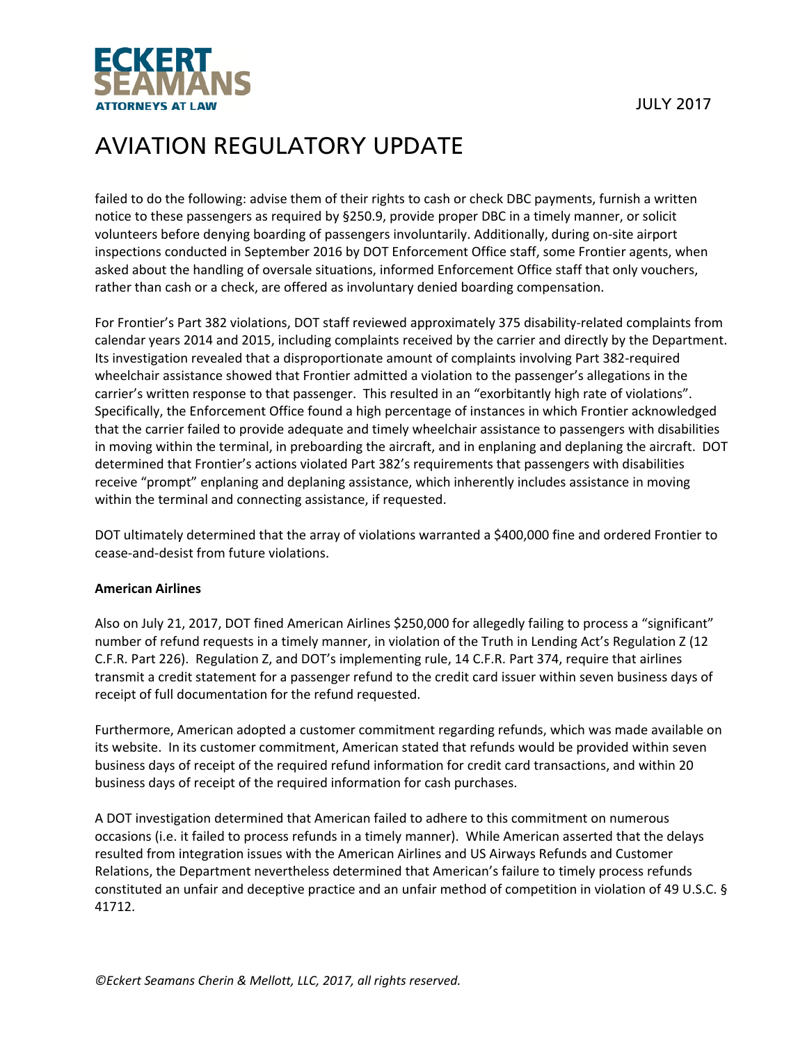failed to do the following: advise them of their rights to cash or check DBC payments, furnish a written notice to these passengers as required by §250.9, provide proper DBC in a timely manner, or solicit volunteers before denying boarding of passengers involuntarily. Additionally, during on-site airport inspections conducted in September 2016 by DOT Enforcement Office staff, some Frontier agents, when asked about the handling of oversale situations, informed Enforcement Office staff that only vouchers, rather than cash or a check, are offered as involuntary denied boarding compensation.

For Frontier's Part 382 violations, DOT staff reviewed approximately 375 disability-related complaints from calendar years 2014 and 2015, including complaints received by the carrier and directly by the Department. Its investigation revealed that a disproportionate amount of complaints involving Part 382-required wheelchair assistance showed that Frontier admitted a violation to the passenger's allegations in the carrier's written response to that passenger. This resulted in an "exorbitantly high rate of violations". Specifically, the Enforcement Office found a high percentage of instances in which Frontier acknowledged that the carrier failed to provide adequate and timely wheelchair assistance to passengers with disabilities in moving within the terminal, in preboarding the aircraft, and in enplaning and deplaning the aircraft. DOT determined that Frontier's actions violated Part 382's requirements that passengers with disabilities receive "prompt" enplaning and deplaning assistance, which inherently includes assistance in moving within the terminal and connecting assistance, if requested.

DOT ultimately determined that the array of violations warranted a $400,000 fine and ordered Frontier to cease-and-desist from future violations.

**American Airlines**

Also on July 21, 2017, DOT fined American Airlines $250,000 for allegedly failing to process a "significant" number of refund requests in a timely manner, in violation of the Truth in Lending Act's Regulation Z (12 C.F.R. Part 226). Regulation Z, and DOT's implementing rule, 14 C.F.R. Part 374, require that airlines transmit a credit statement for a passenger refund to the credit card issuer within seven business days of receipt of full documentation for the refund requested.

Furthermore, American adopted a customer commitment regarding refunds, which was made available on its website. In its customer commitment, American stated that refunds would be provided within seven business days of receipt of the required refund information for credit card transactions, and within 20 business days of receipt of the required information for cash purchases.

A DOT investigation determined that American failed to adhere to this commitment on numerous occasions (i.e. it failed to process refunds in a timely manner). While American asserted that the delays resulted from integration issues with the American Airlines and US Airways Refunds and Customer Relations, the Department nevertheless determined that American's failure to timely process refunds constituted an unfair and deceptive practice and an unfair method of competition in violation of 49 U.S.C. § 41712.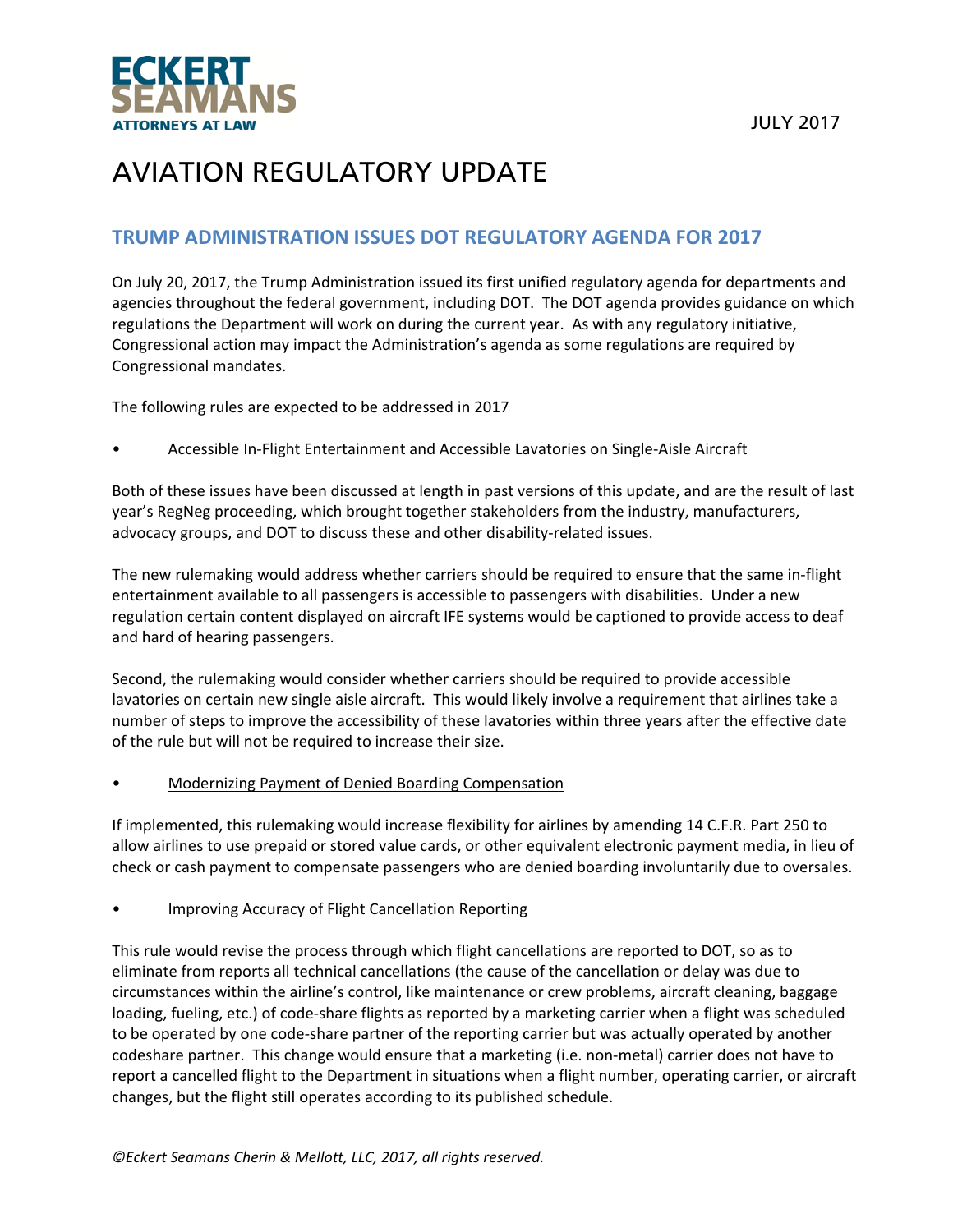# AVIATION REGULATORY UPDATE

## TRUMP ADMINISTRATION ISSUES DOT REGULATORY AGENDA FOR 2017

On July 20, 2017, the Trump Administration issued its first unified regulatory agenda for departments and agencies throughout the federal government, including DOT. The DOT agenda provides guidance on which regulations the Department will work on during the current year. As with any regulatory initiative, Congressional action may impact the Administration's agenda as some regulations are required by Congressional mandates.

The following rules are expected to be addressed in 2017

- Accessible In-Flight Entertainment and Accessible Lavatories on Single-Aisle Aircraft

Both of these issues have been discussed at length in past versions of this update, and are the result of last year's RegNeg proceeding, which brought together stakeholders from the industry, manufacturers, advocacy groups, and DOT to discuss these and other disability-related issues.

The new rulemaking would address whether carriers should be required to ensure that the same in-flight entertainment available to all passengers is accessible to passengers with disabilities. Under a new regulation certain content displayed on aircraft IFE systems would be captioned to provide access to deaf and hard of hearing passengers.

Second, the rulemaking would consider whether carriers should be required to provide accessible lavatories on certain new single aisle aircraft. This would likely involve a requirement that airlines take a number of steps to improve the accessibility of these lavatories within three years after the effective date of the rule but will not be required to increase their size.

- Modernizing Payment of Denied Boarding Compensation

If implemented, this rulemaking would increase flexibility for airlines by amending 14 C.F.R. Part 250 to allow airlines to use prepaid or stored value cards, or other equivalent electronic payment media, in lieu of check or cash payment to compensate passengers who are denied boarding involuntarily due to oversales.

- Improving Accuracy of Flight Cancellation Reporting

This rule would revise the process through which flight cancellations are reported to DOT, so as to eliminate from reports all technical cancellations (the cause of the cancellation or delay was due to circumstances within the airline's control, like maintenance or crew problems, aircraft cleaning, baggage loading, fueling, etc.) of code-share flights as reported by a marketing carrier when a flight was scheduled to be operated by one code-share partner of the reporting carrier but was actually operated by another codeshare partner. This change would ensure that a marketing (i.e. non-metal) carrier does not have to report a cancelled flight to the Department in situations when a flight number, operating carrier, or aircraft changes, but the flight still operates according to its published schedule.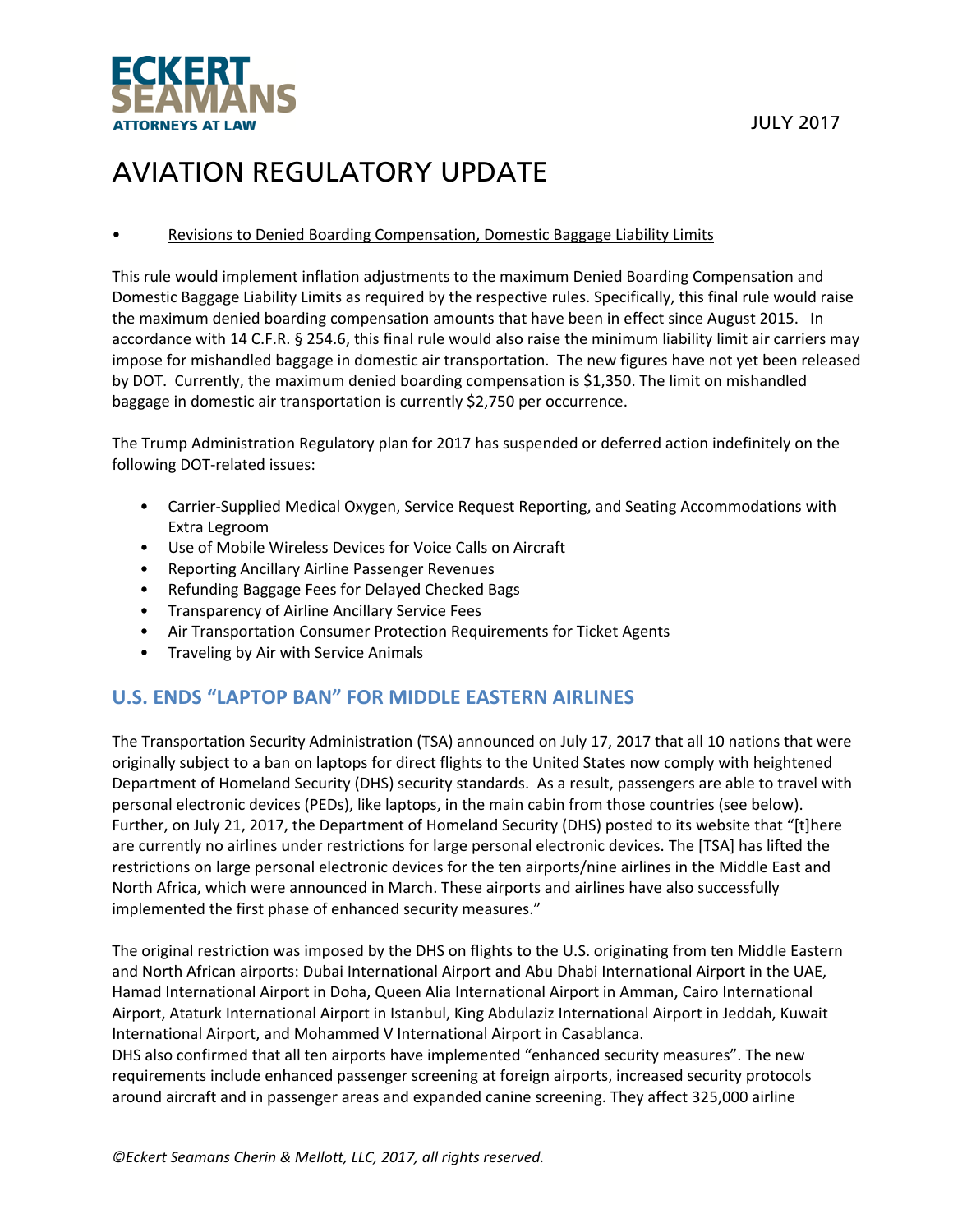- Revisions to Denied Boarding Compensation, Domestic Baggage Liability Limits

This rule would implement inflation adjustments to the maximum Denied Boarding Compensation and Domestic Baggage Liability Limits as required by the respective rules. Specifically, this final rule would raise the maximum denied boarding compensation amounts that have been in effect since August 2015. In accordance with 14 C.F.R. § 254.6, this final rule would also raise the minimum liability limit air carriers may impose for mishandled baggage in domestic air transportation. The new figures have not yet been released by DOT. Currently, the maximum denied boarding compensation is $1,350. The limit on mishandled baggage in domestic air transportation is currently $2,750 per occurrence.

The Trump Administration Regulatory plan for 2017 has suspended or deferred action indefinitely on the following DOT-related issues:

- Carrier-Supplied Medical Oxygen, Service Request Reporting, and Seating Accommodations with Extra Legroom
- Use of Mobile Wireless Devices for Voice Calls on Aircraft
- Reporting Ancillary Airline Passenger Revenues
- Refunding Baggage Fees for Delayed Checked Bags
- Transparency of Airline Ancillary Service Fees
- Air Transportation Consumer Protection Requirements for Ticket Agents
- Traveling by Air with Service Animals

## U.S. ENDS "LAPTOP BAN" FOR MIDDLE EASTERN AIRLINES

The Transportation Security Administration (TSA) announced on July 17, 2017 that all 10 nations that were originally subject to a ban on laptops for direct flights to the United States now comply with heightened Department of Homeland Security (DHS) security standards. As a result, passengers are able to travel with personal electronic devices (PEDs), like laptops, in the main cabin from those countries (see below). Further, on July 21, 2017, the Department of Homeland Security (DHS) posted to its website that "[t]here are currently no airlines under restrictions for large personal electronic devices. The [TSA] has lifted the restrictions on large personal electronic devices for the ten airports/nine airlines in the Middle East and North Africa, which were announced in March. These airports and airlines have also successfully implemented the first phase of enhanced security measures."

The original restriction was imposed by the DHS on flights to the U.S. originating from ten Middle Eastern and North African airports: Dubai International Airport and Abu Dhabi International Airport in the UAE, Hamad International Airport in Doha, Queen Alia International Airport in Amman, Cairo International Airport, Ataturk International Airport in Istanbul, King Abdulaziz International Airport in Jeddah, Kuwait International Airport, and Mohammed V International Airport in Casablanca.
DHS also confirmed that all ten airports have implemented "enhanced security measures". The new requirements include enhanced passenger screening at foreign airports, increased security protocols around aircraft and in passenger areas and expanded canine screening. They affect 325,000 airline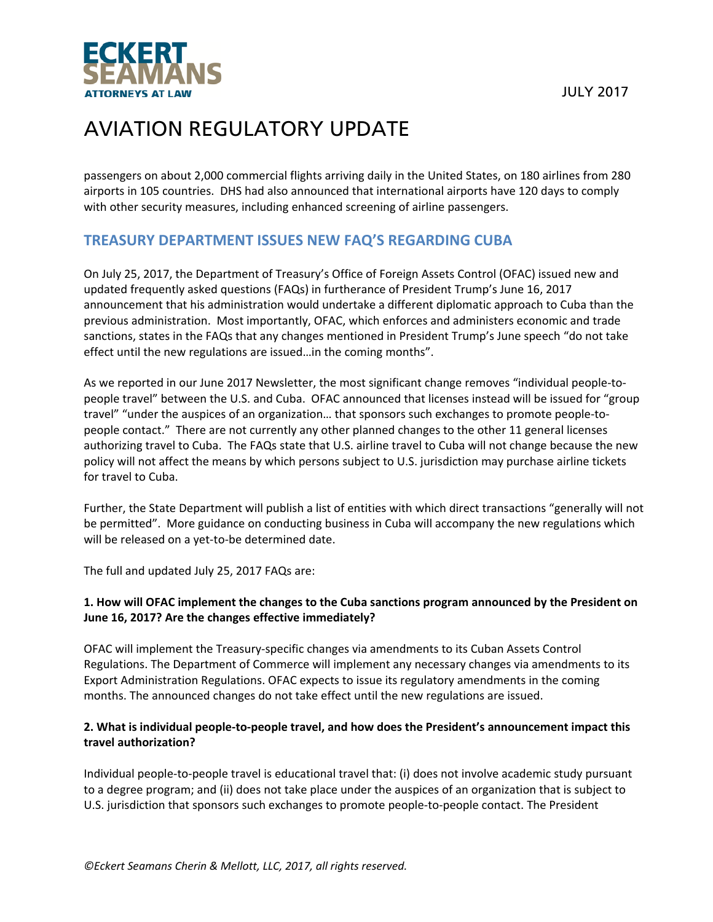passengers on about 2,000 commercial flights arriving daily in the United States, on 180 airlines from 280 airports in 105 countries. DHS had also announced that international airports have 120 days to comply with other security measures, including enhanced screening of airline passengers.

## TREASURY DEPARTMENT ISSUES NEW FAQ'S REGARDING CUBA

On July 25, 2017, the Department of Treasury's Office of Foreign Assets Control (OFAC) issued new and updated frequently asked questions (FAQs) in furtherance of President Trump's June 16, 2017 announcement that his administration would undertake a different diplomatic approach to Cuba than the previous administration. Most importantly, OFAC, which enforces and administers economic and trade sanctions, states in the FAQs that any changes mentioned in President Trump's June speech "do not take effect until the new regulations are issued…in the coming months".

As we reported in our June 2017 Newsletter, the most significant change removes "individual people-to-people travel" between the U.S. and Cuba. OFAC announced that licenses instead will be issued for "group travel" "under the auspices of an organization… that sponsors such exchanges to promote people-to-people contact." There are not currently any other planned changes to the other 11 general licenses authorizing travel to Cuba. The FAQs state that U.S. airline travel to Cuba will not change because the new policy will not affect the means by which persons subject to U.S. jurisdiction may purchase airline tickets for travel to Cuba.

Further, the State Department will publish a list of entities with which direct transactions "generally will not be permitted". More guidance on conducting business in Cuba will accompany the new regulations which will be released on a yet-to-be determined date.

The full and updated July 25, 2017 FAQs are:

**1. How will OFAC implement the changes to the Cuba sanctions program announced by the President on June 16, 2017? Are the changes effective immediately?**

OFAC will implement the Treasury-specific changes via amendments to its Cuban Assets Control Regulations. The Department of Commerce will implement any necessary changes via amendments to its Export Administration Regulations. OFAC expects to issue its regulatory amendments in the coming months. The announced changes do not take effect until the new regulations are issued.

**2. What is individual people-to-people travel, and how does the President's announcement impact this travel authorization?**

Individual people-to-people travel is educational travel that: (i) does not involve academic study pursuant to a degree program; and (ii) does not take place under the auspices of an organization that is subject to U.S. jurisdiction that sponsors such exchanges to promote people-to-people contact. The President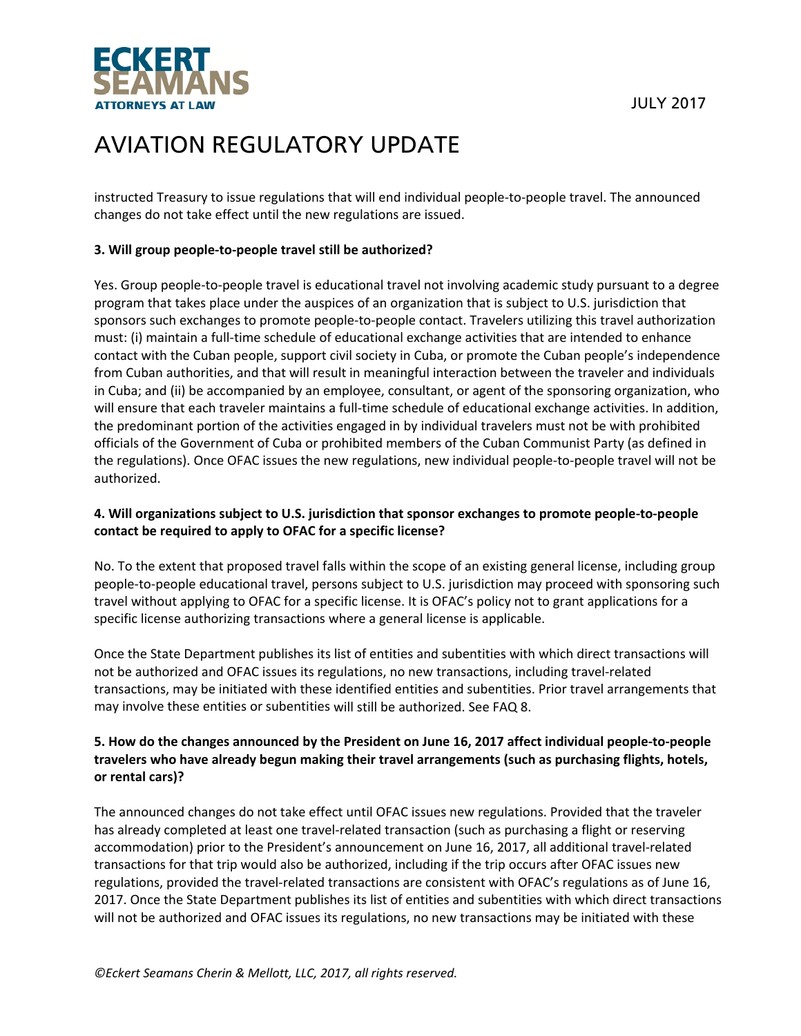instructed Treasury to issue regulations that will end individual people-to-people travel. The announced changes do not take effect until the new regulations are issued.

**3. Will group people-to-people travel still be authorized?**

Yes. Group people-to-people travel is educational travel not involving academic study pursuant to a degree program that takes place under the auspices of an organization that is subject to U.S. jurisdiction that sponsors such exchanges to promote people-to-people contact. Travelers utilizing this travel authorization must: (i) maintain a full-time schedule of educational exchange activities that are intended to enhance contact with the Cuban people, support civil society in Cuba, or promote the Cuban people's independence from Cuban authorities, and that will result in meaningful interaction between the traveler and individuals in Cuba; and (ii) be accompanied by an employee, consultant, or agent of the sponsoring organization, who will ensure that each traveler maintains a full-time schedule of educational exchange activities. In addition, the predominant portion of the activities engaged in by individual travelers must not be with prohibited officials of the Government of Cuba or prohibited members of the Cuban Communist Party (as defined in the regulations). Once OFAC issues the new regulations, new individual people-to-people travel will not be authorized.

**4. Will organizations subject to U.S. jurisdiction that sponsor exchanges to promote people-to-people contact be required to apply to OFAC for a specific license?**

No. To the extent that proposed travel falls within the scope of an existing general license, including group people-to-people educational travel, persons subject to U.S. jurisdiction may proceed with sponsoring such travel without applying to OFAC for a specific license. It is OFAC's policy not to grant applications for a specific license authorizing transactions where a general license is applicable.

Once the State Department publishes its list of entities and subentities with which direct transactions will not be authorized and OFAC issues its regulations, no new transactions, including travel-related transactions, may be initiated with these identified entities and subentities. Prior travel arrangements that may involve these entities or subentities will still be authorized. See FAQ 8.

**5. How do the changes announced by the President on June 16, 2017 affect individual people-to-people travelers who have already begun making their travel arrangements (such as purchasing flights, hotels, or rental cars)?**

The announced changes do not take effect until OFAC issues new regulations. Provided that the traveler has already completed at least one travel-related transaction (such as purchasing a flight or reserving accommodation) prior to the President's announcement on June 16, 2017, all additional travel-related transactions for that trip would also be authorized, including if the trip occurs after OFAC issues new regulations, provided the travel-related transactions are consistent with OFAC's regulations as of June 16, 2017. Once the State Department publishes its list of entities and subentities with which direct transactions will not be authorized and OFAC issues its regulations, no new transactions may be initiated with these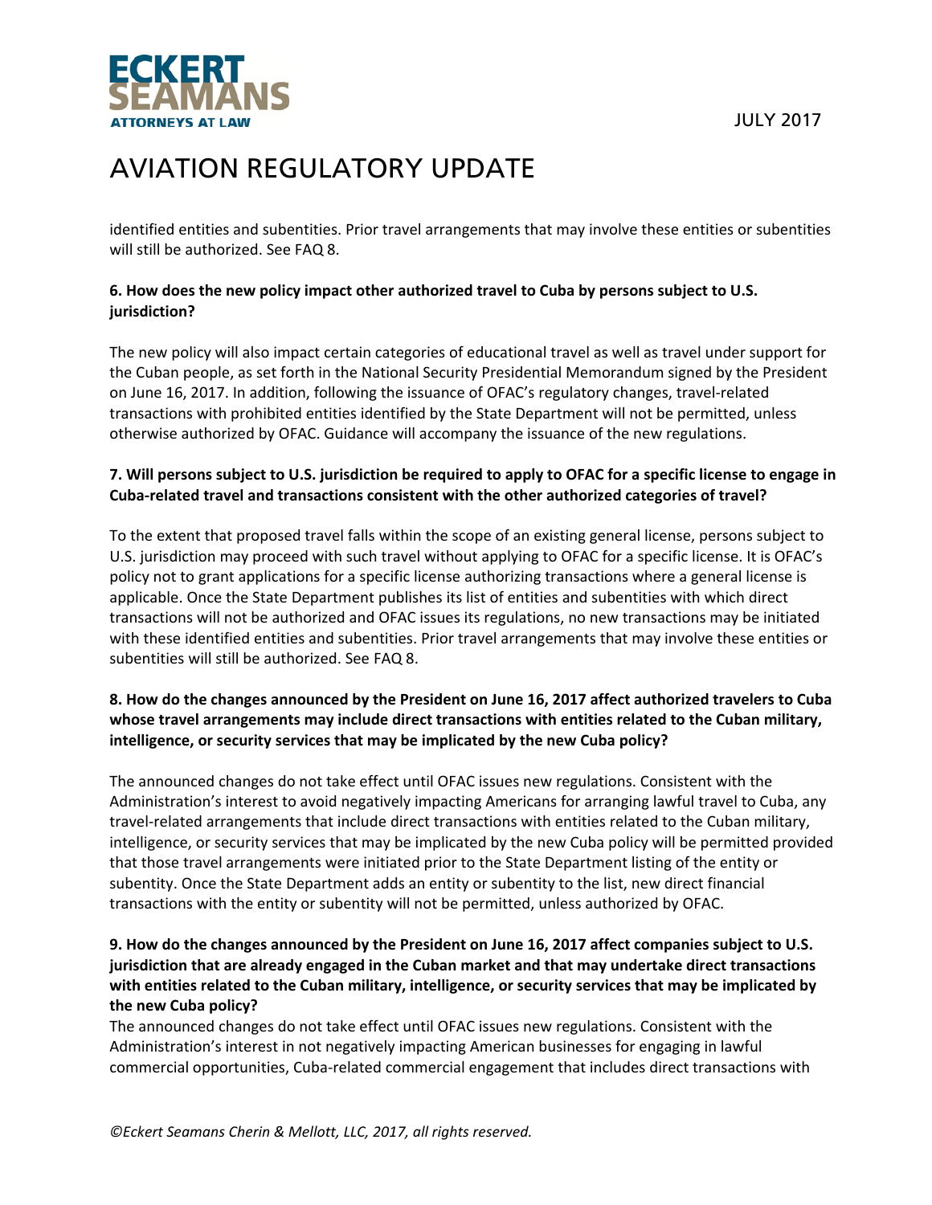identified entities and subentities. Prior travel arrangements that may involve these entities or subentities will still be authorized. See FAQ 8.

**6. How does the new policy impact other authorized travel to Cuba by persons subject to U.S. jurisdiction?**

The new policy will also impact certain categories of educational travel as well as travel under support for the Cuban people, as set forth in the National Security Presidential Memorandum signed by the President on June 16, 2017. In addition, following the issuance of OFAC's regulatory changes, travel-related transactions with prohibited entities identified by the State Department will not be permitted, unless otherwise authorized by OFAC. Guidance will accompany the issuance of the new regulations.

**7. Will persons subject to U.S. jurisdiction be required to apply to OFAC for a specific license to engage in Cuba-related travel and transactions consistent with the other authorized categories of travel?**

To the extent that proposed travel falls within the scope of an existing general license, persons subject to U.S. jurisdiction may proceed with such travel without applying to OFAC for a specific license. It is OFAC's policy not to grant applications for a specific license authorizing transactions where a general license is applicable. Once the State Department publishes its list of entities and subentities with which direct transactions will not be authorized and OFAC issues its regulations, no new transactions may be initiated with these identified entities and subentities. Prior travel arrangements that may involve these entities or subentities will still be authorized. See FAQ 8.

**8. How do the changes announced by the President on June 16, 2017 affect authorized travelers to Cuba whose travel arrangements may include direct transactions with entities related to the Cuban military, intelligence, or security services that may be implicated by the new Cuba policy?**

The announced changes do not take effect until OFAC issues new regulations. Consistent with the Administration's interest to avoid negatively impacting Americans for arranging lawful travel to Cuba, any travel-related arrangements that include direct transactions with entities related to the Cuban military, intelligence, or security services that may be implicated by the new Cuba policy will be permitted provided that those travel arrangements were initiated prior to the State Department listing of the entity or subentity. Once the State Department adds an entity or subentity to the list, new direct financial transactions with the entity or subentity will not be permitted, unless authorized by OFAC.

**9. How do the changes announced by the President on June 16, 2017 affect companies subject to U.S. jurisdiction that are already engaged in the Cuban market and that may undertake direct transactions with entities related to the Cuban military, intelligence, or security services that may be implicated by the new Cuba policy?**

The announced changes do not take effect until OFAC issues new regulations. Consistent with the Administration's interest in not negatively impacting American businesses for engaging in lawful commercial opportunities, Cuba-related commercial engagement that includes direct transactions with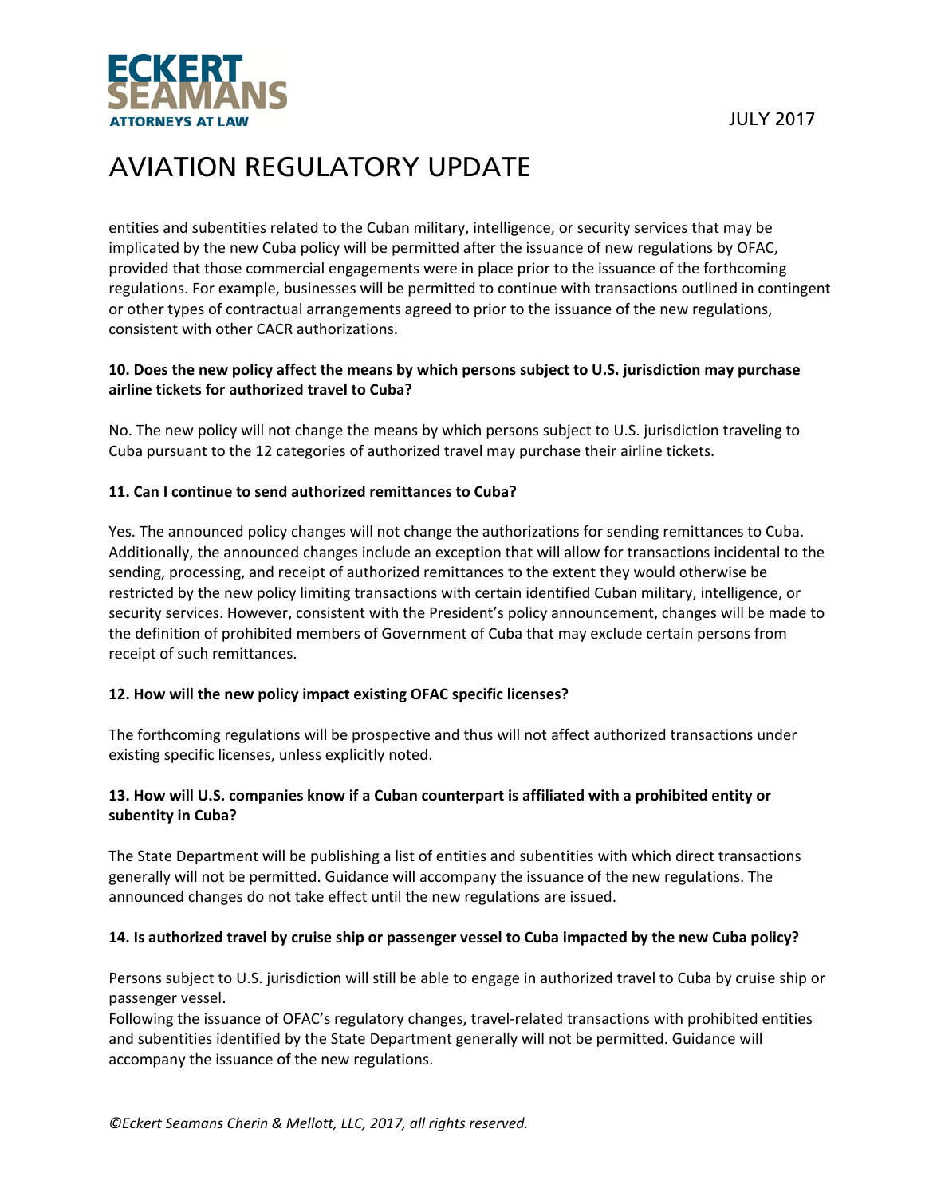entities and subentities related to the Cuban military, intelligence, or security services that may be implicated by the new Cuba policy will be permitted after the issuance of new regulations by OFAC, provided that those commercial engagements were in place prior to the issuance of the forthcoming regulations. For example, businesses will be permitted to continue with transactions outlined in contingent or other types of contractual arrangements agreed to prior to the issuance of the new regulations, consistent with other CACR authorizations.

**10. Does the new policy affect the means by which persons subject to U.S. jurisdiction may purchase airline tickets for authorized travel to Cuba?**

No. The new policy will not change the means by which persons subject to U.S. jurisdiction traveling to Cuba pursuant to the 12 categories of authorized travel may purchase their airline tickets.

**11. Can I continue to send authorized remittances to Cuba?**

Yes. The announced policy changes will not change the authorizations for sending remittances to Cuba. Additionally, the announced changes include an exception that will allow for transactions incidental to the sending, processing, and receipt of authorized remittances to the extent they would otherwise be restricted by the new policy limiting transactions with certain identified Cuban military, intelligence, or security services. However, consistent with the President's policy announcement, changes will be made to the definition of prohibited members of Government of Cuba that may exclude certain persons from receipt of such remittances.

**12. How will the new policy impact existing OFAC specific licenses?**

The forthcoming regulations will be prospective and thus will not affect authorized transactions under existing specific licenses, unless explicitly noted.

**13. How will U.S. companies know if a Cuban counterpart is affiliated with a prohibited entity or subentity in Cuba?**

The State Department will be publishing a list of entities and subentities with which direct transactions generally will not be permitted. Guidance will accompany the issuance of the new regulations. The announced changes do not take effect until the new regulations are issued.

**14. Is authorized travel by cruise ship or passenger vessel to Cuba impacted by the new Cuba policy?**

Persons subject to U.S. jurisdiction will still be able to engage in authorized travel to Cuba by cruise ship or passenger vessel.

Following the issuance of OFAC's regulatory changes, travel-related transactions with prohibited entities and subentities identified by the State Department generally will not be permitted. Guidance will accompany the issuance of the new regulations.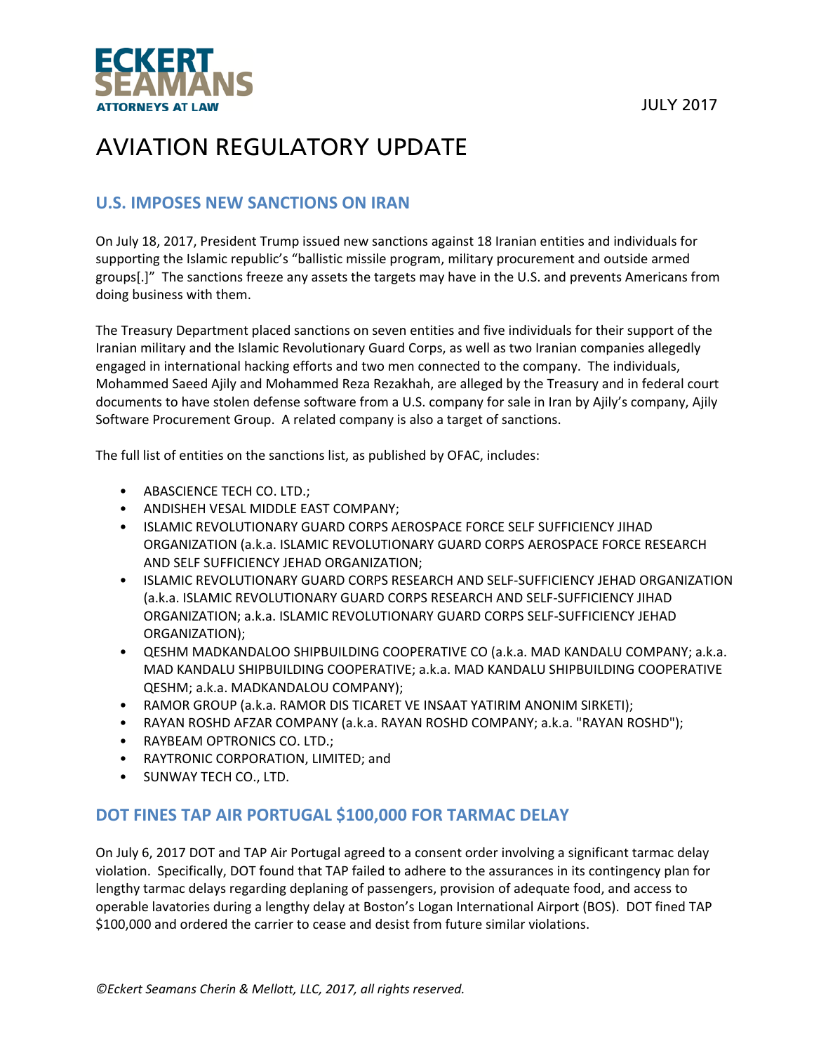ECKERT SEAMANS
ATTORNEYS AT LAW

JULY 2017

# AVIATION REGULATORY UPDATE

## U.S. IMPOSES NEW SANCTIONS ON IRAN

On July 18, 2017, President Trump issued new sanctions against 18 Iranian entities and individuals for supporting the Islamic republic's "ballistic missile program, military procurement and outside armed groups[.]" The sanctions freeze any assets the targets may have in the U.S. and prevents Americans from doing business with them.

The Treasury Department placed sanctions on seven entities and five individuals for their support of the Iranian military and the Islamic Revolutionary Guard Corps, as well as two Iranian companies allegedly engaged in international hacking efforts and two men connected to the company. The individuals, Mohammed Saeed Ajily and Mohammed Reza Rezakhah, are alleged by the Treasury and in federal court documents to have stolen defense software from a U.S. company for sale in Iran by Ajily's company, Ajily Software Procurement Group. A related company is also a target of sanctions.

The full list of entities on the sanctions list, as published by OFAC, includes:

- ABASCIENCE TECH CO. LTD.;
- ANDISHEH VESAL MIDDLE EAST COMPANY;
- ISLAMIC REVOLUTIONARY GUARD CORPS AEROSPACE FORCE SELF SUFFICIENCY JIHAD ORGANIZATION (a.k.a. ISLAMIC REVOLUTIONARY GUARD CORPS AEROSPACE FORCE RESEARCH AND SELF SUFFICIENCY JEHAD ORGANIZATION;
- ISLAMIC REVOLUTIONARY GUARD CORPS RESEARCH AND SELF-SUFFICIENCY JEHAD ORGANIZATION (a.k.a. ISLAMIC REVOLUTIONARY GUARD CORPS RESEARCH AND SELF-SUFFICIENCY JIHAD ORGANIZATION; a.k.a. ISLAMIC REVOLUTIONARY GUARD CORPS SELF-SUFFICIENCY JEHAD ORGANIZATION);
- QESHM MADKANDALOO SHIPBUILDING COOPERATIVE CO (a.k.a. MAD KANDALU COMPANY; a.k.a. MAD KANDALU SHIPBUILDING COOPERATIVE; a.k.a. MAD KANDALU SHIPBUILDING COOPERATIVE QESHM; a.k.a. MADKANDALOU COMPANY);
- RAMOR GROUP (a.k.a. RAMOR DIS TICARET VE INSAAT YATIRIM ANONIM SIRKETI);
- RAYAN ROSHD AFZAR COMPANY (a.k.a. RAYAN ROSHD COMPANY; a.k.a. "RAYAN ROSHD");
- RAYBEAM OPTRONICS CO. LTD.;
- RAYTRONIC CORPORATION, LIMITED; and
- SUNWAY TECH CO., LTD.

## DOT FINES TAP AIR PORTUGAL $100,000 FOR TARMAC DELAY

On July 6, 2017 DOT and TAP Air Portugal agreed to a consent order involving a significant tarmac delay violation. Specifically, DOT found that TAP failed to adhere to the assurances in its contingency plan for lengthy tarmac delays regarding deplaning of passengers, provision of adequate food, and access to operable lavatories during a lengthy delay at Boston's Logan International Airport (BOS). DOT fined TAP $100,000 and ordered the carrier to cease and desist from future similar violations.

*©Eckert Seamans Cherin & Mellott, LLC, 2017, all rights reserved.*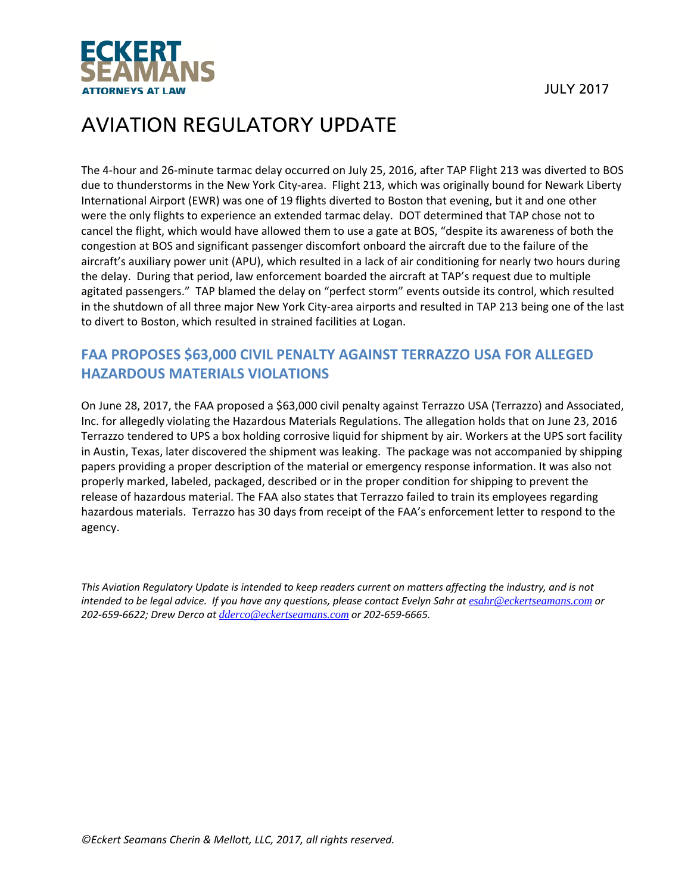The 4-hour and 26-minute tarmac delay occurred on July 25, 2016, after TAP Flight 213 was diverted to BOS due to thunderstorms in the New York City-area. Flight 213, which was originally bound for Newark Liberty International Airport (EWR) was one of 19 flights diverted to Boston that evening, but it and one other were the only flights to experience an extended tarmac delay. DOT determined that TAP chose not to cancel the flight, which would have allowed them to use a gate at BOS, "despite its awareness of both the congestion at BOS and significant passenger discomfort onboard the aircraft due to the failure of the aircraft's auxiliary power unit (APU), which resulted in a lack of air conditioning for nearly two hours during the delay. During that period, law enforcement boarded the aircraft at TAP's request due to multiple agitated passengers." TAP blamed the delay on "perfect storm" events outside its control, which resulted in the shutdown of all three major New York City-area airports and resulted in TAP 213 being one of the last to divert to Boston, which resulted in strained facilities at Logan.

## FAA PROPOSES $63,000 CIVIL PENALTY AGAINST TERRAZZO USA FOR ALLEGED HAZARDOUS MATERIALS VIOLATIONS

On June 28, 2017, the FAA proposed a $63,000 civil penalty against Terrazzo USA (Terrazzo) and Associated, Inc. for allegedly violating the Hazardous Materials Regulations. The allegation holds that on June 23, 2016 Terrazzo tendered to UPS a box holding corrosive liquid for shipment by air. Workers at the UPS sort facility in Austin, Texas, later discovered the shipment was leaking. The package was not accompanied by shipping papers providing a proper description of the material or emergency response information. It was also not properly marked, labeled, packaged, described or in the proper condition for shipping to prevent the release of hazardous material. The FAA also states that Terrazzo failed to train its employees regarding hazardous materials. Terrazzo has 30 days from receipt of the FAA's enforcement letter to respond to the agency.

*This Aviation Regulatory Update is intended to keep readers current on matters affecting the industry, and is not intended to be legal advice. If you have any questions, please contact Evelyn Sahr at esahr@eckertseamans.com or 202-659-6622; Drew Derco at dderco@eckertseamans.com or 202-659-6665.*

*©Eckert Seamans Cherin & Mellott, LLC, 2017, all rights reserved.*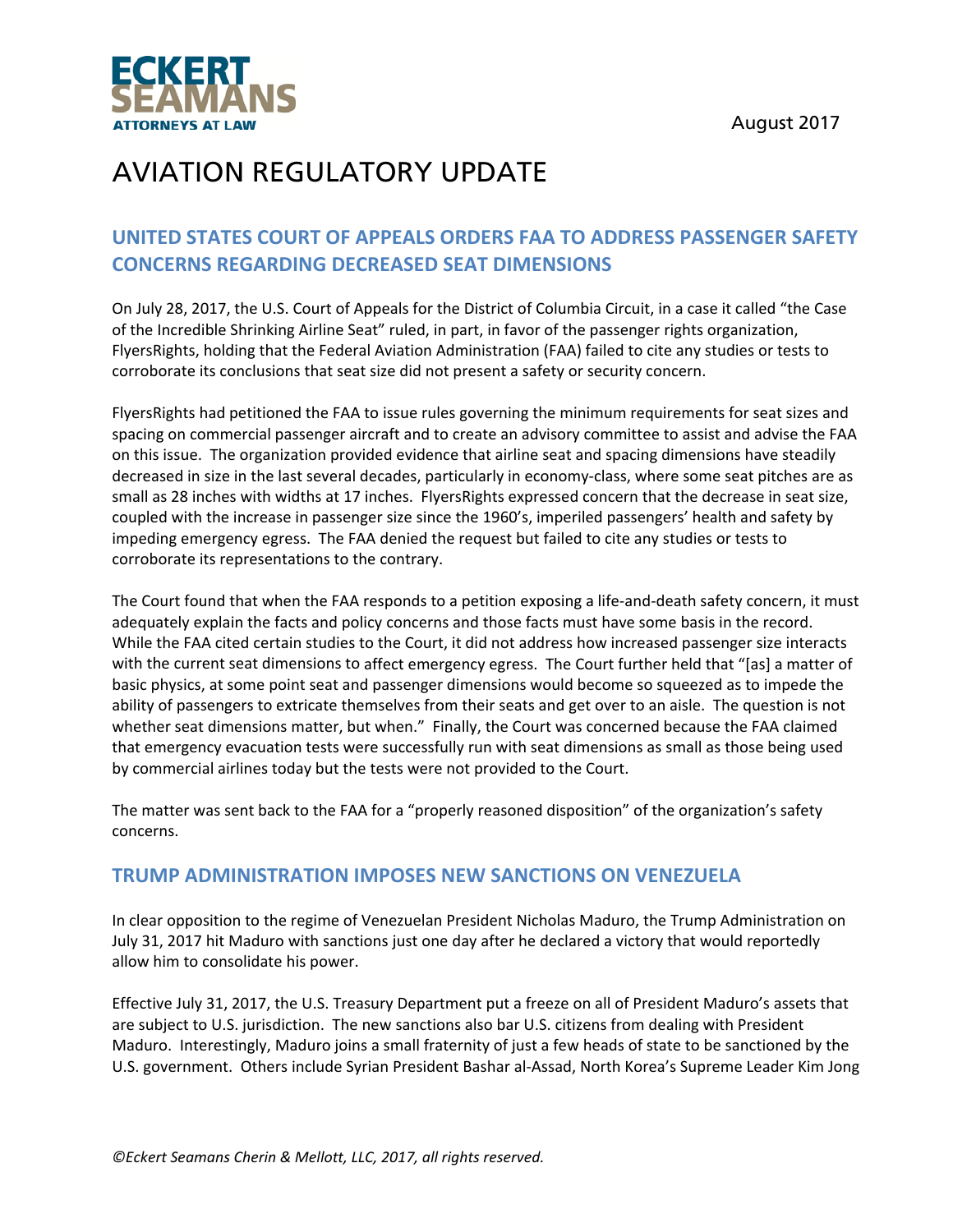ECKERT SEAMANS
ATTORNEYS AT LAW

August 2017

# AVIATION REGULATORY UPDATE

## UNITED STATES COURT OF APPEALS ORDERS FAA TO ADDRESS PASSENGER SAFETY CONCERNS REGARDING DECREASED SEAT DIMENSIONS

On July 28, 2017, the U.S. Court of Appeals for the District of Columbia Circuit, in a case it called "the Case of the Incredible Shrinking Airline Seat" ruled, in part, in favor of the passenger rights organization, FlyersRights, holding that the Federal Aviation Administration (FAA) failed to cite any studies or tests to corroborate its conclusions that seat size did not present a safety or security concern.

FlyersRights had petitioned the FAA to issue rules governing the minimum requirements for seat sizes and spacing on commercial passenger aircraft and to create an advisory committee to assist and advise the FAA on this issue. The organization provided evidence that airline seat and spacing dimensions have steadily decreased in size in the last several decades, particularly in economy-class, where some seat pitches are as small as 28 inches with widths at 17 inches. FlyersRights expressed concern that the decrease in seat size, coupled with the increase in passenger size since the 1960's, imperiled passengers' health and safety by impeding emergency egress. The FAA denied the request but failed to cite any studies or tests to corroborate its representations to the contrary.

The Court found that when the FAA responds to a petition exposing a life-and-death safety concern, it must adequately explain the facts and policy concerns and those facts must have some basis in the record. While the FAA cited certain studies to the Court, it did not address how increased passenger size interacts with the current seat dimensions to affect emergency egress. The Court further held that "[as] a matter of basic physics, at some point seat and passenger dimensions would become so squeezed as to impede the ability of passengers to extricate themselves from their seats and get over to an aisle. The question is not whether seat dimensions matter, but when." Finally, the Court was concerned because the FAA claimed that emergency evacuation tests were successfully run with seat dimensions as small as those being used by commercial airlines today but the tests were not provided to the Court.

The matter was sent back to the FAA for a "properly reasoned disposition" of the organization's safety concerns.

## TRUMP ADMINISTRATION IMPOSES NEW SANCTIONS ON VENEZUELA

In clear opposition to the regime of Venezuelan President Nicholas Maduro, the Trump Administration on July 31, 2017 hit Maduro with sanctions just one day after he declared a victory that would reportedly allow him to consolidate his power.

Effective July 31, 2017, the U.S. Treasury Department put a freeze on all of President Maduro's assets that are subject to U.S. jurisdiction. The new sanctions also bar U.S. citizens from dealing with President Maduro. Interestingly, Maduro joins a small fraternity of just a few heads of state to be sanctioned by the U.S. government. Others include Syrian President Bashar al-Assad, North Korea's Supreme Leader Kim Jong

*©Eckert Seamans Cherin & Mellott, LLC, 2017, all rights reserved.*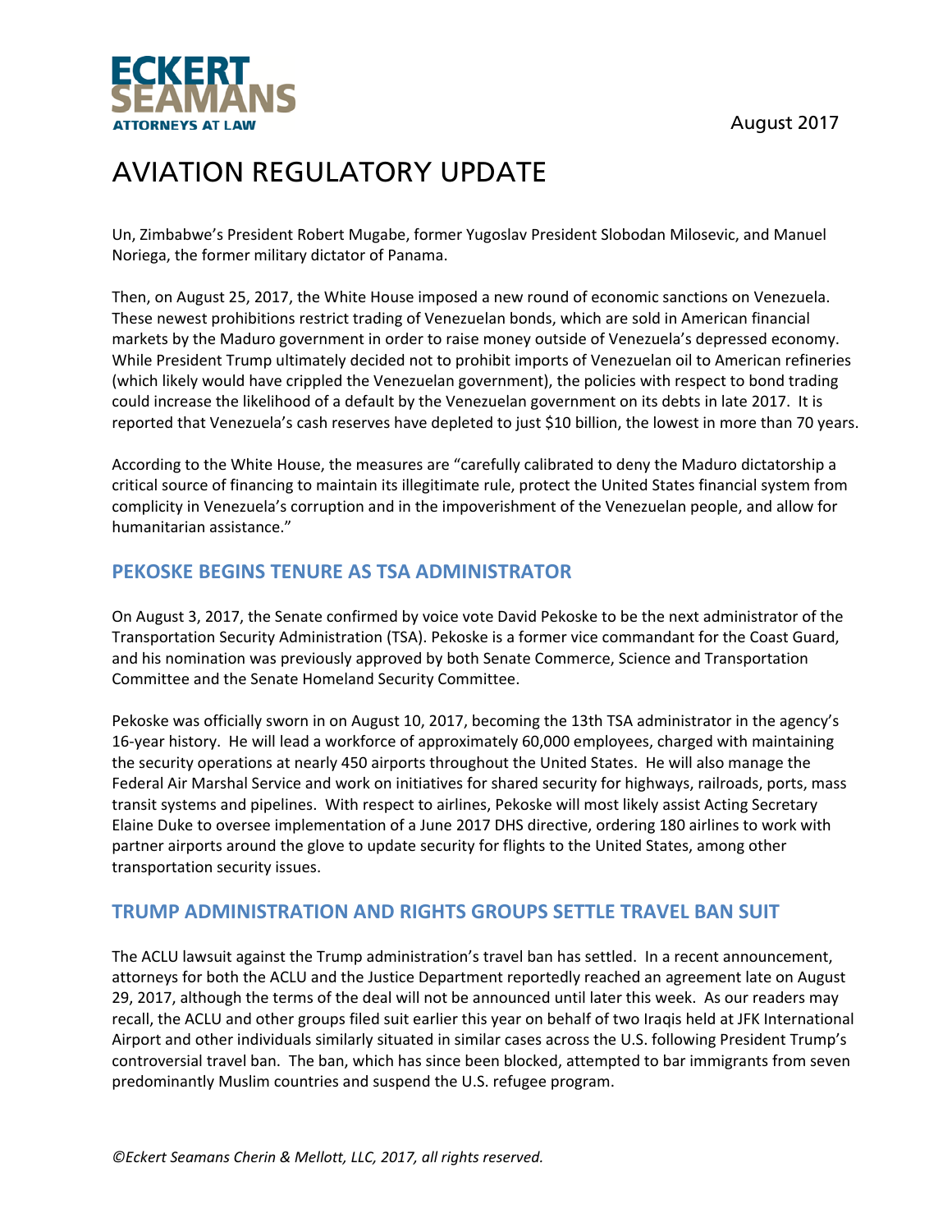Un, Zimbabwe's President Robert Mugabe, former Yugoslav President Slobodan Milosevic, and Manuel Noriega, the former military dictator of Panama.

Then, on August 25, 2017, the White House imposed a new round of economic sanctions on Venezuela. These newest prohibitions restrict trading of Venezuelan bonds, which are sold in American financial markets by the Maduro government in order to raise money outside of Venezuela's depressed economy. While President Trump ultimately decided not to prohibit imports of Venezuelan oil to American refineries (which likely would have crippled the Venezuelan government), the policies with respect to bond trading could increase the likelihood of a default by the Venezuelan government on its debts in late 2017. It is reported that Venezuela's cash reserves have depleted to just $10 billion, the lowest in more than 70 years.

According to the White House, the measures are "carefully calibrated to deny the Maduro dictatorship a critical source of financing to maintain its illegitimate rule, protect the United States financial system from complicity in Venezuela's corruption and in the impoverishment of the Venezuelan people, and allow for humanitarian assistance."

## PEKOSKE BEGINS TENURE AS TSA ADMINISTRATOR

On August 3, 2017, the Senate confirmed by voice vote David Pekoske to be the next administrator of the Transportation Security Administration (TSA). Pekoske is a former vice commandant for the Coast Guard, and his nomination was previously approved by both Senate Commerce, Science and Transportation Committee and the Senate Homeland Security Committee.

Pekoske was officially sworn in on August 10, 2017, becoming the 13th TSA administrator in the agency's 16-year history. He will lead a workforce of approximately 60,000 employees, charged with maintaining the security operations at nearly 450 airports throughout the United States. He will also manage the Federal Air Marshal Service and work on initiatives for shared security for highways, railroads, ports, mass transit systems and pipelines. With respect to airlines, Pekoske will most likely assist Acting Secretary Elaine Duke to oversee implementation of a June 2017 DHS directive, ordering 180 airlines to work with partner airports around the glove to update security for flights to the United States, among other transportation security issues.

## TRUMP ADMINISTRATION AND RIGHTS GROUPS SETTLE TRAVEL BAN SUIT

The ACLU lawsuit against the Trump administration's travel ban has settled. In a recent announcement, attorneys for both the ACLU and the Justice Department reportedly reached an agreement late on August 29, 2017, although the terms of the deal will not be announced until later this week. As our readers may recall, the ACLU and other groups filed suit earlier this year on behalf of two Iraqis held at JFK International Airport and other individuals similarly situated in similar cases across the U.S. following President Trump's controversial travel ban. The ban, which has since been blocked, attempted to bar immigrants from seven predominantly Muslim countries and suspend the U.S. refugee program.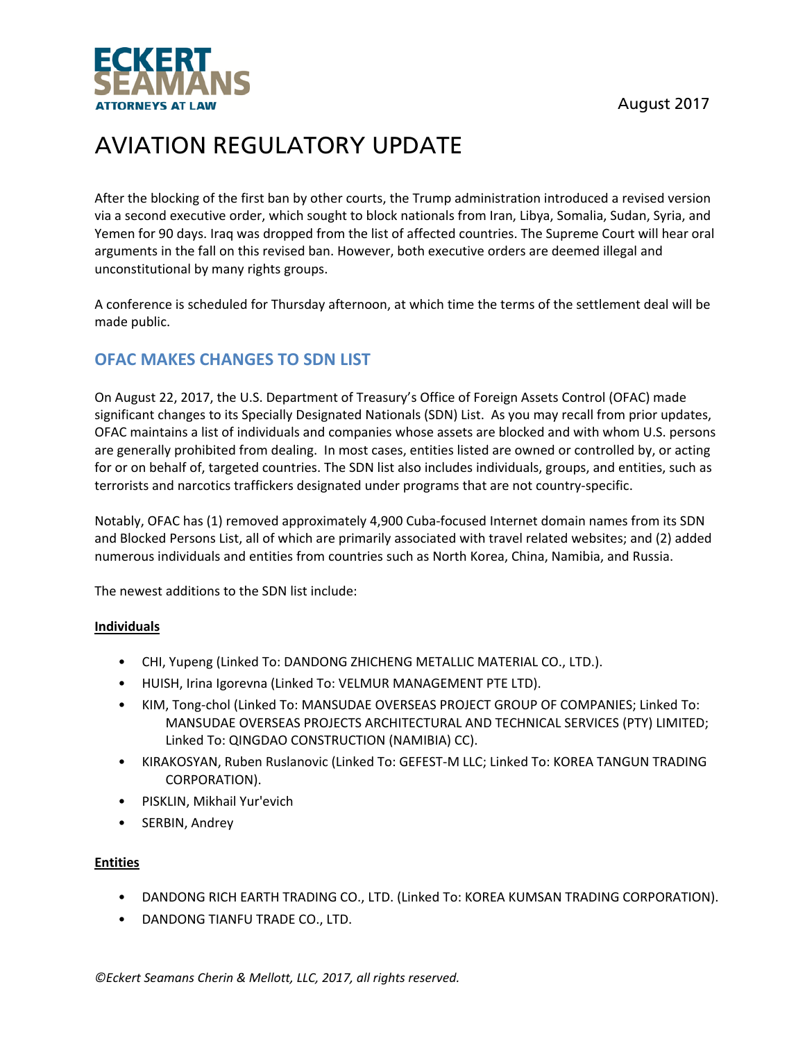# AVIATION REGULATORY UPDATE

After the blocking of the first ban by other courts, the Trump administration introduced a revised version via a second executive order, which sought to block nationals from Iran, Libya, Somalia, Sudan, Syria, and Yemen for 90 days. Iraq was dropped from the list of affected countries. The Supreme Court will hear oral arguments in the fall on this revised ban. However, both executive orders are deemed illegal and unconstitutional by many rights groups.

A conference is scheduled for Thursday afternoon, at which time the terms of the settlement deal will be made public.

## OFAC MAKES CHANGES TO SDN LIST

On August 22, 2017, the U.S. Department of Treasury's Office of Foreign Assets Control (OFAC) made significant changes to its Specially Designated Nationals (SDN) List. As you may recall from prior updates, OFAC maintains a list of individuals and companies whose assets are blocked and with whom U.S. persons are generally prohibited from dealing. In most cases, entities listed are owned or controlled by, or acting for or on behalf of, targeted countries. The SDN list also includes individuals, groups, and entities, such as terrorists and narcotics traffickers designated under programs that are not country-specific.

Notably, OFAC has (1) removed approximately 4,900 Cuba-focused Internet domain names from its SDN and Blocked Persons List, all of which are primarily associated with travel related websites; and (2) added numerous individuals and entities from countries such as North Korea, China, Namibia, and Russia.

The newest additions to the SDN list include:

**Individuals**

- CHI, Yupeng (Linked To: DANDONG ZHICHENG METALLIC MATERIAL CO., LTD.).
- HUISH, Irina Igorevna (Linked To: VELMUR MANAGEMENT PTE LTD).
- KIM, Tong-chol (Linked To: MANSUDAE OVERSEAS PROJECT GROUP OF COMPANIES; Linked To: MANSUDAE OVERSEAS PROJECTS ARCHITECTURAL AND TECHNICAL SERVICES (PTY) LIMITED; Linked To: QINGDAO CONSTRUCTION (NAMIBIA) CC).
- KIRAKOSYAN, Ruben Ruslanovic (Linked To: GEFEST-M LLC; Linked To: KOREA TANGUN TRADING CORPORATION).
- PISKLIN, Mikhail Yur'evich
- SERBIN, Andrey

**Entities**

- DANDONG RICH EARTH TRADING CO., LTD. (Linked To: KOREA KUMSAN TRADING CORPORATION).
- DANDONG TIANFU TRADE CO., LTD.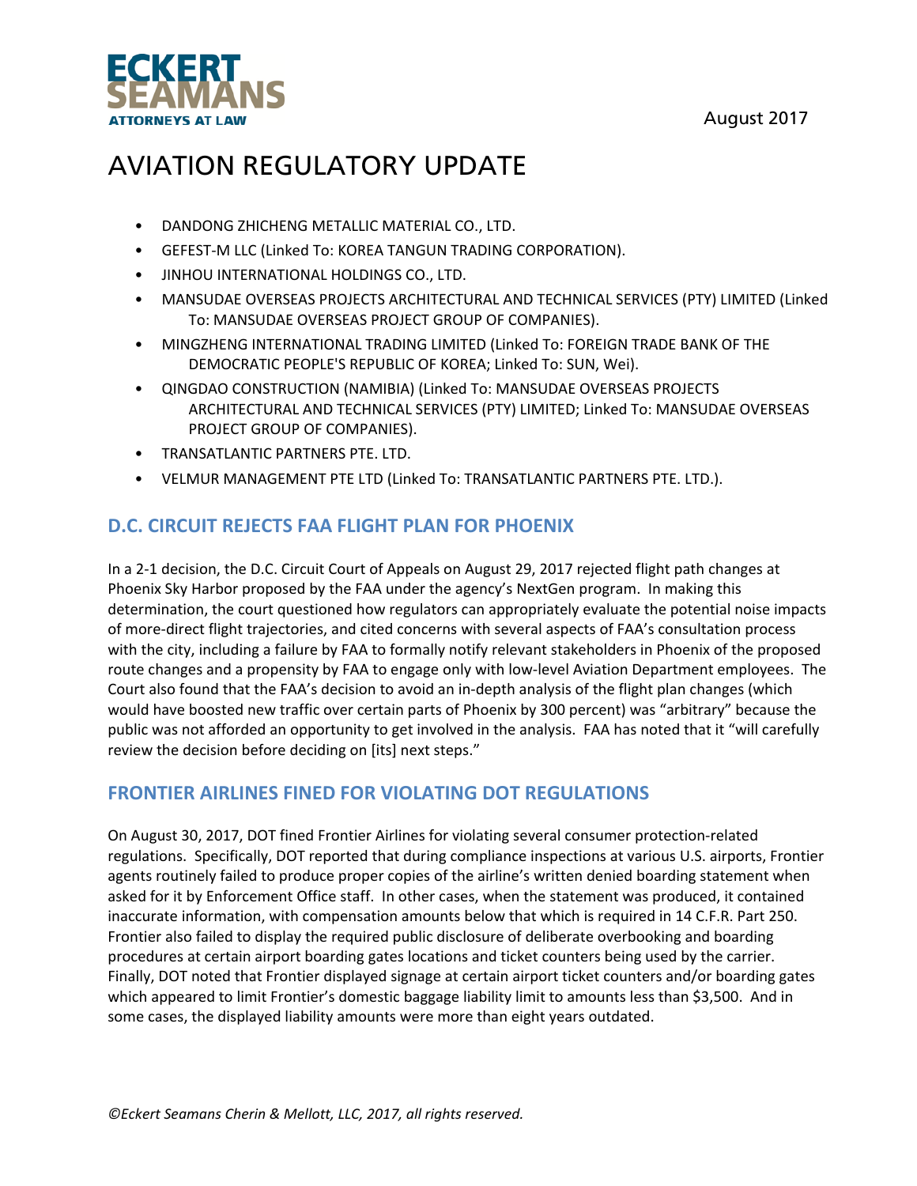- DANDONG ZHICHENG METALLIC MATERIAL CO., LTD.
- GEFEST-M LLC (Linked To: KOREA TANGUN TRADING CORPORATION).
- JINHOU INTERNATIONAL HOLDINGS CO., LTD.
- MANSUDAE OVERSEAS PROJECTS ARCHITECTURAL AND TECHNICAL SERVICES (PTY) LIMITED (Linked To: MANSUDAE OVERSEAS PROJECT GROUP OF COMPANIES).
- MINGZHENG INTERNATIONAL TRADING LIMITED (Linked To: FOREIGN TRADE BANK OF THE DEMOCRATIC PEOPLE'S REPUBLIC OF KOREA; Linked To: SUN, Wei).
- QINGDAO CONSTRUCTION (NAMIBIA) (Linked To: MANSUDAE OVERSEAS PROJECTS ARCHITECTURAL AND TECHNICAL SERVICES (PTY) LIMITED; Linked To: MANSUDAE OVERSEAS PROJECT GROUP OF COMPANIES).
- TRANSATLANTIC PARTNERS PTE. LTD.
- VELMUR MANAGEMENT PTE LTD (Linked To: TRANSATLANTIC PARTNERS PTE. LTD.).

## D.C. CIRCUIT REJECTS FAA FLIGHT PLAN FOR PHOENIX

In a 2-1 decision, the D.C. Circuit Court of Appeals on August 29, 2017 rejected flight path changes at Phoenix Sky Harbor proposed by the FAA under the agency's NextGen program. In making this determination, the court questioned how regulators can appropriately evaluate the potential noise impacts of more-direct flight trajectories, and cited concerns with several aspects of FAA's consultation process with the city, including a failure by FAA to formally notify relevant stakeholders in Phoenix of the proposed route changes and a propensity by FAA to engage only with low-level Aviation Department employees. The Court also found that the FAA's decision to avoid an in-depth analysis of the flight plan changes (which would have boosted new traffic over certain parts of Phoenix by 300 percent) was "arbitrary" because the public was not afforded an opportunity to get involved in the analysis. FAA has noted that it "will carefully review the decision before deciding on [its] next steps."

## FRONTIER AIRLINES FINED FOR VIOLATING DOT REGULATIONS

On August 30, 2017, DOT fined Frontier Airlines for violating several consumer protection-related regulations. Specifically, DOT reported that during compliance inspections at various U.S. airports, Frontier agents routinely failed to produce proper copies of the airline's written denied boarding statement when asked for it by Enforcement Office staff. In other cases, when the statement was produced, it contained inaccurate information, with compensation amounts below that which is required in 14 C.F.R. Part 250. Frontier also failed to display the required public disclosure of deliberate overbooking and boarding procedures at certain airport boarding gates locations and ticket counters being used by the carrier. Finally, DOT noted that Frontier displayed signage at certain airport ticket counters and/or boarding gates which appeared to limit Frontier's domestic baggage liability limit to amounts less than $3,500. And in some cases, the displayed liability amounts were more than eight years outdated.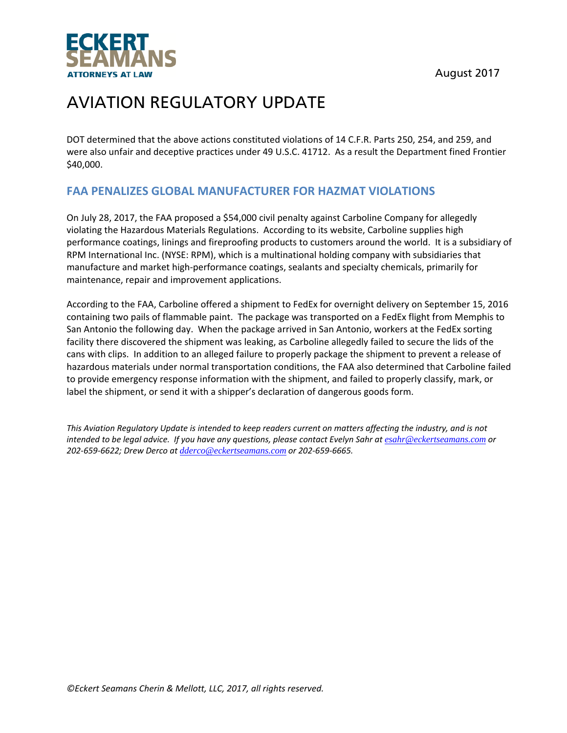DOT determined that the above actions constituted violations of 14 C.F.R. Parts 250, 254, and 259, and were also unfair and deceptive practices under 49 U.S.C. 41712. As a result the Department fined Frontier $40,000.

## FAA PENALIZES GLOBAL MANUFACTURER FOR HAZMAT VIOLATIONS

On July 28, 2017, the FAA proposed a $54,000 civil penalty against Carboline Company for allegedly violating the Hazardous Materials Regulations. According to its website, Carboline supplies high performance coatings, linings and fireproofing products to customers around the world. It is a subsidiary of RPM International Inc. (NYSE: RPM), which is a multinational holding company with subsidiaries that manufacture and market high-performance coatings, sealants and specialty chemicals, primarily for maintenance, repair and improvement applications.

According to the FAA, Carboline offered a shipment to FedEx for overnight delivery on September 15, 2016 containing two pails of flammable paint. The package was transported on a FedEx flight from Memphis to San Antonio the following day. When the package arrived in San Antonio, workers at the FedEx sorting facility there discovered the shipment was leaking, as Carboline allegedly failed to secure the lids of the cans with clips. In addition to an alleged failure to properly package the shipment to prevent a release of hazardous materials under normal transportation conditions, the FAA also determined that Carboline failed to provide emergency response information with the shipment, and failed to properly classify, mark, or label the shipment, or send it with a shipper's declaration of dangerous goods form.

*This Aviation Regulatory Update is intended to keep readers current on matters affecting the industry, and is not intended to be legal advice. If you have any questions, please contact Evelyn Sahr at esahr@eckertseamans.com or 202-659-6622; Drew Derco at dderco@eckertseamans.com or 202-659-6665.*

*©Eckert Seamans Cherin & Mellott, LLC, 2017, all rights reserved.*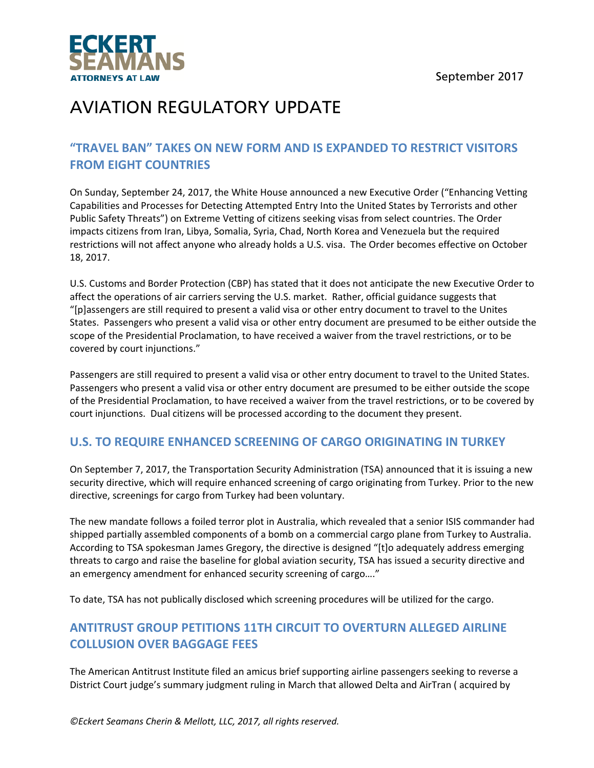# AVIATION REGULATORY UPDATE

September 2017

## "TRAVEL BAN" TAKES ON NEW FORM AND IS EXPANDED TO RESTRICT VISITORS FROM EIGHT COUNTRIES

On Sunday, September 24, 2017, the White House announced a new Executive Order ("Enhancing Vetting Capabilities and Processes for Detecting Attempted Entry Into the United States by Terrorists and other Public Safety Threats") on Extreme Vetting of citizens seeking visas from select countries. The Order impacts citizens from Iran, Libya, Somalia, Syria, Chad, North Korea and Venezuela but the required restrictions will not affect anyone who already holds a U.S. visa. The Order becomes effective on October 18, 2017.

U.S. Customs and Border Protection (CBP) has stated that it does not anticipate the new Executive Order to affect the operations of air carriers serving the U.S. market. Rather, official guidance suggests that "[p]assengers are still required to present a valid visa or other entry document to travel to the Unites States. Passengers who present a valid visa or other entry document are presumed to be either outside the scope of the Presidential Proclamation, to have received a waiver from the travel restrictions, or to be covered by court injunctions."

Passengers are still required to present a valid visa or other entry document to travel to the United States. Passengers who present a valid visa or other entry document are presumed to be either outside the scope of the Presidential Proclamation, to have received a waiver from the travel restrictions, or to be covered by court injunctions. Dual citizens will be processed according to the document they present.

## U.S. TO REQUIRE ENHANCED SCREENING OF CARGO ORIGINATING IN TURKEY

On September 7, 2017, the Transportation Security Administration (TSA) announced that it is issuing a new security directive, which will require enhanced screening of cargo originating from Turkey. Prior to the new directive, screenings for cargo from Turkey had been voluntary.

The new mandate follows a foiled terror plot in Australia, which revealed that a senior ISIS commander had shipped partially assembled components of a bomb on a commercial cargo plane from Turkey to Australia. According to TSA spokesman James Gregory, the directive is designed "[t]o adequately address emerging threats to cargo and raise the baseline for global aviation security, TSA has issued a security directive and an emergency amendment for enhanced security screening of cargo…."

To date, TSA has not publically disclosed which screening procedures will be utilized for the cargo.

## ANTITRUST GROUP PETITIONS 11TH CIRCUIT TO OVERTURN ALLEGED AIRLINE COLLUSION OVER BAGGAGE FEES

The American Antitrust Institute filed an amicus brief supporting airline passengers seeking to reverse a District Court judge's summary judgment ruling in March that allowed Delta and AirTran ( acquired by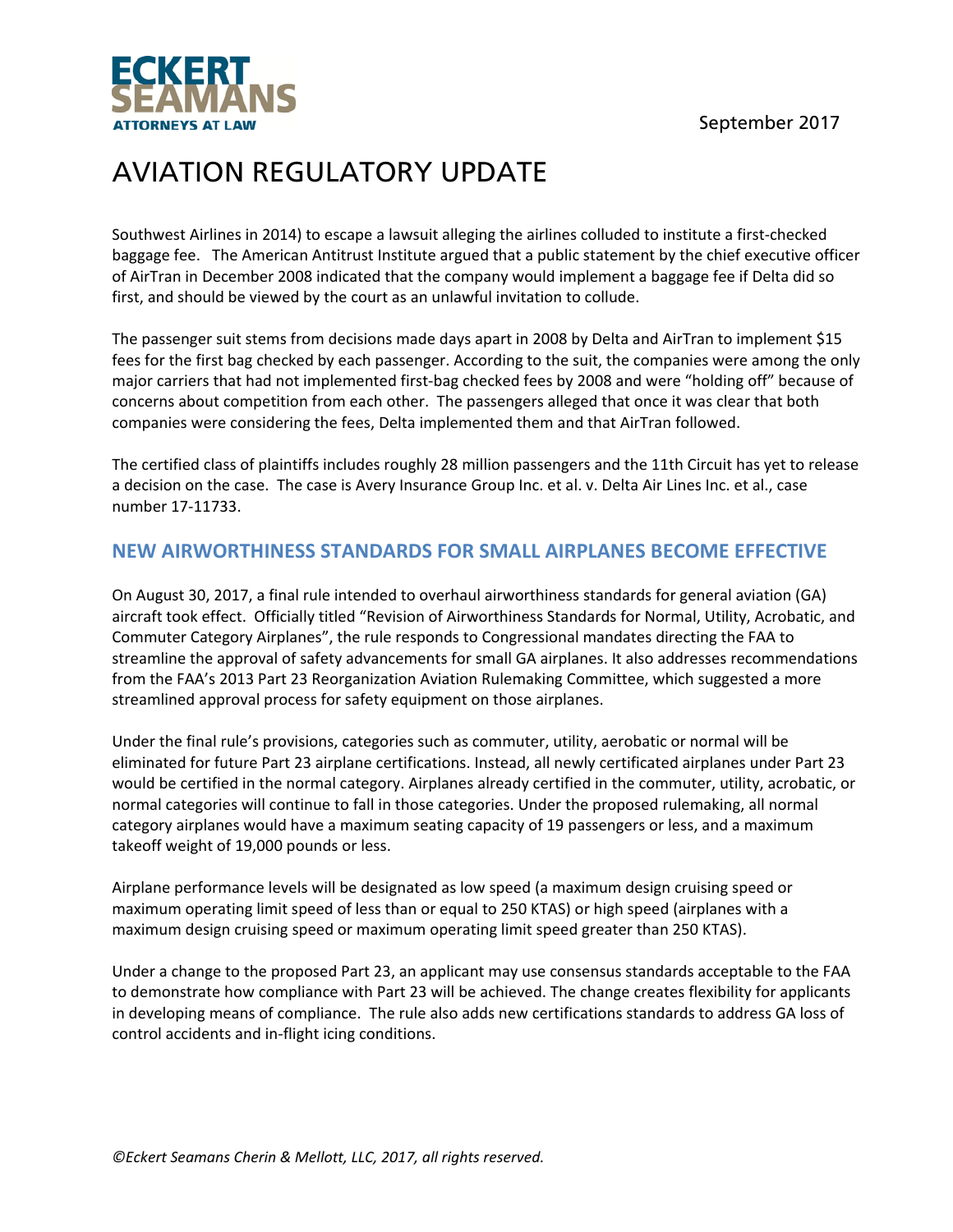Southwest Airlines in 2014) to escape a lawsuit alleging the airlines colluded to institute a first-checked baggage fee. The American Antitrust Institute argued that a public statement by the chief executive officer of AirTran in December 2008 indicated that the company would implement a baggage fee if Delta did so first, and should be viewed by the court as an unlawful invitation to collude.

The passenger suit stems from decisions made days apart in 2008 by Delta and AirTran to implement $15 fees for the first bag checked by each passenger. According to the suit, the companies were among the only major carriers that had not implemented first-bag checked fees by 2008 and were "holding off" because of concerns about competition from each other. The passengers alleged that once it was clear that both companies were considering the fees, Delta implemented them and that AirTran followed.

The certified class of plaintiffs includes roughly 28 million passengers and the 11th Circuit has yet to release a decision on the case. The case is Avery Insurance Group Inc. et al. v. Delta Air Lines Inc. et al., case number 17-11733.

## NEW AIRWORTHINESS STANDARDS FOR SMALL AIRPLANES BECOME EFFECTIVE

On August 30, 2017, a final rule intended to overhaul airworthiness standards for general aviation (GA) aircraft took effect. Officially titled "Revision of Airworthiness Standards for Normal, Utility, Acrobatic, and Commuter Category Airplanes", the rule responds to Congressional mandates directing the FAA to streamline the approval of safety advancements for small GA airplanes. It also addresses recommendations from the FAA's 2013 Part 23 Reorganization Aviation Rulemaking Committee, which suggested a more streamlined approval process for safety equipment on those airplanes.

Under the final rule's provisions, categories such as commuter, utility, aerobatic or normal will be eliminated for future Part 23 airplane certifications. Instead, all newly certificated airplanes under Part 23 would be certified in the normal category. Airplanes already certified in the commuter, utility, acrobatic, or normal categories will continue to fall in those categories. Under the proposed rulemaking, all normal category airplanes would have a maximum seating capacity of 19 passengers or less, and a maximum takeoff weight of 19,000 pounds or less.

Airplane performance levels will be designated as low speed (a maximum design cruising speed or maximum operating limit speed of less than or equal to 250 KTAS) or high speed (airplanes with a maximum design cruising speed or maximum operating limit speed greater than 250 KTAS).

Under a change to the proposed Part 23, an applicant may use consensus standards acceptable to the FAA to demonstrate how compliance with Part 23 will be achieved. The change creates flexibility for applicants in developing means of compliance. The rule also adds new certifications standards to address GA loss of control accidents and in-flight icing conditions.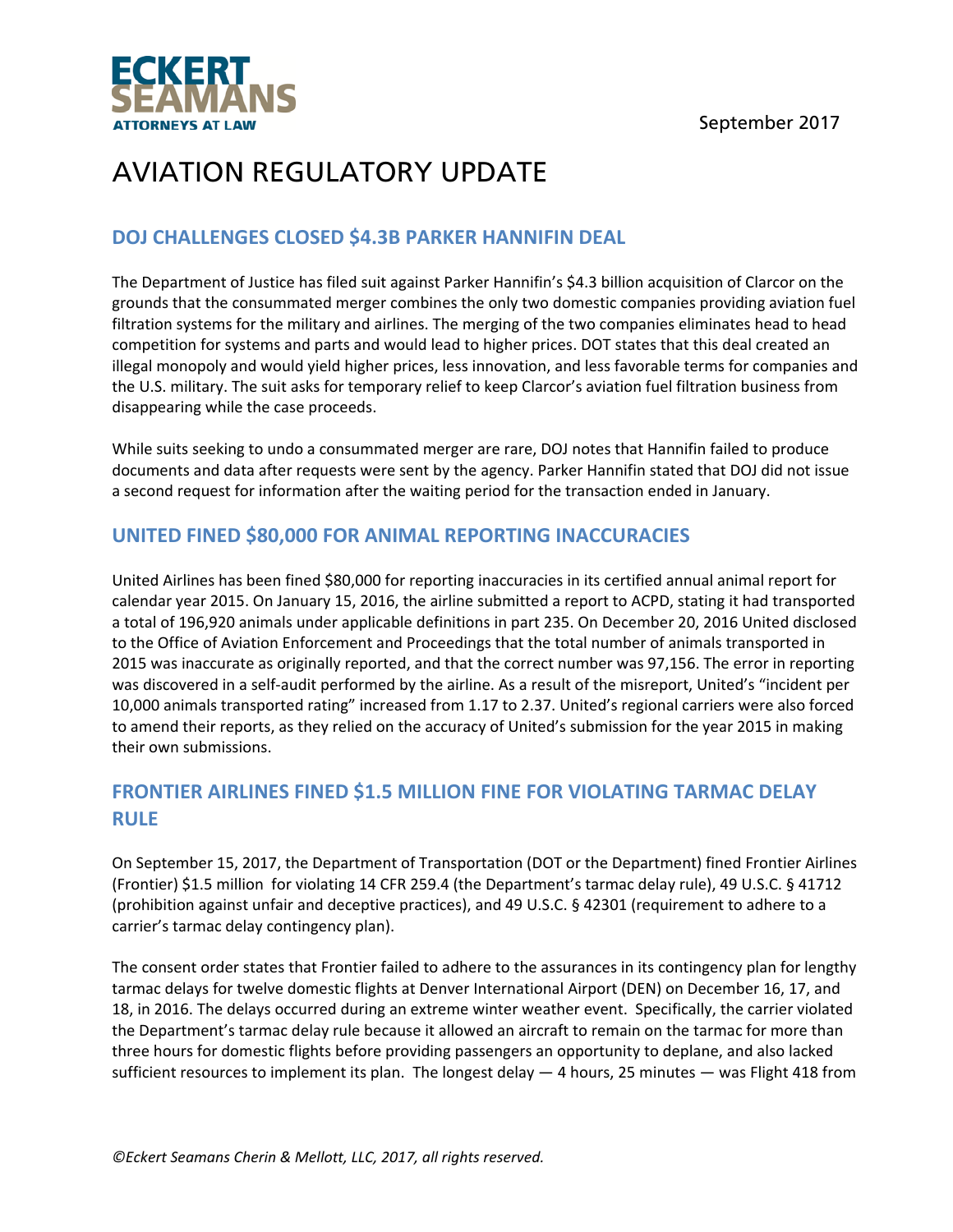September 2017

# AVIATION REGULATORY UPDATE

## DOJ CHALLENGES CLOSED $4.3B PARKER HANNIFIN DEAL

The Department of Justice has filed suit against Parker Hannifin's $4.3 billion acquisition of Clarcor on the grounds that the consummated merger combines the only two domestic companies providing aviation fuel filtration systems for the military and airlines. The merging of the two companies eliminates head to head competition for systems and parts and would lead to higher prices. DOT states that this deal created an illegal monopoly and would yield higher prices, less innovation, and less favorable terms for companies and the U.S. military. The suit asks for temporary relief to keep Clarcor's aviation fuel filtration business from disappearing while the case proceeds.

While suits seeking to undo a consummated merger are rare, DOJ notes that Hannifin failed to produce documents and data after requests were sent by the agency. Parker Hannifin stated that DOJ did not issue a second request for information after the waiting period for the transaction ended in January.

## UNITED FINED $80,000 FOR ANIMAL REPORTING INACCURACIES

United Airlines has been fined $80,000 for reporting inaccuracies in its certified annual animal report for calendar year 2015. On January 15, 2016, the airline submitted a report to ACPD, stating it had transported a total of 196,920 animals under applicable definitions in part 235. On December 20, 2016 United disclosed to the Office of Aviation Enforcement and Proceedings that the total number of animals transported in 2015 was inaccurate as originally reported, and that the correct number was 97,156. The error in reporting was discovered in a self-audit performed by the airline. As a result of the misreport, United's "incident per 10,000 animals transported rating" increased from 1.17 to 2.37. United's regional carriers were also forced to amend their reports, as they relied on the accuracy of United's submission for the year 2015 in making their own submissions.

## FRONTIER AIRLINES FINED $1.5 MILLION FINE FOR VIOLATING TARMAC DELAY RULE

On September 15, 2017, the Department of Transportation (DOT or the Department) fined Frontier Airlines (Frontier) $1.5 million for violating 14 CFR 259.4 (the Department's tarmac delay rule), 49 U.S.C. § 41712 (prohibition against unfair and deceptive practices), and 49 U.S.C. § 42301 (requirement to adhere to a carrier's tarmac delay contingency plan).

The consent order states that Frontier failed to adhere to the assurances in its contingency plan for lengthy tarmac delays for twelve domestic flights at Denver International Airport (DEN) on December 16, 17, and 18, in 2016. The delays occurred during an extreme winter weather event. Specifically, the carrier violated the Department's tarmac delay rule because it allowed an aircraft to remain on the tarmac for more than three hours for domestic flights before providing passengers an opportunity to deplane, and also lacked sufficient resources to implement its plan. The longest delay — 4 hours, 25 minutes — was Flight 418 from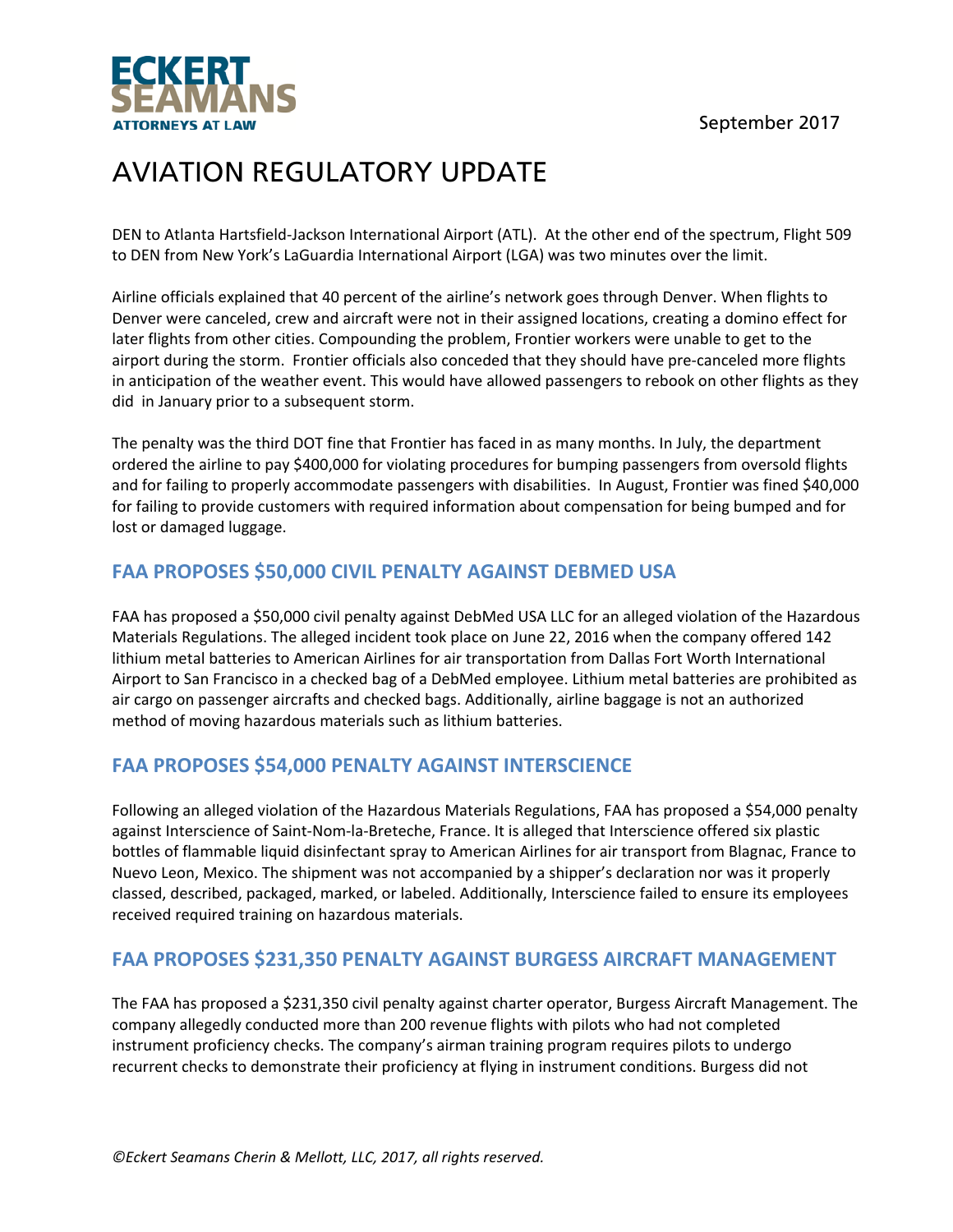DEN to Atlanta Hartsfield-Jackson International Airport (ATL). At the other end of the spectrum, Flight 509 to DEN from New York's LaGuardia International Airport (LGA) was two minutes over the limit.

Airline officials explained that 40 percent of the airline's network goes through Denver. When flights to Denver were canceled, crew and aircraft were not in their assigned locations, creating a domino effect for later flights from other cities. Compounding the problem, Frontier workers were unable to get to the airport during the storm. Frontier officials also conceded that they should have pre-canceled more flights in anticipation of the weather event. This would have allowed passengers to rebook on other flights as they did in January prior to a subsequent storm.

The penalty was the third DOT fine that Frontier has faced in as many months. In July, the department ordered the airline to pay $400,000 for violating procedures for bumping passengers from oversold flights and for failing to properly accommodate passengers with disabilities. In August, Frontier was fined $40,000 for failing to provide customers with required information about compensation for being bumped and for lost or damaged luggage.

## FAA PROPOSES $50,000 CIVIL PENALTY AGAINST DEBMED USA

FAA has proposed a $50,000 civil penalty against DebMed USA LLC for an alleged violation of the Hazardous Materials Regulations. The alleged incident took place on June 22, 2016 when the company offered 142 lithium metal batteries to American Airlines for air transportation from Dallas Fort Worth International Airport to San Francisco in a checked bag of a DebMed employee. Lithium metal batteries are prohibited as air cargo on passenger aircrafts and checked bags. Additionally, airline baggage is not an authorized method of moving hazardous materials such as lithium batteries.

## FAA PROPOSES $54,000 PENALTY AGAINST INTERSCIENCE

Following an alleged violation of the Hazardous Materials Regulations, FAA has proposed a $54,000 penalty against Interscience of Saint-Nom-la-Breteche, France. It is alleged that Interscience offered six plastic bottles of flammable liquid disinfectant spray to American Airlines for air transport from Blagnac, France to Nuevo Leon, Mexico. The shipment was not accompanied by a shipper's declaration nor was it properly classed, described, packaged, marked, or labeled. Additionally, Interscience failed to ensure its employees received required training on hazardous materials.

## FAA PROPOSES $231,350 PENALTY AGAINST BURGESS AIRCRAFT MANAGEMENT

The FAA has proposed a $231,350 civil penalty against charter operator, Burgess Aircraft Management. The company allegedly conducted more than 200 revenue flights with pilots who had not completed instrument proficiency checks. The company's airman training program requires pilots to undergo recurrent checks to demonstrate their proficiency at flying in instrument conditions. Burgess did not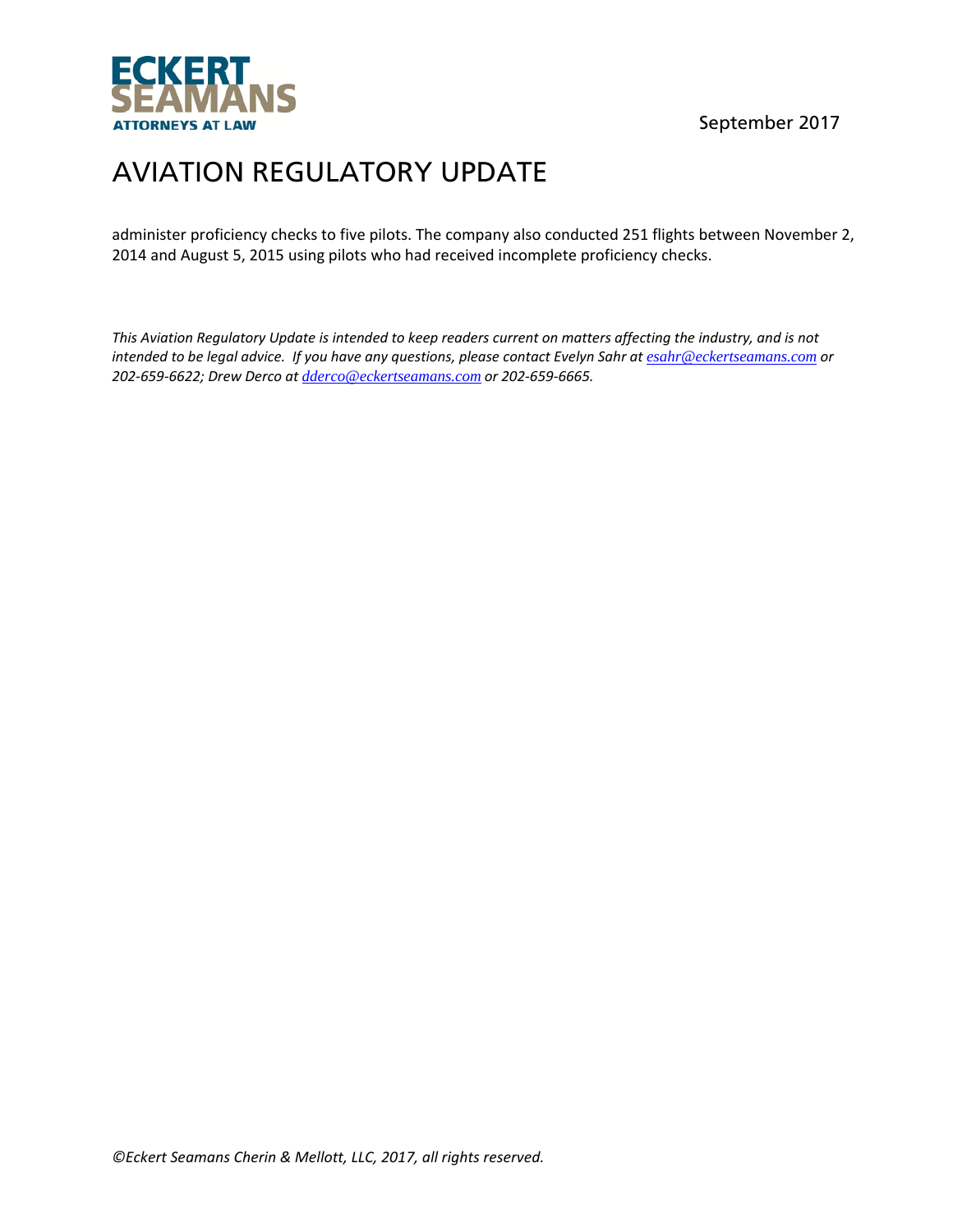administer proficiency checks to five pilots. The company also conducted 251 flights between November 2, 2014 and August 5, 2015 using pilots who had received incomplete proficiency checks.

*This Aviation Regulatory Update is intended to keep readers current on matters affecting the industry, and is not intended to be legal advice. If you have any questions, please contact Evelyn Sahr at esahr@eckertseamans.com or 202-659-6622; Drew Derco at dderco@eckertseamans.com or 202-659-6665.*

*©Eckert Seamans Cherin & Mellott, LLC, 2017, all rights reserved.*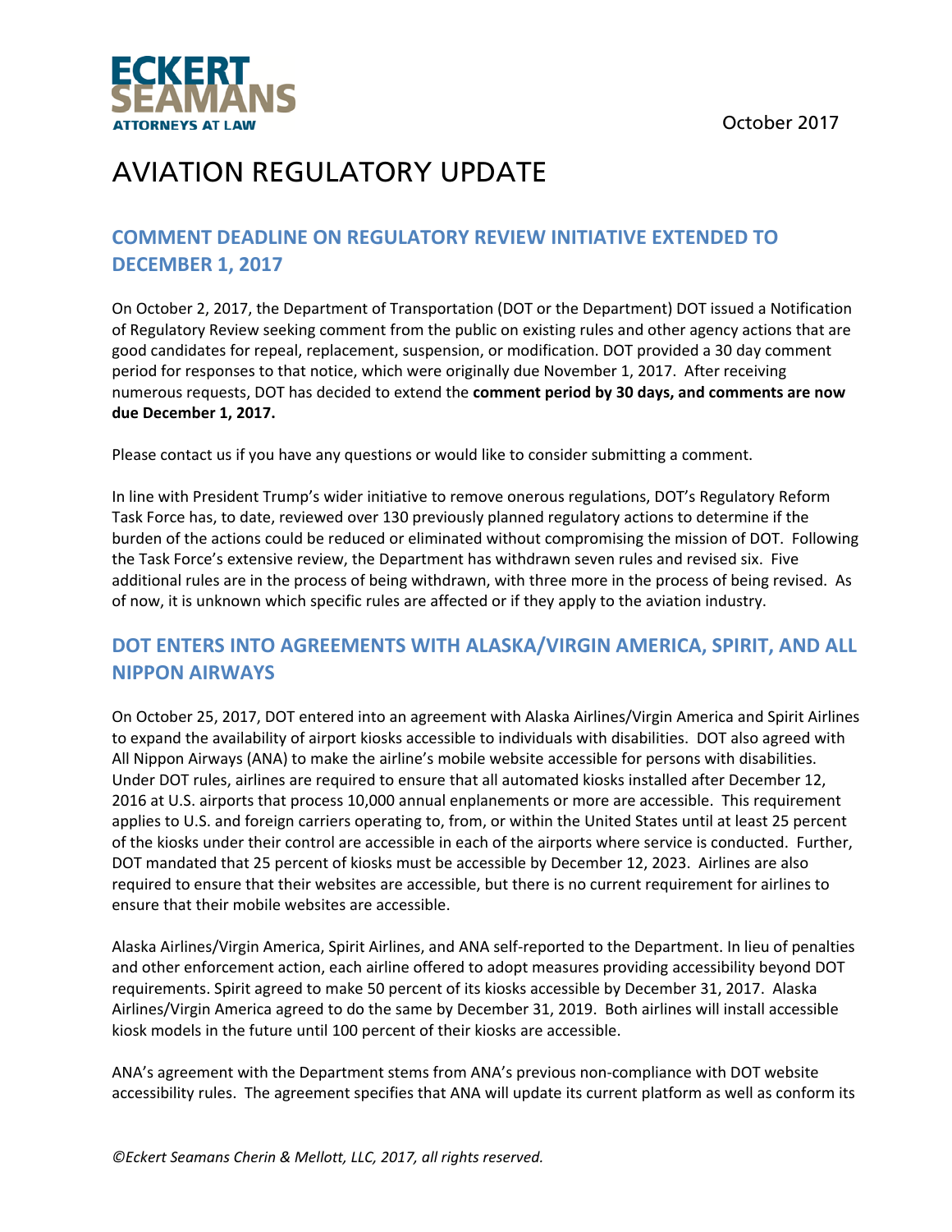ECKERT SEAMANS
ATTORNEYS AT LAW

October 2017

# AVIATION REGULATORY UPDATE

## COMMENT DEADLINE ON REGULATORY REVIEW INITIATIVE EXTENDED TO DECEMBER 1, 2017

On October 2, 2017, the Department of Transportation (DOT or the Department) DOT issued a Notification of Regulatory Review seeking comment from the public on existing rules and other agency actions that are good candidates for repeal, replacement, suspension, or modification. DOT provided a 30 day comment period for responses to that notice, which were originally due November 1, 2017. After receiving numerous requests, DOT has decided to extend the **comment period by 30 days, and comments are now due December 1, 2017.**

Please contact us if you have any questions or would like to consider submitting a comment.

In line with President Trump's wider initiative to remove onerous regulations, DOT's Regulatory Reform Task Force has, to date, reviewed over 130 previously planned regulatory actions to determine if the burden of the actions could be reduced or eliminated without compromising the mission of DOT. Following the Task Force's extensive review, the Department has withdrawn seven rules and revised six. Five additional rules are in the process of being withdrawn, with three more in the process of being revised. As of now, it is unknown which specific rules are affected or if they apply to the aviation industry.

## DOT ENTERS INTO AGREEMENTS WITH ALASKA/VIRGIN AMERICA, SPIRIT, AND ALL NIPPON AIRWAYS

On October 25, 2017, DOT entered into an agreement with Alaska Airlines/Virgin America and Spirit Airlines to expand the availability of airport kiosks accessible to individuals with disabilities. DOT also agreed with All Nippon Airways (ANA) to make the airline's mobile website accessible for persons with disabilities. Under DOT rules, airlines are required to ensure that all automated kiosks installed after December 12, 2016 at U.S. airports that process 10,000 annual enplanements or more are accessible. This requirement applies to U.S. and foreign carriers operating to, from, or within the United States until at least 25 percent of the kiosks under their control are accessible in each of the airports where service is conducted. Further, DOT mandated that 25 percent of kiosks must be accessible by December 12, 2023. Airlines are also required to ensure that their websites are accessible, but there is no current requirement for airlines to ensure that their mobile websites are accessible.

Alaska Airlines/Virgin America, Spirit Airlines, and ANA self-reported to the Department. In lieu of penalties and other enforcement action, each airline offered to adopt measures providing accessibility beyond DOT requirements. Spirit agreed to make 50 percent of its kiosks accessible by December 31, 2017. Alaska Airlines/Virgin America agreed to do the same by December 31, 2019. Both airlines will install accessible kiosk models in the future until 100 percent of their kiosks are accessible.

ANA's agreement with the Department stems from ANA's previous non-compliance with DOT website accessibility rules. The agreement specifies that ANA will update its current platform as well as conform its

*©Eckert Seamans Cherin & Mellott, LLC, 2017, all rights reserved.*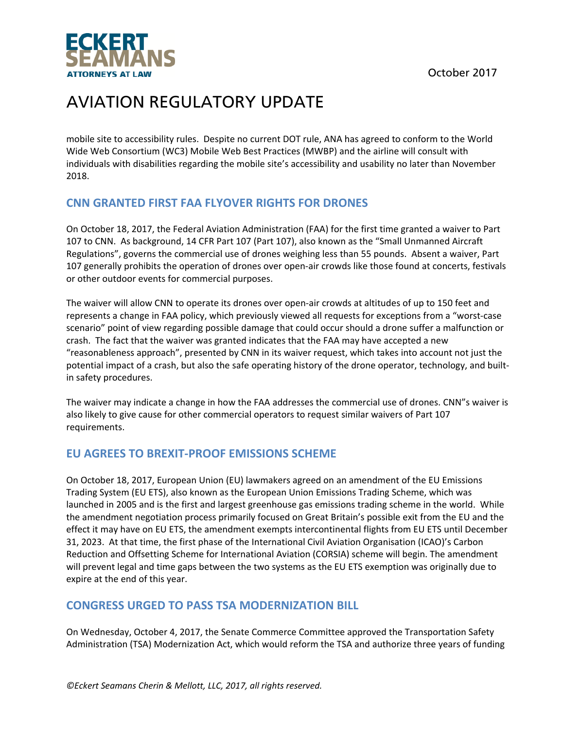mobile site to accessibility rules. Despite no current DOT rule, ANA has agreed to conform to the World Wide Web Consortium (WC3) Mobile Web Best Practices (MWBP) and the airline will consult with individuals with disabilities regarding the mobile site's accessibility and usability no later than November 2018.

## CNN GRANTED FIRST FAA FLYOVER RIGHTS FOR DRONES

On October 18, 2017, the Federal Aviation Administration (FAA) for the first time granted a waiver to Part 107 to CNN. As background, 14 CFR Part 107 (Part 107), also known as the "Small Unmanned Aircraft Regulations", governs the commercial use of drones weighing less than 55 pounds. Absent a waiver, Part 107 generally prohibits the operation of drones over open-air crowds like those found at concerts, festivals or other outdoor events for commercial purposes.

The waiver will allow CNN to operate its drones over open-air crowds at altitudes of up to 150 feet and represents a change in FAA policy, which previously viewed all requests for exceptions from a "worst-case scenario" point of view regarding possible damage that could occur should a drone suffer a malfunction or crash. The fact that the waiver was granted indicates that the FAA may have accepted a new "reasonableness approach", presented by CNN in its waiver request, which takes into account not just the potential impact of a crash, but also the safe operating history of the drone operator, technology, and built-in safety procedures.

The waiver may indicate a change in how the FAA addresses the commercial use of drones. CNN"s waiver is also likely to give cause for other commercial operators to request similar waivers of Part 107 requirements.

## EU AGREES TO BREXIT-PROOF EMISSIONS SCHEME

On October 18, 2017, European Union (EU) lawmakers agreed on an amendment of the EU Emissions Trading System (EU ETS), also known as the European Union Emissions Trading Scheme, which was launched in 2005 and is the first and largest greenhouse gas emissions trading scheme in the world. While the amendment negotiation process primarily focused on Great Britain's possible exit from the EU and the effect it may have on EU ETS, the amendment exempts intercontinental flights from EU ETS until December 31, 2023. At that time, the first phase of the International Civil Aviation Organisation (ICAO)'s Carbon Reduction and Offsetting Scheme for International Aviation (CORSIA) scheme will begin. The amendment will prevent legal and time gaps between the two systems as the EU ETS exemption was originally due to expire at the end of this year.

## CONGRESS URGED TO PASS TSA MODERNIZATION BILL

On Wednesday, October 4, 2017, the Senate Commerce Committee approved the Transportation Safety Administration (TSA) Modernization Act, which would reform the TSA and authorize three years of funding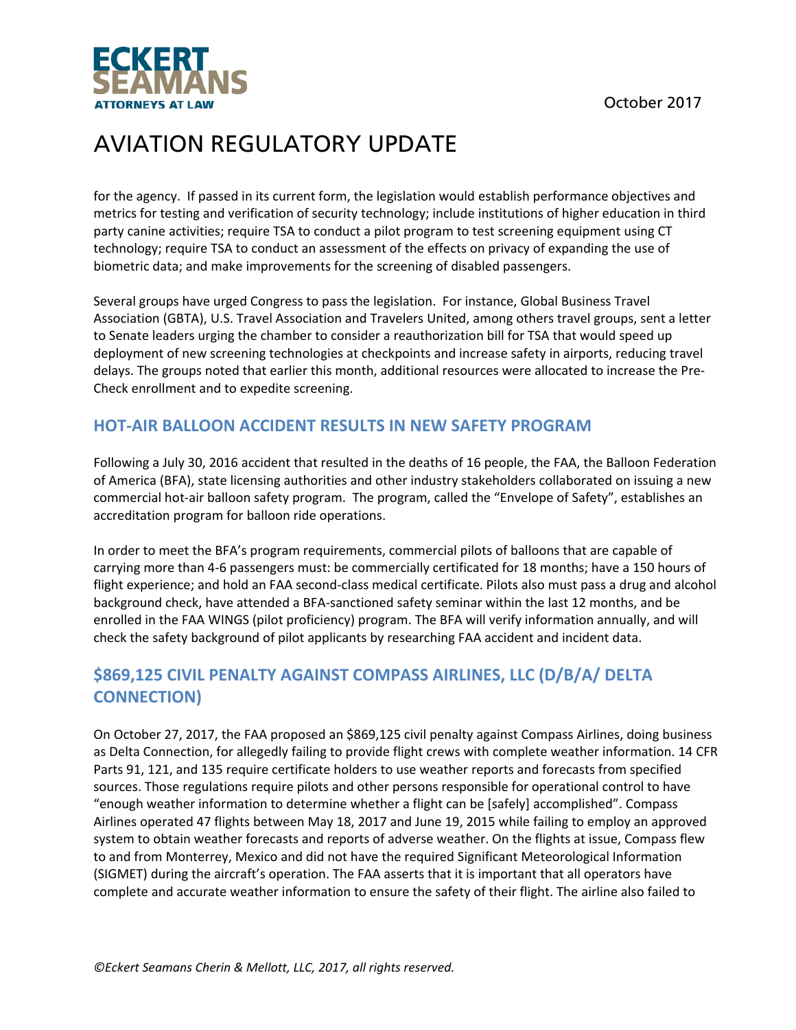for the agency. If passed in its current form, the legislation would establish performance objectives and metrics for testing and verification of security technology; include institutions of higher education in third party canine activities; require TSA to conduct a pilot program to test screening equipment using CT technology; require TSA to conduct an assessment of the effects on privacy of expanding the use of biometric data; and make improvements for the screening of disabled passengers.

Several groups have urged Congress to pass the legislation. For instance, Global Business Travel Association (GBTA), U.S. Travel Association and Travelers United, among others travel groups, sent a letter to Senate leaders urging the chamber to consider a reauthorization bill for TSA that would speed up deployment of new screening technologies at checkpoints and increase safety in airports, reducing travel delays. The groups noted that earlier this month, additional resources were allocated to increase the Pre-Check enrollment and to expedite screening.

## HOT-AIR BALLOON ACCIDENT RESULTS IN NEW SAFETY PROGRAM

Following a July 30, 2016 accident that resulted in the deaths of 16 people, the FAA, the Balloon Federation of America (BFA), state licensing authorities and other industry stakeholders collaborated on issuing a new commercial hot-air balloon safety program. The program, called the "Envelope of Safety", establishes an accreditation program for balloon ride operations.

In order to meet the BFA's program requirements, commercial pilots of balloons that are capable of carrying more than 4-6 passengers must: be commercially certificated for 18 months; have a 150 hours of flight experience; and hold an FAA second-class medical certificate. Pilots also must pass a drug and alcohol background check, have attended a BFA-sanctioned safety seminar within the last 12 months, and be enrolled in the FAA WINGS (pilot proficiency) program. The BFA will verify information annually, and will check the safety background of pilot applicants by researching FAA accident and incident data.

## $869,125 CIVIL PENALTY AGAINST COMPASS AIRLINES, LLC (D/B/A/ DELTA CONNECTION)

On October 27, 2017, the FAA proposed an $869,125 civil penalty against Compass Airlines, doing business as Delta Connection, for allegedly failing to provide flight crews with complete weather information. 14 CFR Parts 91, 121, and 135 require certificate holders to use weather reports and forecasts from specified sources. Those regulations require pilots and other persons responsible for operational control to have "enough weather information to determine whether a flight can be [safely] accomplished". Compass Airlines operated 47 flights between May 18, 2017 and June 19, 2015 while failing to employ an approved system to obtain weather forecasts and reports of adverse weather. On the flights at issue, Compass flew to and from Monterrey, Mexico and did not have the required Significant Meteorological Information (SIGMET) during the aircraft's operation. The FAA asserts that it is important that all operators have complete and accurate weather information to ensure the safety of their flight. The airline also failed to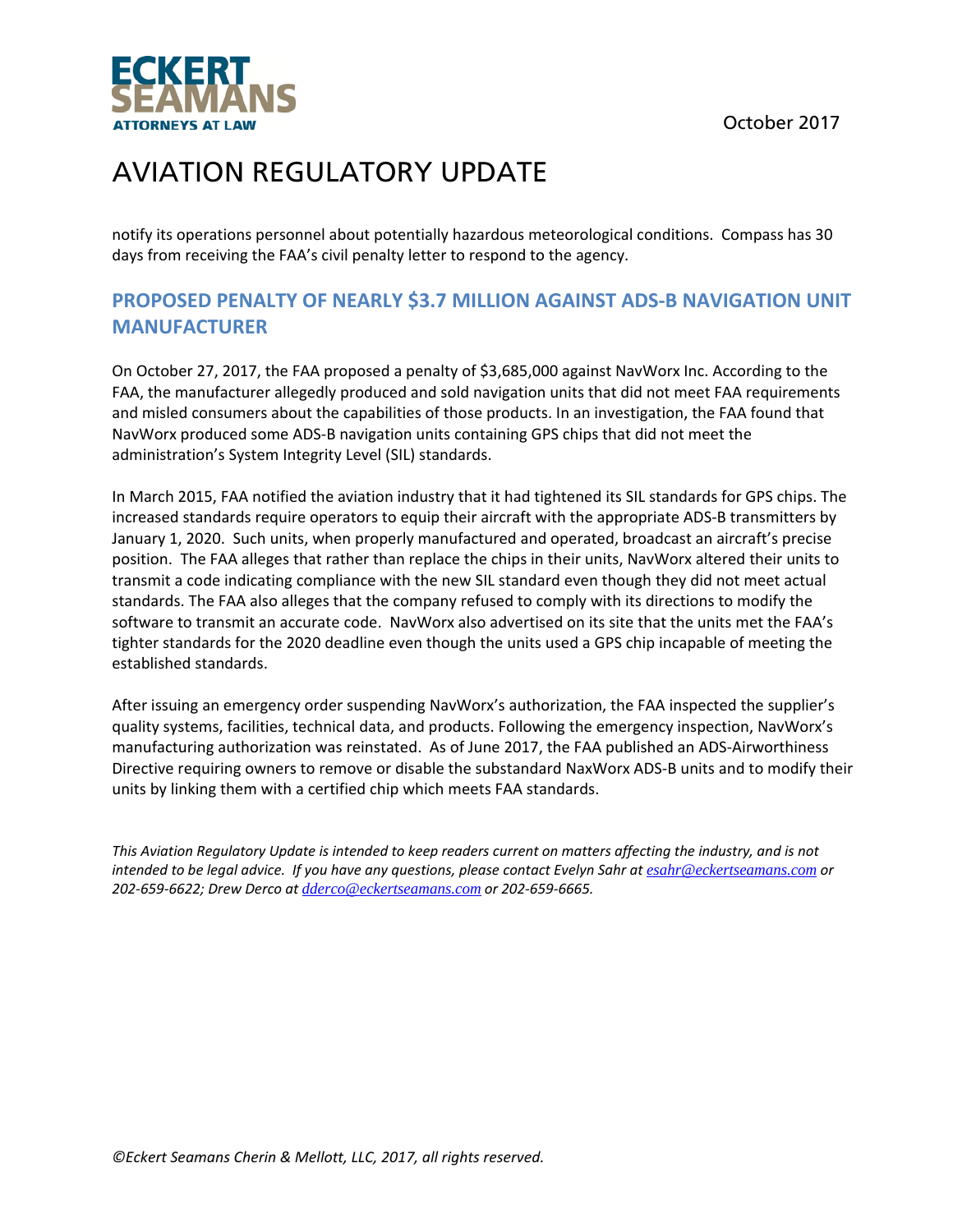notify its operations personnel about potentially hazardous meteorological conditions. Compass has 30 days from receiving the FAA's civil penalty letter to respond to the agency.

## PROPOSED PENALTY OF NEARLY $3.7 MILLION AGAINST ADS-B NAVIGATION UNIT MANUFACTURER

On October 27, 2017, the FAA proposed a penalty of $3,685,000 against NavWorx Inc. According to the FAA, the manufacturer allegedly produced and sold navigation units that did not meet FAA requirements and misled consumers about the capabilities of those products. In an investigation, the FAA found that NavWorx produced some ADS-B navigation units containing GPS chips that did not meet the administration's System Integrity Level (SIL) standards.

In March 2015, FAA notified the aviation industry that it had tightened its SIL standards for GPS chips. The increased standards require operators to equip their aircraft with the appropriate ADS-B transmitters by January 1, 2020. Such units, when properly manufactured and operated, broadcast an aircraft's precise position. The FAA alleges that rather than replace the chips in their units, NavWorx altered their units to transmit a code indicating compliance with the new SIL standard even though they did not meet actual standards. The FAA also alleges that the company refused to comply with its directions to modify the software to transmit an accurate code. NavWorx also advertised on its site that the units met the FAA's tighter standards for the 2020 deadline even though the units used a GPS chip incapable of meeting the established standards.

After issuing an emergency order suspending NavWorx's authorization, the FAA inspected the supplier's quality systems, facilities, technical data, and products. Following the emergency inspection, NavWorx's manufacturing authorization was reinstated. As of June 2017, the FAA published an ADS-Airworthiness Directive requiring owners to remove or disable the substandard NaxWorx ADS-B units and to modify their units by linking them with a certified chip which meets FAA standards.

*This Aviation Regulatory Update is intended to keep readers current on matters affecting the industry, and is not intended to be legal advice. If you have any questions, please contact Evelyn Sahr at esahr@eckertseamans.com or 202-659-6622; Drew Derco at dderco@eckertseamans.com or 202-659-6665.*

*©Eckert Seamans Cherin & Mellott, LLC, 2017, all rights reserved.*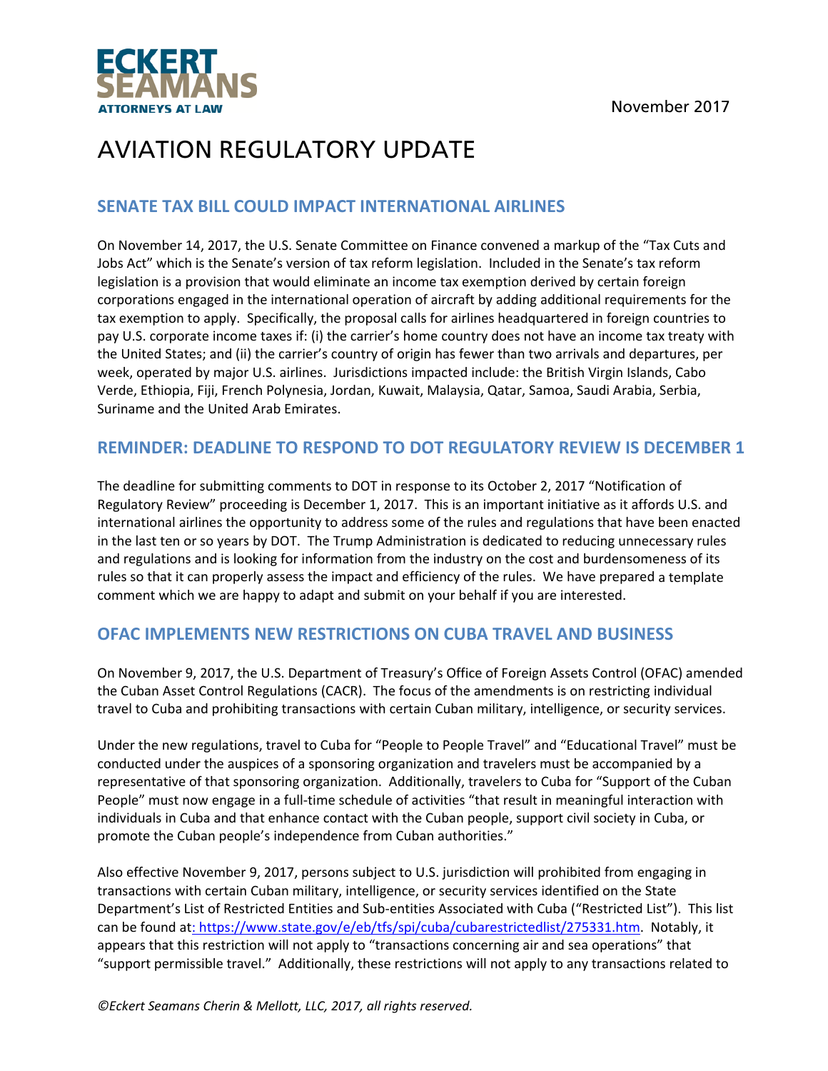ECKERT SEAMANS
ATTORNEYS AT LAW

November 2017

# AVIATION REGULATORY UPDATE

## SENATE TAX BILL COULD IMPACT INTERNATIONAL AIRLINES

On November 14, 2017, the U.S. Senate Committee on Finance convened a markup of the "Tax Cuts and Jobs Act" which is the Senate's version of tax reform legislation. Included in the Senate's tax reform legislation is a provision that would eliminate an income tax exemption derived by certain foreign corporations engaged in the international operation of aircraft by adding additional requirements for the tax exemption to apply. Specifically, the proposal calls for airlines headquartered in foreign countries to pay U.S. corporate income taxes if: (i) the carrier's home country does not have an income tax treaty with the United States; and (ii) the carrier's country of origin has fewer than two arrivals and departures, per week, operated by major U.S. airlines. Jurisdictions impacted include: the British Virgin Islands, Cabo Verde, Ethiopia, Fiji, French Polynesia, Jordan, Kuwait, Malaysia, Qatar, Samoa, Saudi Arabia, Serbia, Suriname and the United Arab Emirates.

## REMINDER: DEADLINE TO RESPOND TO DOT REGULATORY REVIEW IS DECEMBER 1

The deadline for submitting comments to DOT in response to its October 2, 2017 "Notification of Regulatory Review" proceeding is December 1, 2017. This is an important initiative as it affords U.S. and international airlines the opportunity to address some of the rules and regulations that have been enacted in the last ten or so years by DOT. The Trump Administration is dedicated to reducing unnecessary rules and regulations and is looking for information from the industry on the cost and burdensomeness of its rules so that it can properly assess the impact and efficiency of the rules. We have prepared a template comment which we are happy to adapt and submit on your behalf if you are interested.

## OFAC IMPLEMENTS NEW RESTRICTIONS ON CUBA TRAVEL AND BUSINESS

On November 9, 2017, the U.S. Department of Treasury's Office of Foreign Assets Control (OFAC) amended the Cuban Asset Control Regulations (CACR). The focus of the amendments is on restricting individual travel to Cuba and prohibiting transactions with certain Cuban military, intelligence, or security services.

Under the new regulations, travel to Cuba for "People to People Travel" and "Educational Travel" must be conducted under the auspices of a sponsoring organization and travelers must be accompanied by a representative of that sponsoring organization. Additionally, travelers to Cuba for "Support of the Cuban People" must now engage in a full-time schedule of activities "that result in meaningful interaction with individuals in Cuba and that enhance contact with the Cuban people, support civil society in Cuba, or promote the Cuban people's independence from Cuban authorities."

Also effective November 9, 2017, persons subject to U.S. jurisdiction will prohibited from engaging in transactions with certain Cuban military, intelligence, or security services identified on the State Department's List of Restricted Entities and Sub-entities Associated with Cuba ("Restricted List"). This list can be found at: https://www.state.gov/e/eb/tfs/spi/cuba/cubarestrictedlist/275331.htm. Notably, it appears that this restriction will not apply to "transactions concerning air and sea operations" that "support permissible travel." Additionally, these restrictions will not apply to any transactions related to

*©Eckert Seamans Cherin & Mellott, LLC, 2017, all rights reserved.*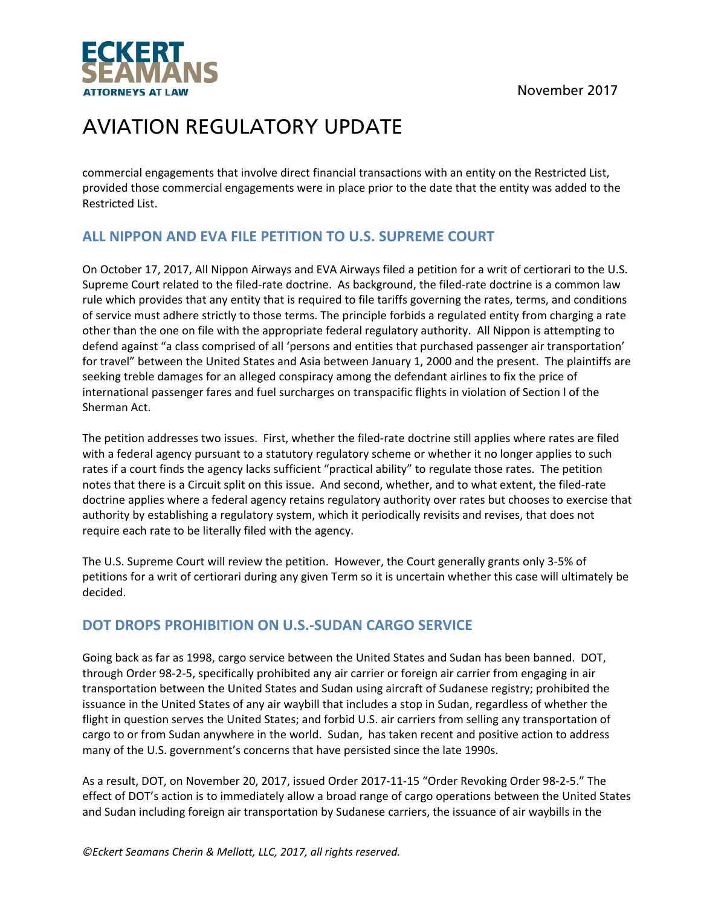commercial engagements that involve direct financial transactions with an entity on the Restricted List, provided those commercial engagements were in place prior to the date that the entity was added to the Restricted List.

## ALL NIPPON AND EVA FILE PETITION TO U.S. SUPREME COURT

On October 17, 2017, All Nippon Airways and EVA Airways filed a petition for a writ of certiorari to the U.S. Supreme Court related to the filed-rate doctrine. As background, the filed-rate doctrine is a common law rule which provides that any entity that is required to file tariffs governing the rates, terms, and conditions of service must adhere strictly to those terms. The principle forbids a regulated entity from charging a rate other than the one on file with the appropriate federal regulatory authority. All Nippon is attempting to defend against "a class comprised of all 'persons and entities that purchased passenger air transportation' for travel" between the United States and Asia between January 1, 2000 and the present. The plaintiffs are seeking treble damages for an alleged conspiracy among the defendant airlines to fix the price of international passenger fares and fuel surcharges on transpacific flights in violation of Section l of the Sherman Act.

The petition addresses two issues. First, whether the filed-rate doctrine still applies where rates are filed with a federal agency pursuant to a statutory regulatory scheme or whether it no longer applies to such rates if a court finds the agency lacks sufficient "practical ability" to regulate those rates. The petition notes that there is a Circuit split on this issue. And second, whether, and to what extent, the filed-rate doctrine applies where a federal agency retains regulatory authority over rates but chooses to exercise that authority by establishing a regulatory system, which it periodically revisits and revises, that does not require each rate to be literally filed with the agency.

The U.S. Supreme Court will review the petition. However, the Court generally grants only 3-5% of petitions for a writ of certiorari during any given Term so it is uncertain whether this case will ultimately be decided.

## DOT DROPS PROHIBITION ON U.S.-SUDAN CARGO SERVICE

Going back as far as 1998, cargo service between the United States and Sudan has been banned. DOT, through Order 98-2-5, specifically prohibited any air carrier or foreign air carrier from engaging in air transportation between the United States and Sudan using aircraft of Sudanese registry; prohibited the issuance in the United States of any air waybill that includes a stop in Sudan, regardless of whether the flight in question serves the United States; and forbid U.S. air carriers from selling any transportation of cargo to or from Sudan anywhere in the world. Sudan, has taken recent and positive action to address many of the U.S. government's concerns that have persisted since the late 1990s.

As a result, DOT, on November 20, 2017, issued Order 2017-11-15 "Order Revoking Order 98-2-5." The effect of DOT's action is to immediately allow a broad range of cargo operations between the United States and Sudan including foreign air transportation by Sudanese carriers, the issuance of air waybills in the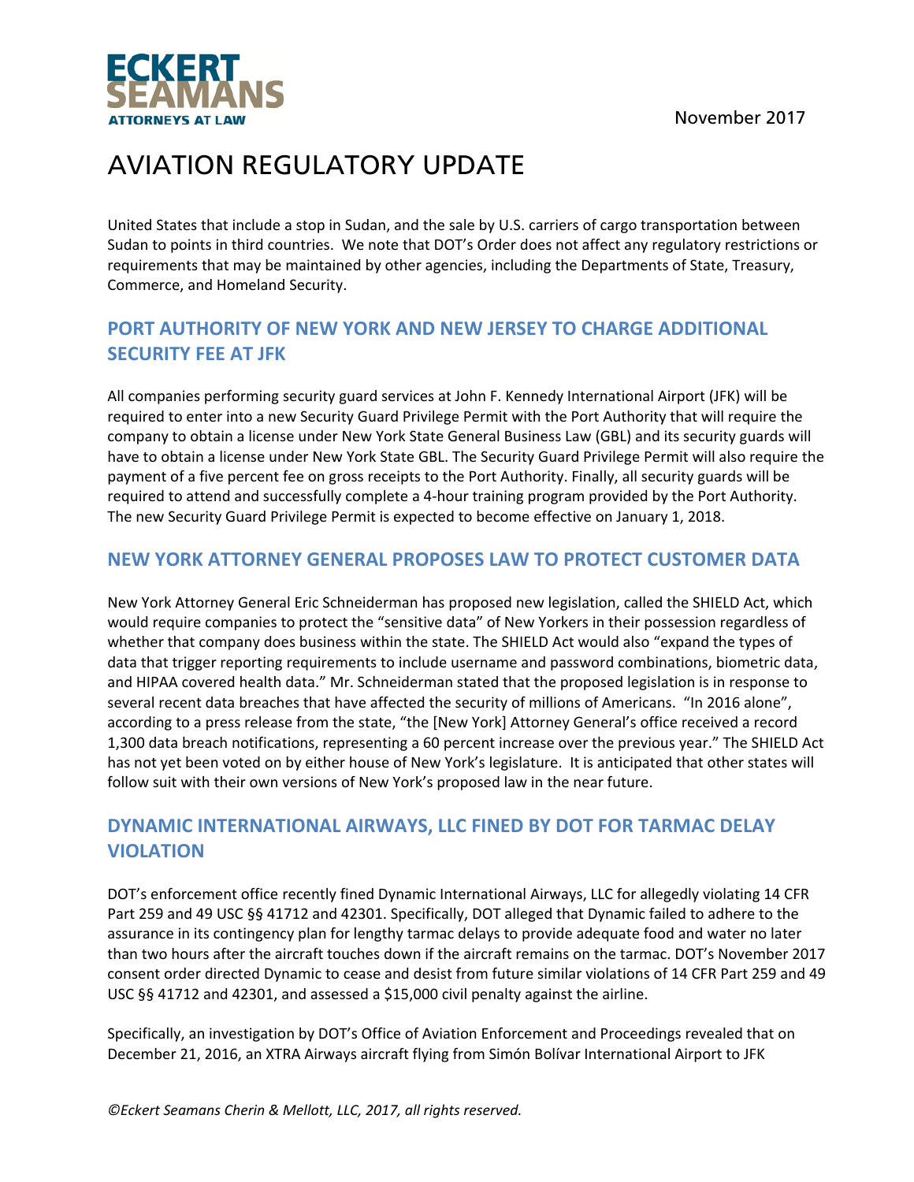United States that include a stop in Sudan, and the sale by U.S. carriers of cargo transportation between Sudan to points in third countries. We note that DOT's Order does not affect any regulatory restrictions or requirements that may be maintained by other agencies, including the Departments of State, Treasury, Commerce, and Homeland Security.

## PORT AUTHORITY OF NEW YORK AND NEW JERSEY TO CHARGE ADDITIONAL SECURITY FEE AT JFK

All companies performing security guard services at John F. Kennedy International Airport (JFK) will be required to enter into a new Security Guard Privilege Permit with the Port Authority that will require the company to obtain a license under New York State General Business Law (GBL) and its security guards will have to obtain a license under New York State GBL. The Security Guard Privilege Permit will also require the payment of a five percent fee on gross receipts to the Port Authority. Finally, all security guards will be required to attend and successfully complete a 4-hour training program provided by the Port Authority. The new Security Guard Privilege Permit is expected to become effective on January 1, 2018.

## NEW YORK ATTORNEY GENERAL PROPOSES LAW TO PROTECT CUSTOMER DATA

New York Attorney General Eric Schneiderman has proposed new legislation, called the SHIELD Act, which would require companies to protect the "sensitive data" of New Yorkers in their possession regardless of whether that company does business within the state. The SHIELD Act would also "expand the types of data that trigger reporting requirements to include username and password combinations, biometric data, and HIPAA covered health data." Mr. Schneiderman stated that the proposed legislation is in response to several recent data breaches that have affected the security of millions of Americans. "In 2016 alone", according to a press release from the state, "the [New York] Attorney General's office received a record 1,300 data breach notifications, representing a 60 percent increase over the previous year." The SHIELD Act has not yet been voted on by either house of New York's legislature. It is anticipated that other states will follow suit with their own versions of New York's proposed law in the near future.

## DYNAMIC INTERNATIONAL AIRWAYS, LLC FINED BY DOT FOR TARMAC DELAY VIOLATION

DOT's enforcement office recently fined Dynamic International Airways, LLC for allegedly violating 14 CFR Part 259 and 49 USC §§ 41712 and 42301. Specifically, DOT alleged that Dynamic failed to adhere to the assurance in its contingency plan for lengthy tarmac delays to provide adequate food and water no later than two hours after the aircraft touches down if the aircraft remains on the tarmac. DOT's November 2017 consent order directed Dynamic to cease and desist from future similar violations of 14 CFR Part 259 and 49 USC §§ 41712 and 42301, and assessed a $15,000 civil penalty against the airline.

Specifically, an investigation by DOT's Office of Aviation Enforcement and Proceedings revealed that on December 21, 2016, an XTRA Airways aircraft flying from Simón Bolívar International Airport to JFK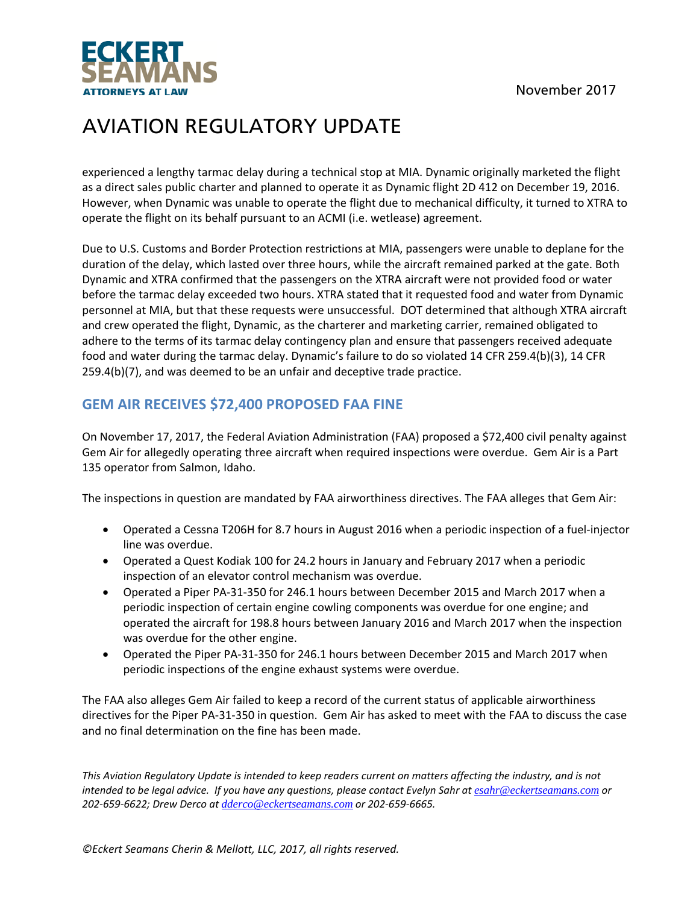experienced a lengthy tarmac delay during a technical stop at MIA. Dynamic originally marketed the flight as a direct sales public charter and planned to operate it as Dynamic flight 2D 412 on December 19, 2016. However, when Dynamic was unable to operate the flight due to mechanical difficulty, it turned to XTRA to operate the flight on its behalf pursuant to an ACMI (i.e. wetlease) agreement.

Due to U.S. Customs and Border Protection restrictions at MIA, passengers were unable to deplane for the duration of the delay, which lasted over three hours, while the aircraft remained parked at the gate. Both Dynamic and XTRA confirmed that the passengers on the XTRA aircraft were not provided food or water before the tarmac delay exceeded two hours. XTRA stated that it requested food and water from Dynamic personnel at MIA, but that these requests were unsuccessful. DOT determined that although XTRA aircraft and crew operated the flight, Dynamic, as the charterer and marketing carrier, remained obligated to adhere to the terms of its tarmac delay contingency plan and ensure that passengers received adequate food and water during the tarmac delay. Dynamic's failure to do so violated 14 CFR 259.4(b)(3), 14 CFR 259.4(b)(7), and was deemed to be an unfair and deceptive trade practice.

## GEM AIR RECEIVES $72,400 PROPOSED FAA FINE

On November 17, 2017, the Federal Aviation Administration (FAA) proposed a $72,400 civil penalty against Gem Air for allegedly operating three aircraft when required inspections were overdue. Gem Air is a Part 135 operator from Salmon, Idaho.

The inspections in question are mandated by FAA airworthiness directives. The FAA alleges that Gem Air:

- Operated a Cessna T206H for 8.7 hours in August 2016 when a periodic inspection of a fuel-injector line was overdue.
- Operated a Quest Kodiak 100 for 24.2 hours in January and February 2017 when a periodic inspection of an elevator control mechanism was overdue.
- Operated a Piper PA-31-350 for 246.1 hours between December 2015 and March 2017 when a periodic inspection of certain engine cowling components was overdue for one engine; and operated the aircraft for 198.8 hours between January 2016 and March 2017 when the inspection was overdue for the other engine.
- Operated the Piper PA-31-350 for 246.1 hours between December 2015 and March 2017 when periodic inspections of the engine exhaust systems were overdue.

The FAA also alleges Gem Air failed to keep a record of the current status of applicable airworthiness directives for the Piper PA-31-350 in question. Gem Air has asked to meet with the FAA to discuss the case and no final determination on the fine has been made.

*This Aviation Regulatory Update is intended to keep readers current on matters affecting the industry, and is not intended to be legal advice. If you have any questions, please contact Evelyn Sahr at esahr@eckertseamans.com or 202-659-6622; Drew Derco at dderco@eckertseamans.com or 202-659-6665.*

*©Eckert Seamans Cherin & Mellott, LLC, 2017, all rights reserved.*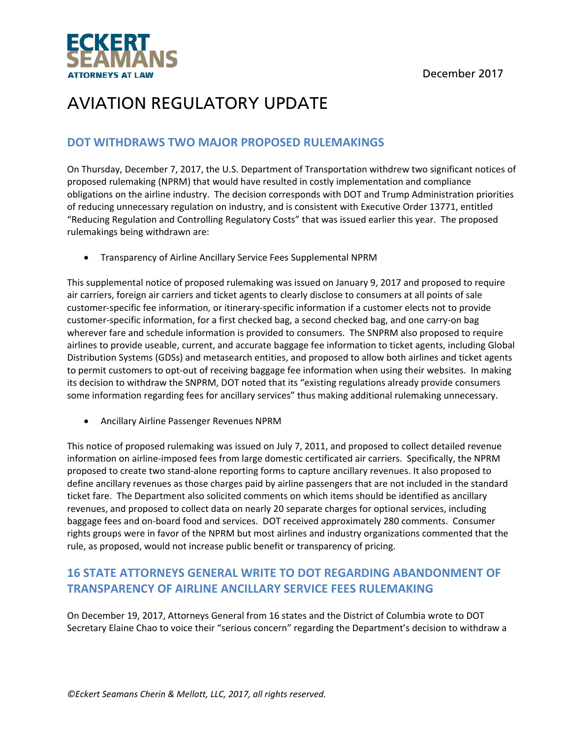December 2017

# AVIATION REGULATORY UPDATE

## DOT WITHDRAWS TWO MAJOR PROPOSED RULEMAKINGS

On Thursday, December 7, 2017, the U.S. Department of Transportation withdrew two significant notices of proposed rulemaking (NPRM) that would have resulted in costly implementation and compliance obligations on the airline industry. The decision corresponds with DOT and Trump Administration priorities of reducing unnecessary regulation on industry, and is consistent with Executive Order 13771, entitled "Reducing Regulation and Controlling Regulatory Costs" that was issued earlier this year. The proposed rulemakings being withdrawn are:

- Transparency of Airline Ancillary Service Fees Supplemental NPRM

This supplemental notice of proposed rulemaking was issued on January 9, 2017 and proposed to require air carriers, foreign air carriers and ticket agents to clearly disclose to consumers at all points of sale customer-specific fee information, or itinerary-specific information if a customer elects not to provide customer-specific information, for a first checked bag, a second checked bag, and one carry-on bag wherever fare and schedule information is provided to consumers. The SNPRM also proposed to require airlines to provide useable, current, and accurate baggage fee information to ticket agents, including Global Distribution Systems (GDSs) and metasearch entities, and proposed to allow both airlines and ticket agents to permit customers to opt-out of receiving baggage fee information when using their websites. In making its decision to withdraw the SNPRM, DOT noted that its "existing regulations already provide consumers some information regarding fees for ancillary services" thus making additional rulemaking unnecessary.

- Ancillary Airline Passenger Revenues NPRM

This notice of proposed rulemaking was issued on July 7, 2011, and proposed to collect detailed revenue information on airline-imposed fees from large domestic certificated air carriers. Specifically, the NPRM proposed to create two stand-alone reporting forms to capture ancillary revenues. It also proposed to define ancillary revenues as those charges paid by airline passengers that are not included in the standard ticket fare. The Department also solicited comments on which items should be identified as ancillary revenues, and proposed to collect data on nearly 20 separate charges for optional services, including baggage fees and on-board food and services. DOT received approximately 280 comments. Consumer rights groups were in favor of the NPRM but most airlines and industry organizations commented that the rule, as proposed, would not increase public benefit or transparency of pricing.

## 16 STATE ATTORNEYS GENERAL WRITE TO DOT REGARDING ABANDONMENT OF TRANSPARENCY OF AIRLINE ANCILLARY SERVICE FEES RULEMAKING

On December 19, 2017, Attorneys General from 16 states and the District of Columbia wrote to DOT Secretary Elaine Chao to voice their "serious concern" regarding the Department's decision to withdraw a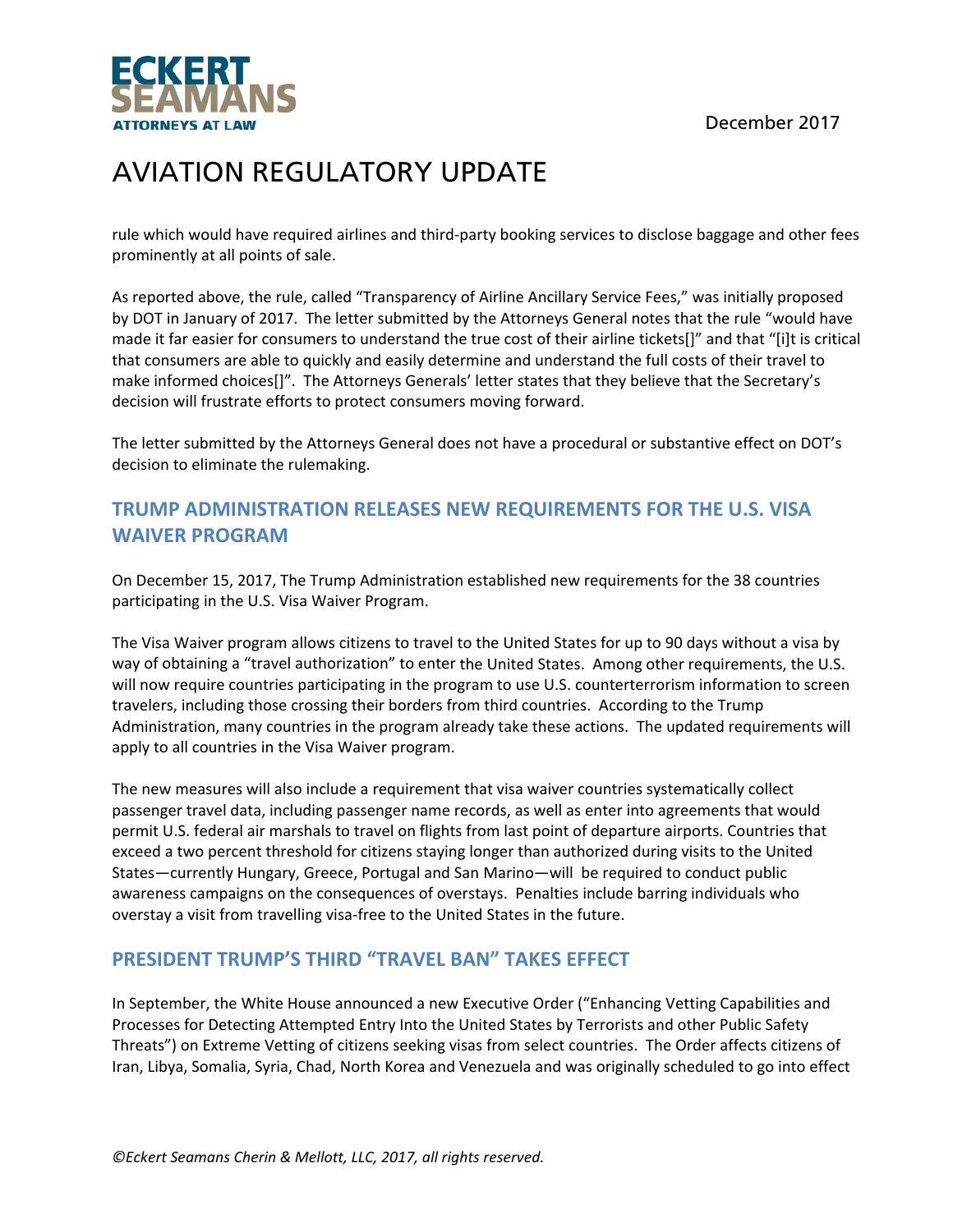rule which would have required airlines and third-party booking services to disclose baggage and other fees prominently at all points of sale.

As reported above, the rule, called "Transparency of Airline Ancillary Service Fees," was initially proposed by DOT in January of 2017. The letter submitted by the Attorneys General notes that the rule "would have made it far easier for consumers to understand the true cost of their airline tickets[]" and that "[i]t is critical that consumers are able to quickly and easily determine and understand the full costs of their travel to make informed choices[]". The Attorneys Generals' letter states that they believe that the Secretary's decision will frustrate efforts to protect consumers moving forward.

The letter submitted by the Attorneys General does not have a procedural or substantive effect on DOT's decision to eliminate the rulemaking.

## TRUMP ADMINISTRATION RELEASES NEW REQUIREMENTS FOR THE U.S. VISA WAIVER PROGRAM

On December 15, 2017, The Trump Administration established new requirements for the 38 countries participating in the U.S. Visa Waiver Program.

The Visa Waiver program allows citizens to travel to the United States for up to 90 days without a visa by way of obtaining a "travel authorization" to enter the United States. Among other requirements, the U.S. will now require countries participating in the program to use U.S. counterterrorism information to screen travelers, including those crossing their borders from third countries. According to the Trump Administration, many countries in the program already take these actions. The updated requirements will apply to all countries in the Visa Waiver program.

The new measures will also include a requirement that visa waiver countries systematically collect passenger travel data, including passenger name records, as well as enter into agreements that would permit U.S. federal air marshals to travel on flights from last point of departure airports. Countries that exceed a two percent threshold for citizens staying longer than authorized during visits to the United States—currently Hungary, Greece, Portugal and San Marino—will be required to conduct public awareness campaigns on the consequences of overstays. Penalties include barring individuals who overstay a visit from travelling visa-free to the United States in the future.

## PRESIDENT TRUMP'S THIRD "TRAVEL BAN" TAKES EFFECT

In September, the White House announced a new Executive Order ("Enhancing Vetting Capabilities and Processes for Detecting Attempted Entry Into the United States by Terrorists and other Public Safety Threats") on Extreme Vetting of citizens seeking visas from select countries. The Order affects citizens of Iran, Libya, Somalia, Syria, Chad, North Korea and Venezuela and was originally scheduled to go into effect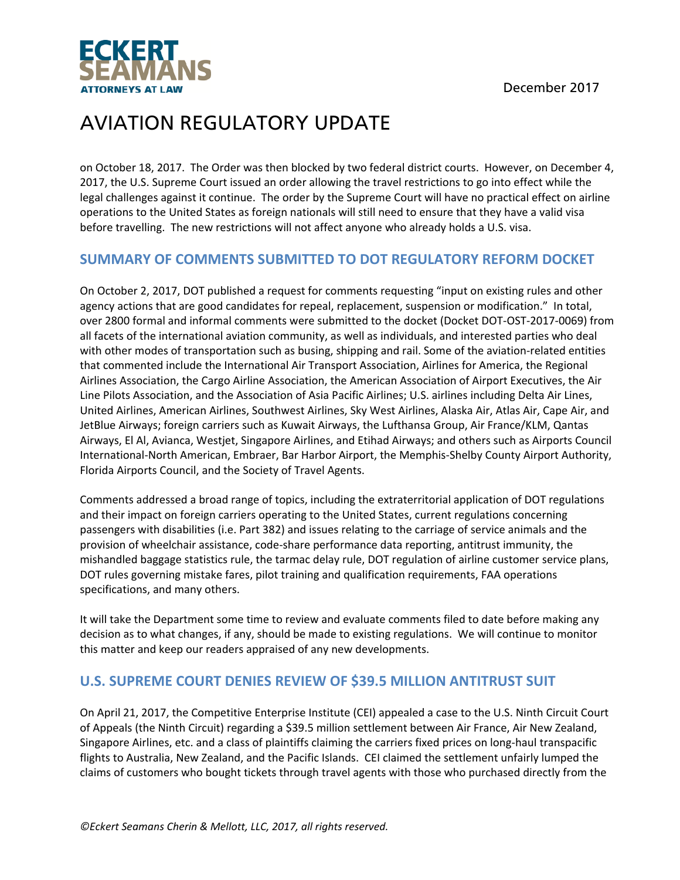on October 18, 2017. The Order was then blocked by two federal district courts. However, on December 4, 2017, the U.S. Supreme Court issued an order allowing the travel restrictions to go into effect while the legal challenges against it continue. The order by the Supreme Court will have no practical effect on airline operations to the United States as foreign nationals will still need to ensure that they have a valid visa before travelling. The new restrictions will not affect anyone who already holds a U.S. visa.

## SUMMARY OF COMMENTS SUBMITTED TO DOT REGULATORY REFORM DOCKET

On October 2, 2017, DOT published a request for comments requesting "input on existing rules and other agency actions that are good candidates for repeal, replacement, suspension or modification." In total, over 2800 formal and informal comments were submitted to the docket (Docket DOT-OST-2017-0069) from all facets of the international aviation community, as well as individuals, and interested parties who deal with other modes of transportation such as busing, shipping and rail. Some of the aviation-related entities that commented include the International Air Transport Association, Airlines for America, the Regional Airlines Association, the Cargo Airline Association, the American Association of Airport Executives, the Air Line Pilots Association, and the Association of Asia Pacific Airlines; U.S. airlines including Delta Air Lines, United Airlines, American Airlines, Southwest Airlines, Sky West Airlines, Alaska Air, Atlas Air, Cape Air, and JetBlue Airways; foreign carriers such as Kuwait Airways, the Lufthansa Group, Air France/KLM, Qantas Airways, El Al, Avianca, Westjet, Singapore Airlines, and Etihad Airways; and others such as Airports Council International-North American, Embraer, Bar Harbor Airport, the Memphis-Shelby County Airport Authority, Florida Airports Council, and the Society of Travel Agents.

Comments addressed a broad range of topics, including the extraterritorial application of DOT regulations and their impact on foreign carriers operating to the United States, current regulations concerning passengers with disabilities (i.e. Part 382) and issues relating to the carriage of service animals and the provision of wheelchair assistance, code-share performance data reporting, antitrust immunity, the mishandled baggage statistics rule, the tarmac delay rule, DOT regulation of airline customer service plans, DOT rules governing mistake fares, pilot training and qualification requirements, FAA operations specifications, and many others.

It will take the Department some time to review and evaluate comments filed to date before making any decision as to what changes, if any, should be made to existing regulations. We will continue to monitor this matter and keep our readers appraised of any new developments.

## U.S. SUPREME COURT DENIES REVIEW OF $39.5 MILLION ANTITRUST SUIT

On April 21, 2017, the Competitive Enterprise Institute (CEI) appealed a case to the U.S. Ninth Circuit Court of Appeals (the Ninth Circuit) regarding a $39.5 million settlement between Air France, Air New Zealand, Singapore Airlines, etc. and a class of plaintiffs claiming the carriers fixed prices on long-haul transpacific flights to Australia, New Zealand, and the Pacific Islands. CEI claimed the settlement unfairly lumped the claims of customers who bought tickets through travel agents with those who purchased directly from the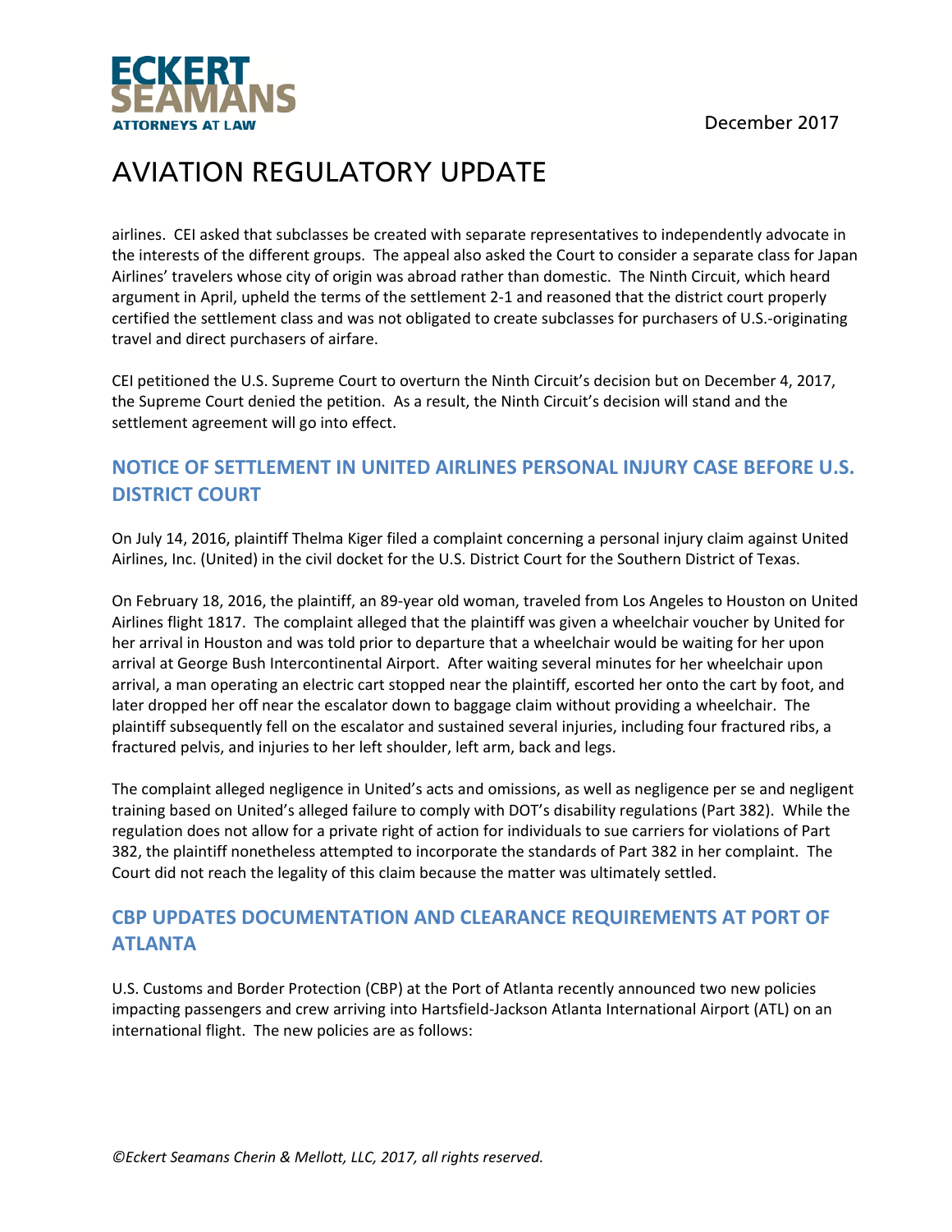airlines. CEI asked that subclasses be created with separate representatives to independently advocate in the interests of the different groups. The appeal also asked the Court to consider a separate class for Japan Airlines' travelers whose city of origin was abroad rather than domestic. The Ninth Circuit, which heard argument in April, upheld the terms of the settlement 2-1 and reasoned that the district court properly certified the settlement class and was not obligated to create subclasses for purchasers of U.S.-originating travel and direct purchasers of airfare.

CEI petitioned the U.S. Supreme Court to overturn the Ninth Circuit's decision but on December 4, 2017, the Supreme Court denied the petition. As a result, the Ninth Circuit's decision will stand and the settlement agreement will go into effect.

## NOTICE OF SETTLEMENT IN UNITED AIRLINES PERSONAL INJURY CASE BEFORE U.S. DISTRICT COURT

On July 14, 2016, plaintiff Thelma Kiger filed a complaint concerning a personal injury claim against United Airlines, Inc. (United) in the civil docket for the U.S. District Court for the Southern District of Texas.

On February 18, 2016, the plaintiff, an 89-year old woman, traveled from Los Angeles to Houston on United Airlines flight 1817. The complaint alleged that the plaintiff was given a wheelchair voucher by United for her arrival in Houston and was told prior to departure that a wheelchair would be waiting for her upon arrival at George Bush Intercontinental Airport. After waiting several minutes for her wheelchair upon arrival, a man operating an electric cart stopped near the plaintiff, escorted her onto the cart by foot, and later dropped her off near the escalator down to baggage claim without providing a wheelchair. The plaintiff subsequently fell on the escalator and sustained several injuries, including four fractured ribs, a fractured pelvis, and injuries to her left shoulder, left arm, back and legs.

The complaint alleged negligence in United's acts and omissions, as well as negligence per se and negligent training based on United's alleged failure to comply with DOT's disability regulations (Part 382). While the regulation does not allow for a private right of action for individuals to sue carriers for violations of Part 382, the plaintiff nonetheless attempted to incorporate the standards of Part 382 in her complaint. The Court did not reach the legality of this claim because the matter was ultimately settled.

## CBP UPDATES DOCUMENTATION AND CLEARANCE REQUIREMENTS AT PORT OF ATLANTA

U.S. Customs and Border Protection (CBP) at the Port of Atlanta recently announced two new policies impacting passengers and crew arriving into Hartsfield-Jackson Atlanta International Airport (ATL) on an international flight. The new policies are as follows: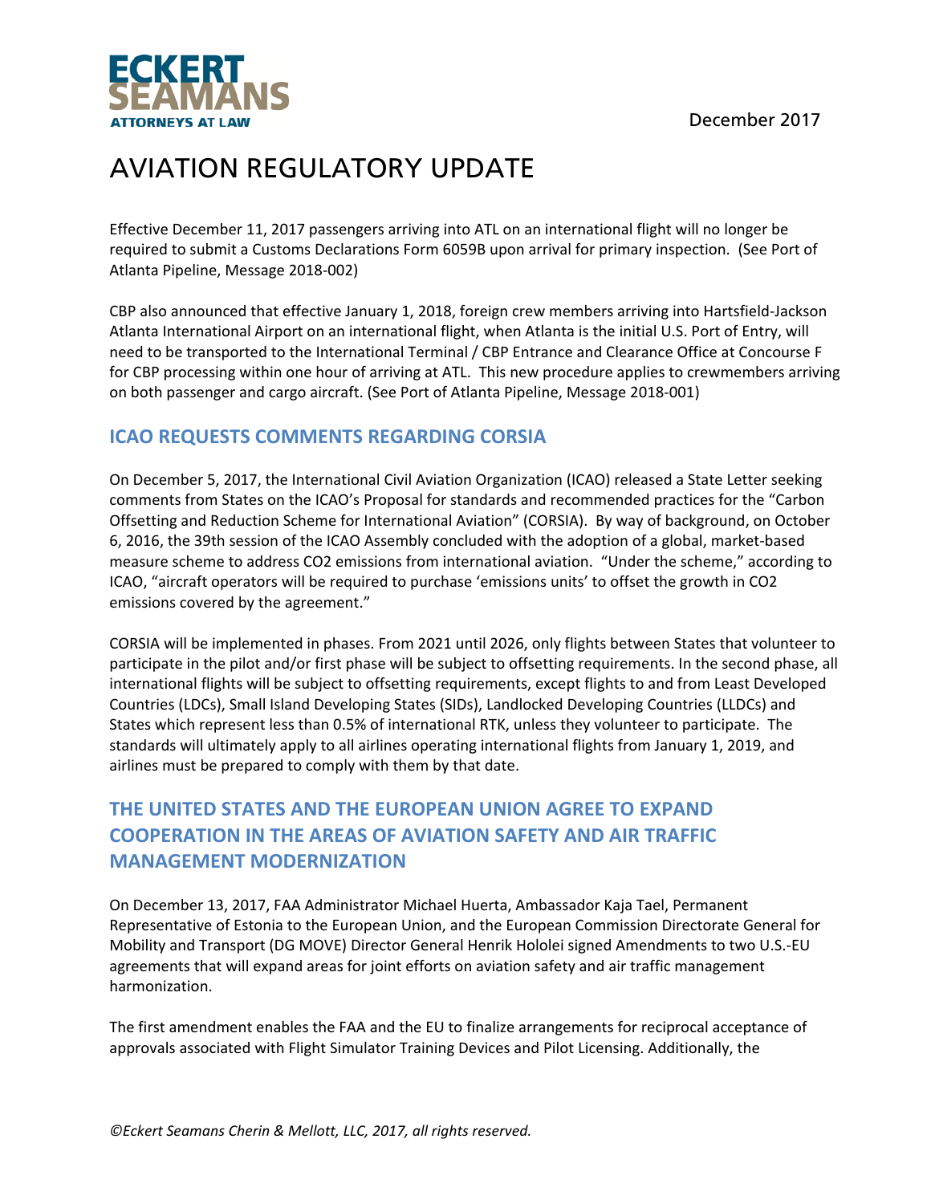ECKERT SEAMANS ATTORNEYS AT LAW

December 2017

# AVIATION REGULATORY UPDATE

Effective December 11, 2017 passengers arriving into ATL on an international flight will no longer be required to submit a Customs Declarations Form 6059B upon arrival for primary inspection. (See Port of Atlanta Pipeline, Message 2018-002)

CBP also announced that effective January 1, 2018, foreign crew members arriving into Hartsfield-Jackson Atlanta International Airport on an international flight, when Atlanta is the initial U.S. Port of Entry, will need to be transported to the International Terminal / CBP Entrance and Clearance Office at Concourse F for CBP processing within one hour of arriving at ATL. This new procedure applies to crewmembers arriving on both passenger and cargo aircraft. (See Port of Atlanta Pipeline, Message 2018-001)

## ICAO REQUESTS COMMENTS REGARDING CORSIA

On December 5, 2017, the International Civil Aviation Organization (ICAO) released a State Letter seeking comments from States on the ICAO's Proposal for standards and recommended practices for the "Carbon Offsetting and Reduction Scheme for International Aviation" (CORSIA). By way of background, on October 6, 2016, the 39th session of the ICAO Assembly concluded with the adoption of a global, market-based measure scheme to address $CO_2$ emissions from international aviation. "Under the scheme," according to ICAO, "aircraft operators will be required to purchase 'emissions units' to offset the growth in $CO_2$ emissions covered by the agreement."

CORSIA will be implemented in phases. From 2021 until 2026, only flights between States that volunteer to participate in the pilot and/or first phase will be subject to offsetting requirements. In the second phase, all international flights will be subject to offsetting requirements, except flights to and from Least Developed Countries (LDCs), Small Island Developing States (SIDs), Landlocked Developing Countries (LLDCs) and States which represent less than 0.5% of international RTK, unless they volunteer to participate. The standards will ultimately apply to all airlines operating international flights from January 1, 2019, and airlines must be prepared to comply with them by that date.

## THE UNITED STATES AND THE EUROPEAN UNION AGREE TO EXPAND COOPERATION IN THE AREAS OF AVIATION SAFETY AND AIR TRAFFIC MANAGEMENT MODERNIZATION

On December 13, 2017, FAA Administrator Michael Huerta, Ambassador Kaja Tael, Permanent Representative of Estonia to the European Union, and the European Commission Directorate General for Mobility and Transport (DG MOVE) Director General Henrik Hololei signed Amendments to two U.S.-EU agreements that will expand areas for joint efforts on aviation safety and air traffic management harmonization.

The first amendment enables the FAA and the EU to finalize arrangements for reciprocal acceptance of approvals associated with Flight Simulator Training Devices and Pilot Licensing. Additionally, the

*©Eckert Seamans Cherin & Mellott, LLC, 2017, all rights reserved.*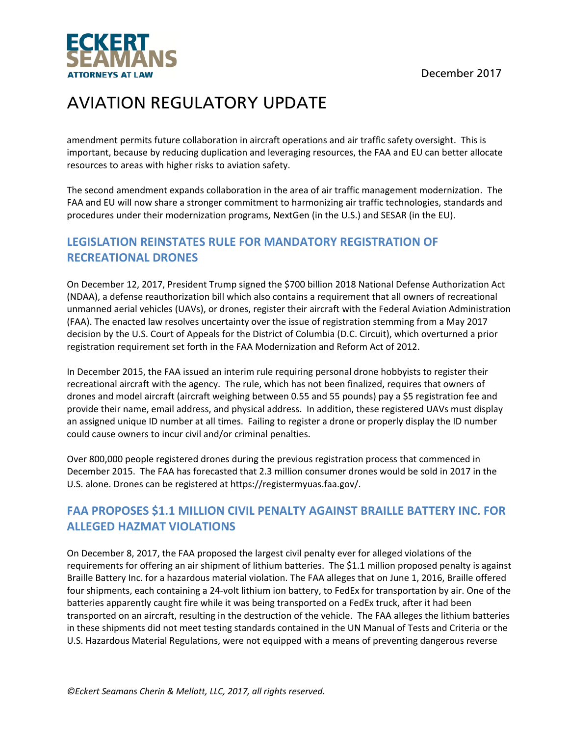amendment permits future collaboration in aircraft operations and air traffic safety oversight. This is important, because by reducing duplication and leveraging resources, the FAA and EU can better allocate resources to areas with higher risks to aviation safety.

The second amendment expands collaboration in the area of air traffic management modernization. The FAA and EU will now share a stronger commitment to harmonizing air traffic technologies, standards and procedures under their modernization programs, NextGen (in the U.S.) and SESAR (in the EU).

## LEGISLATION REINSTATES RULE FOR MANDATORY REGISTRATION OF RECREATIONAL DRONES

On December 12, 2017, President Trump signed the $700 billion 2018 National Defense Authorization Act (NDAA), a defense reauthorization bill which also contains a requirement that all owners of recreational unmanned aerial vehicles (UAVs), or drones, register their aircraft with the Federal Aviation Administration (FAA). The enacted law resolves uncertainty over the issue of registration stemming from a May 2017 decision by the U.S. Court of Appeals for the District of Columbia (D.C. Circuit), which overturned a prior registration requirement set forth in the FAA Modernization and Reform Act of 2012.

In December 2015, the FAA issued an interim rule requiring personal drone hobbyists to register their recreational aircraft with the agency. The rule, which has not been finalized, requires that owners of drones and model aircraft (aircraft weighing between 0.55 and 55 pounds) pay a $5 registration fee and provide their name, email address, and physical address. In addition, these registered UAVs must display an assigned unique ID number at all times. Failing to register a drone or properly display the ID number could cause owners to incur civil and/or criminal penalties.

Over 800,000 people registered drones during the previous registration process that commenced in December 2015. The FAA has forecasted that 2.3 million consumer drones would be sold in 2017 in the U.S. alone. Drones can be registered at https://registermyuas.faa.gov/.

## FAA PROPOSES $1.1 MILLION CIVIL PENALTY AGAINST BRAILLE BATTERY INC. FOR ALLEGED HAZMAT VIOLATIONS

On December 8, 2017, the FAA proposed the largest civil penalty ever for alleged violations of the requirements for offering an air shipment of lithium batteries. The $1.1 million proposed penalty is against Braille Battery Inc. for a hazardous material violation. The FAA alleges that on June 1, 2016, Braille offered four shipments, each containing a 24-volt lithium ion battery, to FedEx for transportation by air. One of the batteries apparently caught fire while it was being transported on a FedEx truck, after it had been transported on an aircraft, resulting in the destruction of the vehicle. The FAA alleges the lithium batteries in these shipments did not meet testing standards contained in the UN Manual of Tests and Criteria or the U.S. Hazardous Material Regulations, were not equipped with a means of preventing dangerous reverse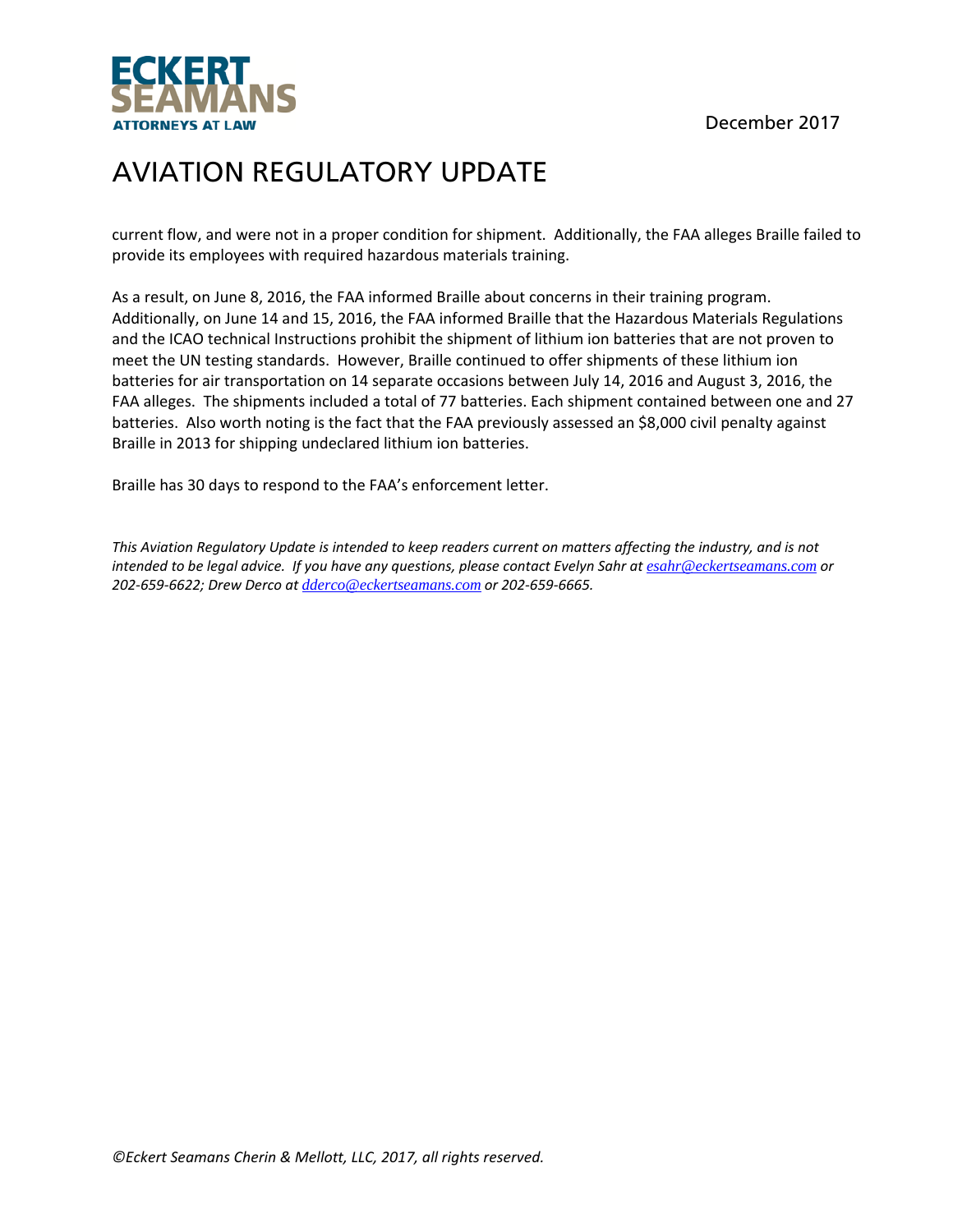current flow, and were not in a proper condition for shipment. Additionally, the FAA alleges Braille failed to provide its employees with required hazardous materials training.

As a result, on June 8, 2016, the FAA informed Braille about concerns in their training program. Additionally, on June 14 and 15, 2016, the FAA informed Braille that the Hazardous Materials Regulations and the ICAO technical Instructions prohibit the shipment of lithium ion batteries that are not proven to meet the UN testing standards. However, Braille continued to offer shipments of these lithium ion batteries for air transportation on 14 separate occasions between July 14, 2016 and August 3, 2016, the FAA alleges. The shipments included a total of 77 batteries. Each shipment contained between one and 27 batteries. Also worth noting is the fact that the FAA previously assessed an $8,000 civil penalty against Braille in 2013 for shipping undeclared lithium ion batteries.

Braille has 30 days to respond to the FAA's enforcement letter.

*This Aviation Regulatory Update is intended to keep readers current on matters affecting the industry, and is not intended to be legal advice. If you have any questions, please contact Evelyn Sahr at esahr@eckertseamans.com or 202-659-6622; Drew Derco at dderco@eckertseamans.com or 202-659-6665.*

*©Eckert Seamans Cherin & Mellott, LLC, 2017, all rights reserved.*